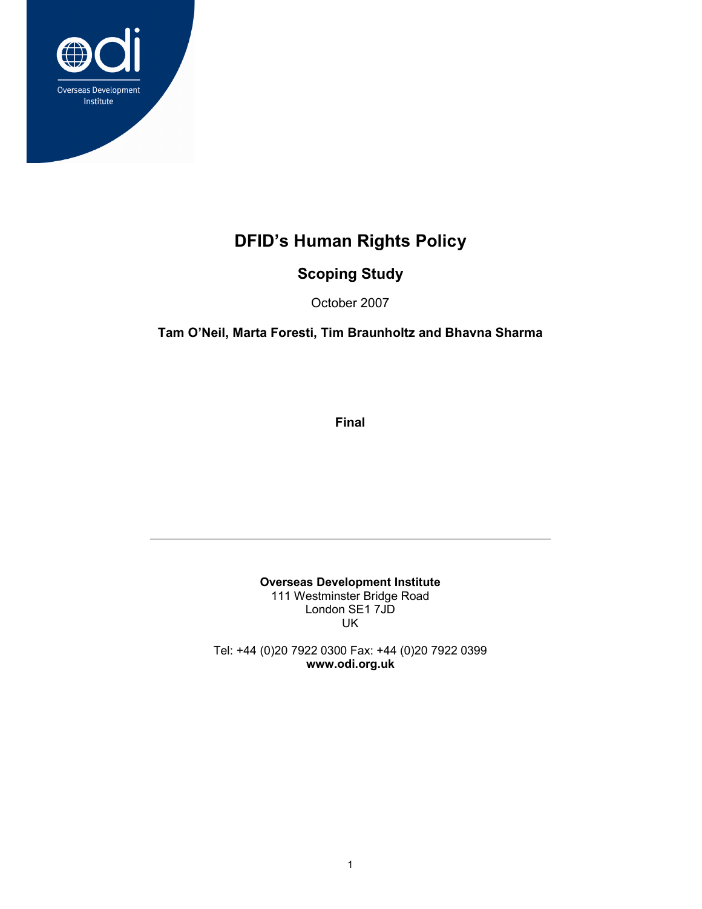# DFID's Human Rights Policy

## Scoping Study

October 2007

**Tam O'Neil, Marta Foresti, Tim Braunholtz and Bhavna Sharma**

**Final**

---

**Overseas Development Institute**
111 Westminster Bridge Road
London SE1 7JD
UK

Tel: +44 (0)20 7922 0300 Fax: +44 (0)20 7922 0399
**www.odi.org.uk**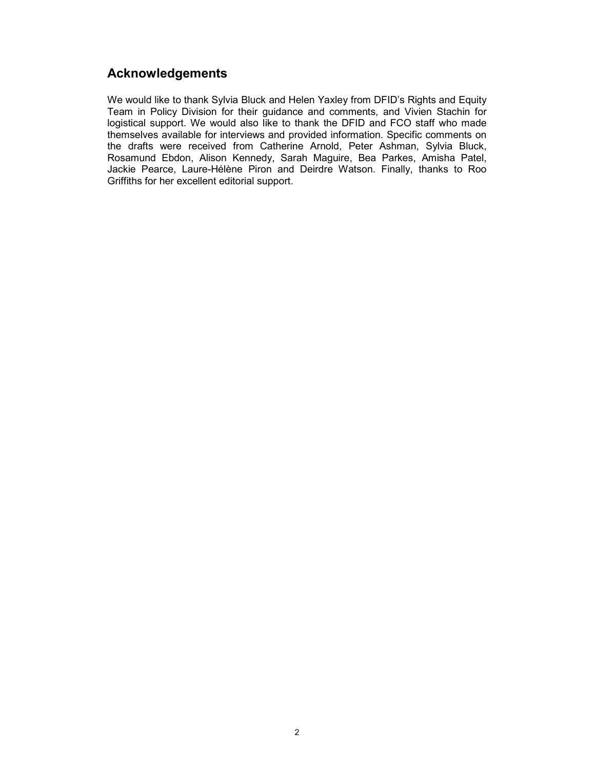## Acknowledgements

We would like to thank Sylvia Bluck and Helen Yaxley from DFID's Rights and Equity Team in Policy Division for their guidance and comments, and Vivien Stachin for logistical support. We would also like to thank the DFID and FCO staff who made themselves available for interviews and provided information. Specific comments on the drafts were received from Catherine Arnold, Peter Ashman, Sylvia Bluck, Rosamund Ebdon, Alison Kennedy, Sarah Maguire, Bea Parkes, Amisha Patel, Jackie Pearce, Laure-Hélène Piron and Deirdre Watson. Finally, thanks to Roo Griffiths for her excellent editorial support.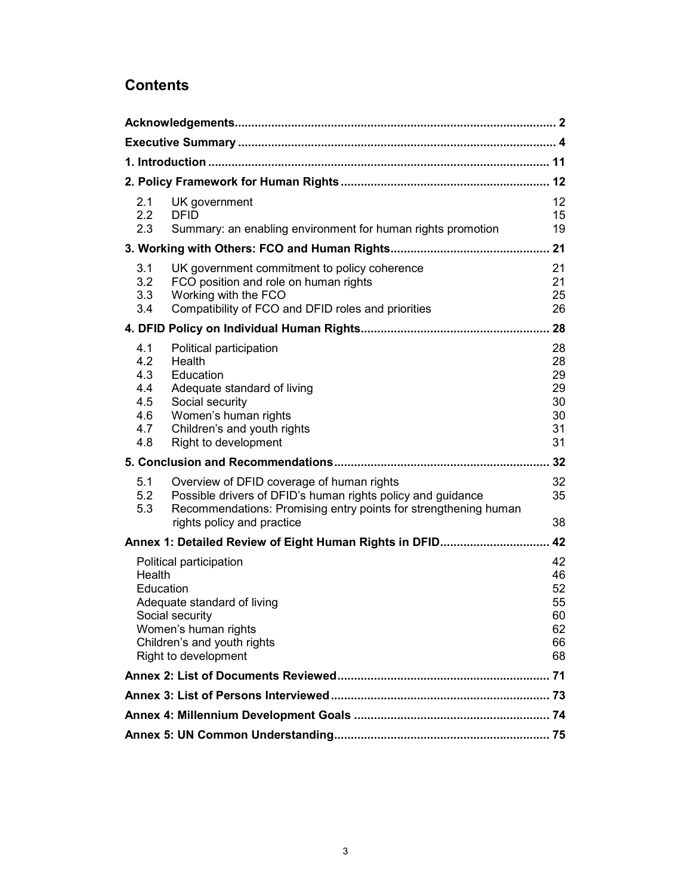## Contents

| | | |
|---|---|---|
| **Acknowledgements** | | **2** |
| **Executive Summary** | | **4** |
| **1. Introduction** | | **11** |
| **2. Policy Framework for Human Rights** | | **12** |
| 2.1 | UK government | 12 |
| 2.2 | DFID | 15 |
| 2.3 | Summary: an enabling environment for human rights promotion | 19 |
| **3. Working with Others: FCO and Human Rights** | | **21** |
| 3.1 | UK government commitment to policy coherence | 21 |
| 3.2 | FCO position and role on human rights | 21 |
| 3.3 | Working with the FCO | 25 |
| 3.4 | Compatibility of FCO and DFID roles and priorities | 26 |
| **4. DFID Policy on Individual Human Rights** | | **28** |
| 4.1 | Political participation | 28 |
| 4.2 | Health | 28 |
| 4.3 | Education | 29 |
| 4.4 | Adequate standard of living | 29 |
| 4.5 | Social security | 30 |
| 4.6 | Women's human rights | 30 |
| 4.7 | Children's and youth rights | 31 |
| 4.8 | Right to development | 31 |
| **5. Conclusion and Recommendations** | | **32** |
| 5.1 | Overview of DFID coverage of human rights | 32 |
| 5.2 | Possible drivers of DFID's human rights policy and guidance | 35 |
| 5.3 | Recommendations: Promising entry points for strengthening human rights policy and practice | 38 |
| **Annex 1: Detailed Review of Eight Human Rights in DFID** | | **42** |
| | Political participation | 42 |
| | Health | 46 |
| | Education | 52 |
| | Adequate standard of living | 55 |
| | Social security | 60 |
| | Women's human rights | 62 |
| | Children's and youth rights | 66 |
| | Right to development | 68 |
| **Annex 2: List of Documents Reviewed** | | **71** |
| **Annex 3: List of Persons Interviewed** | | **73** |
| **Annex 4: Millennium Development Goals** | | **74** |
| **Annex 5: UN Common Understanding** | | **75** |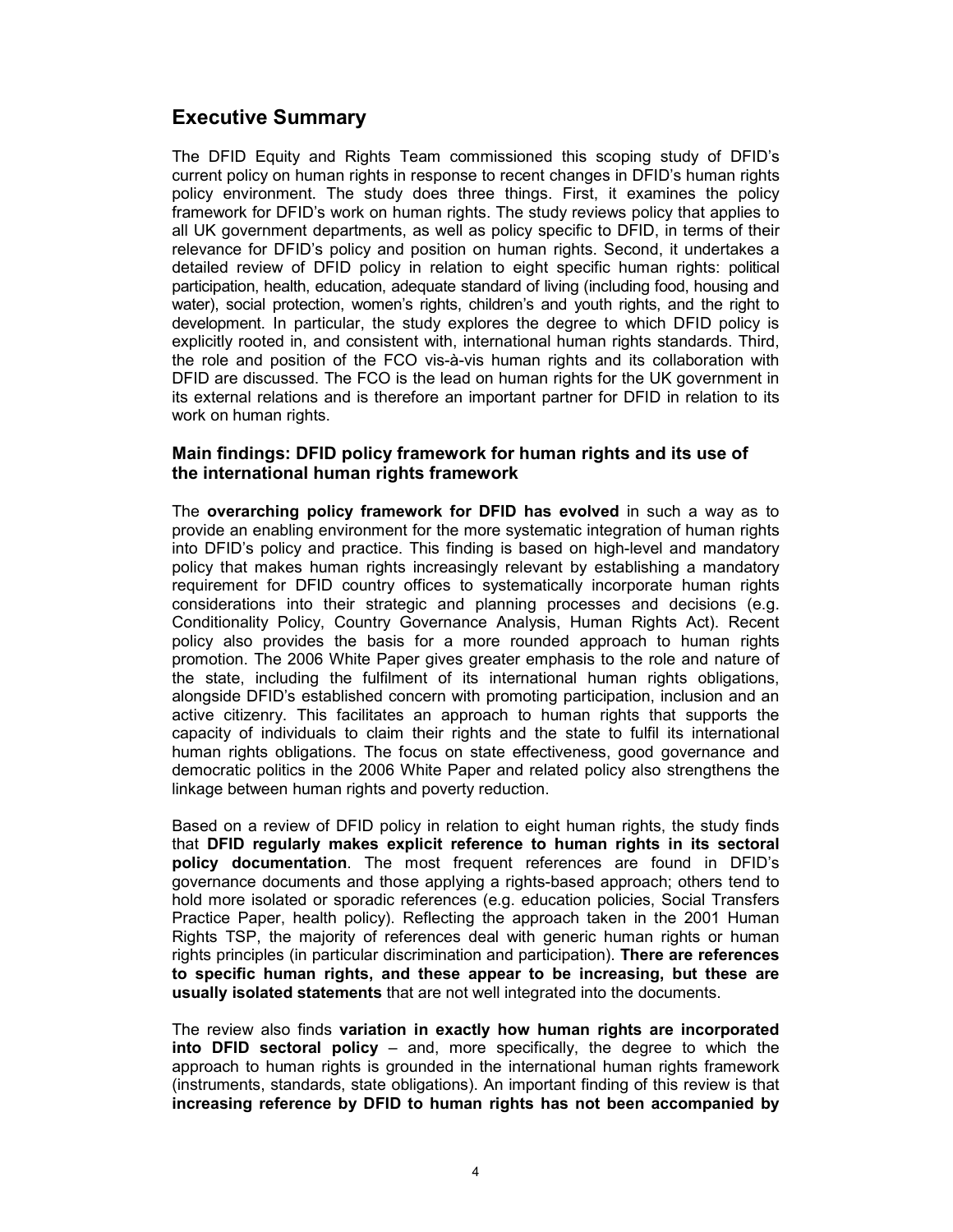## Executive Summary

The DFID Equity and Rights Team commissioned this scoping study of DFID's current policy on human rights in response to recent changes in DFID's human rights policy environment. The study does three things. First, it examines the policy framework for DFID's work on human rights. The study reviews policy that applies to all UK government departments, as well as policy specific to DFID, in terms of their relevance for DFID's policy and position on human rights. Second, it undertakes a detailed review of DFID policy in relation to eight specific human rights: political participation, health, education, adequate standard of living (including food, housing and water), social protection, women's rights, children's and youth rights, and the right to development. In particular, the study explores the degree to which DFID policy is explicitly rooted in, and consistent with, international human rights standards. Third, the role and position of the FCO vis-à-vis human rights and its collaboration with DFID are discussed. The FCO is the lead on human rights for the UK government in its external relations and is therefore an important partner for DFID in relation to its work on human rights.

### Main findings: DFID policy framework for human rights and its use of the international human rights framework

The **overarching policy framework for DFID has evolved** in such a way as to provide an enabling environment for the more systematic integration of human rights into DFID's policy and practice. This finding is based on high-level and mandatory policy that makes human rights increasingly relevant by establishing a mandatory requirement for DFID country offices to systematically incorporate human rights considerations into their strategic and planning processes and decisions (e.g. Conditionality Policy, Country Governance Analysis, Human Rights Act). Recent policy also provides the basis for a more rounded approach to human rights promotion. The 2006 White Paper gives greater emphasis to the role and nature of the state, including the fulfilment of its international human rights obligations, alongside DFID's established concern with promoting participation, inclusion and an active citizenry. This facilitates an approach to human rights that supports the capacity of individuals to claim their rights and the state to fulfil its international human rights obligations. The focus on state effectiveness, good governance and democratic politics in the 2006 White Paper and related policy also strengthens the linkage between human rights and poverty reduction.

Based on a review of DFID policy in relation to eight human rights, the study finds that **DFID regularly makes explicit reference to human rights in its sectoral policy documentation**. The most frequent references are found in DFID's governance documents and those applying a rights-based approach; others tend to hold more isolated or sporadic references (e.g. education policies, Social Transfers Practice Paper, health policy). Reflecting the approach taken in the 2001 Human Rights TSP, the majority of references deal with generic human rights or human rights principles (in particular discrimination and participation). **There are references to specific human rights, and these appear to be increasing, but these are usually isolated statements** that are not well integrated into the documents.

The review also finds **variation in exactly how human rights are incorporated into DFID sectoral policy** – and, more specifically, the degree to which the approach to human rights is grounded in the international human rights framework (instruments, standards, state obligations). An important finding of this review is that **increasing reference by DFID to human rights has not been accompanied by**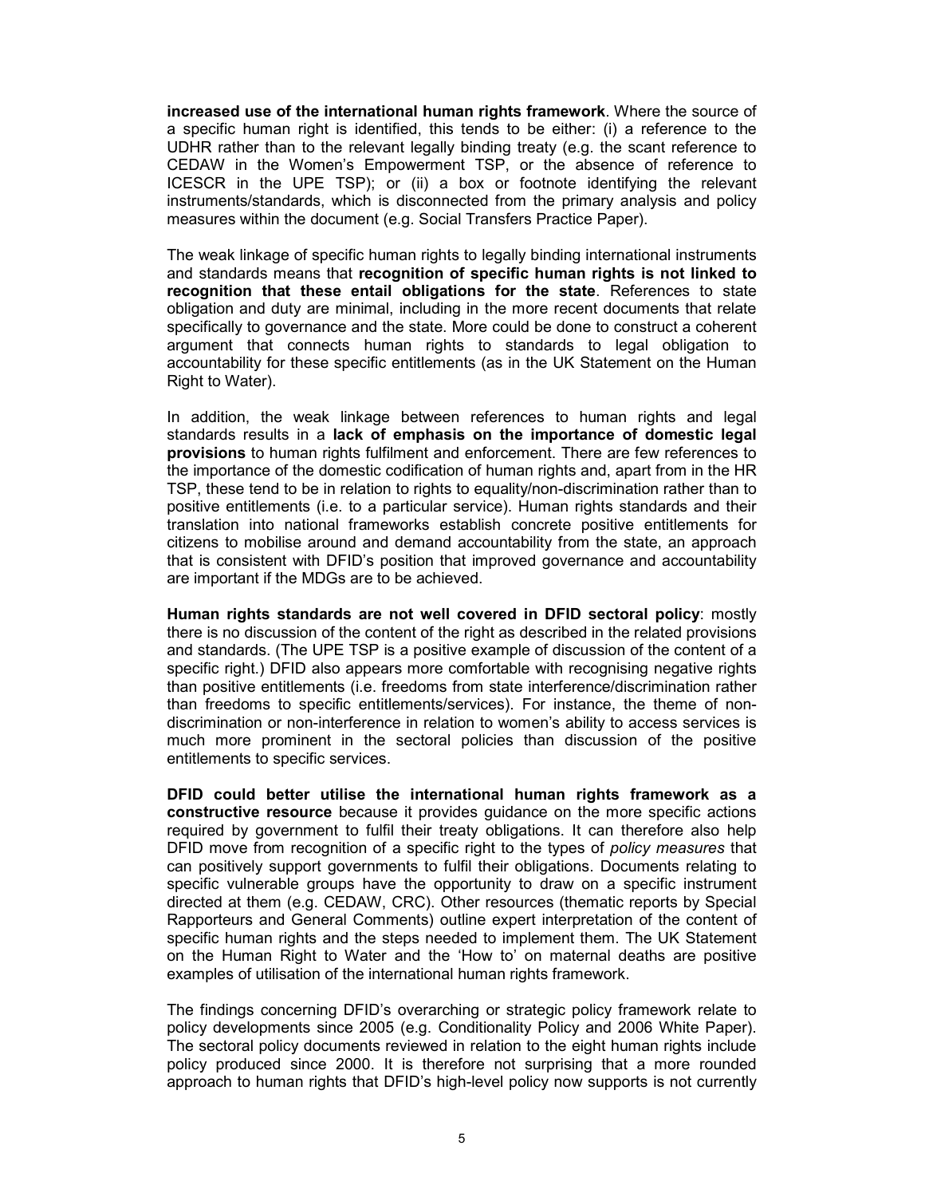**increased use of the international human rights framework**. Where the source of a specific human right is identified, this tends to be either: (i) a reference to the UDHR rather than to the relevant legally binding treaty (e.g. the scant reference to CEDAW in the Women's Empowerment TSP, or the absence of reference to ICESCR in the UPE TSP); or (ii) a box or footnote identifying the relevant instruments/standards, which is disconnected from the primary analysis and policy measures within the document (e.g. Social Transfers Practice Paper).

The weak linkage of specific human rights to legally binding international instruments and standards means that **recognition of specific human rights is not linked to recognition that these entail obligations for the state**. References to state obligation and duty are minimal, including in the more recent documents that relate specifically to governance and the state. More could be done to construct a coherent argument that connects human rights to standards to legal obligation to accountability for these specific entitlements (as in the UK Statement on the Human Right to Water).

In addition, the weak linkage between references to human rights and legal standards results in a **lack of emphasis on the importance of domestic legal provisions** to human rights fulfilment and enforcement. There are few references to the importance of the domestic codification of human rights and, apart from in the HR TSP, these tend to be in relation to rights to equality/non-discrimination rather than to positive entitlements (i.e. to a particular service). Human rights standards and their translation into national frameworks establish concrete positive entitlements for citizens to mobilise around and demand accountability from the state, an approach that is consistent with DFID's position that improved governance and accountability are important if the MDGs are to be achieved.

**Human rights standards are not well covered in DFID sectoral policy**: mostly there is no discussion of the content of the right as described in the related provisions and standards. (The UPE TSP is a positive example of discussion of the content of a specific right.) DFID also appears more comfortable with recognising negative rights than positive entitlements (i.e. freedoms from state interference/discrimination rather than freedoms to specific entitlements/services). For instance, the theme of non-discrimination or non-interference in relation to women's ability to access services is much more prominent in the sectoral policies than discussion of the positive entitlements to specific services.

**DFID could better utilise the international human rights framework as a constructive resource** because it provides guidance on the more specific actions required by government to fulfil their treaty obligations. It can therefore also help DFID move from recognition of a specific right to the types of *policy measures* that can positively support governments to fulfil their obligations. Documents relating to specific vulnerable groups have the opportunity to draw on a specific instrument directed at them (e.g. CEDAW, CRC). Other resources (thematic reports by Special Rapporteurs and General Comments) outline expert interpretation of the content of specific human rights and the steps needed to implement them. The UK Statement on the Human Right to Water and the 'How to' on maternal deaths are positive examples of utilisation of the international human rights framework.

The findings concerning DFID's overarching or strategic policy framework relate to policy developments since 2005 (e.g. Conditionality Policy and 2006 White Paper). The sectoral policy documents reviewed in relation to the eight human rights include policy produced since 2000. It is therefore not surprising that a more rounded approach to human rights that DFID's high-level policy now supports is not currently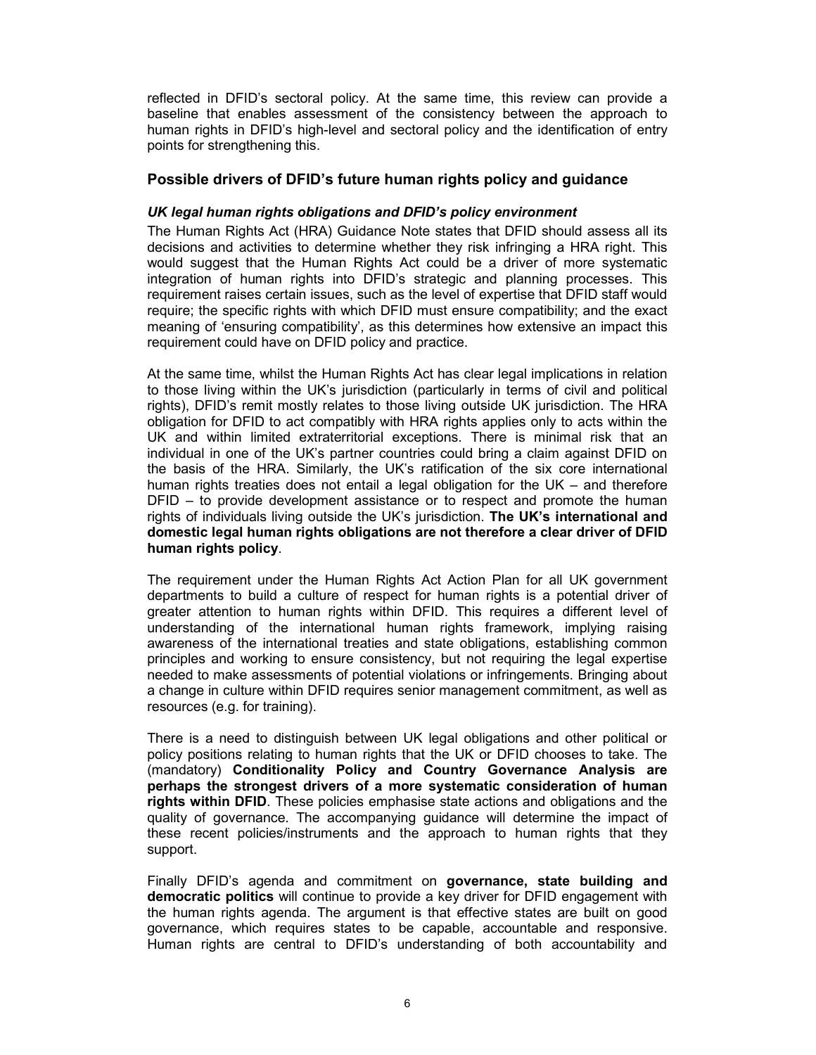reflected in DFID's sectoral policy. At the same time, this review can provide a baseline that enables assessment of the consistency between the approach to human rights in DFID's high-level and sectoral policy and the identification of entry points for strengthening this.

## Possible drivers of DFID's future human rights policy and guidance

### *UK legal human rights obligations and DFID's policy environment*

The Human Rights Act (HRA) Guidance Note states that DFID should assess all its decisions and activities to determine whether they risk infringing a HRA right. This would suggest that the Human Rights Act could be a driver of more systematic integration of human rights into DFID's strategic and planning processes. This requirement raises certain issues, such as the level of expertise that DFID staff would require; the specific rights with which DFID must ensure compatibility; and the exact meaning of 'ensuring compatibility', as this determines how extensive an impact this requirement could have on DFID policy and practice.

At the same time, whilst the Human Rights Act has clear legal implications in relation to those living within the UK's jurisdiction (particularly in terms of civil and political rights), DFID's remit mostly relates to those living outside UK jurisdiction. The HRA obligation for DFID to act compatibly with HRA rights applies only to acts within the UK and within limited extraterritorial exceptions. There is minimal risk that an individual in one of the UK's partner countries could bring a claim against DFID on the basis of the HRA. Similarly, the UK's ratification of the six core international human rights treaties does not entail a legal obligation for the UK – and therefore DFID – to provide development assistance or to respect and promote the human rights of individuals living outside the UK's jurisdiction. **The UK's international and domestic legal human rights obligations are not therefore a clear driver of DFID human rights policy**.

The requirement under the Human Rights Act Action Plan for all UK government departments to build a culture of respect for human rights is a potential driver of greater attention to human rights within DFID. This requires a different level of understanding of the international human rights framework, implying raising awareness of the international treaties and state obligations, establishing common principles and working to ensure consistency, but not requiring the legal expertise needed to make assessments of potential violations or infringements. Bringing about a change in culture within DFID requires senior management commitment, as well as resources (e.g. for training).

There is a need to distinguish between UK legal obligations and other political or policy positions relating to human rights that the UK or DFID chooses to take. The (mandatory) **Conditionality Policy and Country Governance Analysis are perhaps the strongest drivers of a more systematic consideration of human rights within DFID**. These policies emphasise state actions and obligations and the quality of governance. The accompanying guidance will determine the impact of these recent policies/instruments and the approach to human rights that they support.

Finally DFID's agenda and commitment on **governance, state building and democratic politics** will continue to provide a key driver for DFID engagement with the human rights agenda. The argument is that effective states are built on good governance, which requires states to be capable, accountable and responsive. Human rights are central to DFID's understanding of both accountability and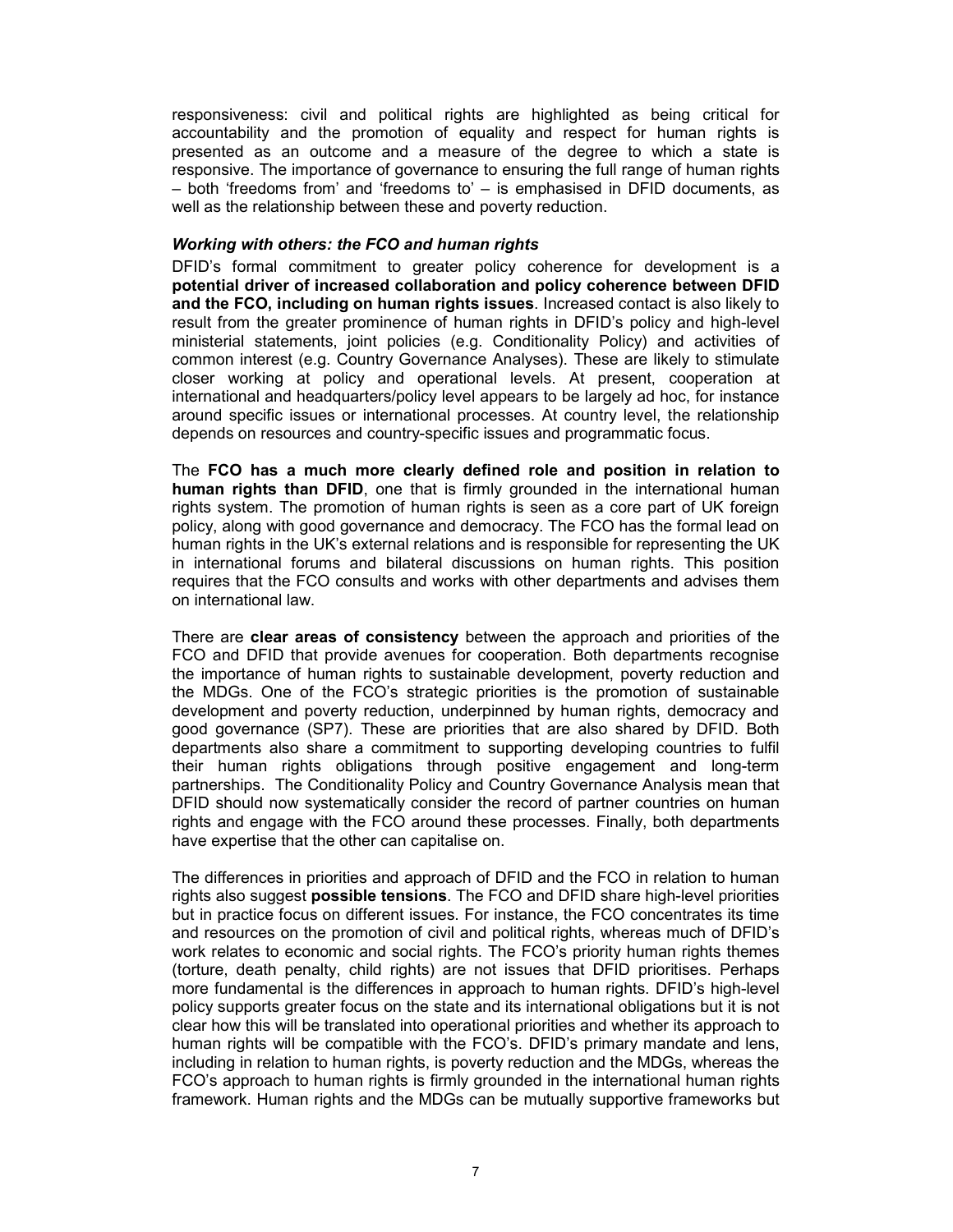responsiveness: civil and political rights are highlighted as being critical for accountability and the promotion of equality and respect for human rights is presented as an outcome and a measure of the degree to which a state is responsive. The importance of governance to ensuring the full range of human rights – both 'freedoms from' and 'freedoms to' – is emphasised in DFID documents, as well as the relationship between these and poverty reduction.

***Working with others: the FCO and human rights***

DFID's formal commitment to greater policy coherence for development is a **potential driver of increased collaboration and policy coherence between DFID and the FCO, including on human rights issues**. Increased contact is also likely to result from the greater prominence of human rights in DFID's policy and high-level ministerial statements, joint policies (e.g. Conditionality Policy) and activities of common interest (e.g. Country Governance Analyses). These are likely to stimulate closer working at policy and operational levels. At present, cooperation at international and headquarters/policy level appears to be largely ad hoc, for instance around specific issues or international processes. At country level, the relationship depends on resources and country-specific issues and programmatic focus.

The **FCO has a much more clearly defined role and position in relation to human rights than DFID**, one that is firmly grounded in the international human rights system. The promotion of human rights is seen as a core part of UK foreign policy, along with good governance and democracy. The FCO has the formal lead on human rights in the UK's external relations and is responsible for representing the UK in international forums and bilateral discussions on human rights. This position requires that the FCO consults and works with other departments and advises them on international law.

There are **clear areas of consistency** between the approach and priorities of the FCO and DFID that provide avenues for cooperation. Both departments recognise the importance of human rights to sustainable development, poverty reduction and the MDGs. One of the FCO's strategic priorities is the promotion of sustainable development and poverty reduction, underpinned by human rights, democracy and good governance (SP7). These are priorities that are also shared by DFID. Both departments also share a commitment to supporting developing countries to fulfil their human rights obligations through positive engagement and long-term partnerships. The Conditionality Policy and Country Governance Analysis mean that DFID should now systematically consider the record of partner countries on human rights and engage with the FCO around these processes. Finally, both departments have expertise that the other can capitalise on.

The differences in priorities and approach of DFID and the FCO in relation to human rights also suggest **possible tensions**. The FCO and DFID share high-level priorities but in practice focus on different issues. For instance, the FCO concentrates its time and resources on the promotion of civil and political rights, whereas much of DFID's work relates to economic and social rights. The FCO's priority human rights themes (torture, death penalty, child rights) are not issues that DFID prioritises. Perhaps more fundamental is the differences in approach to human rights. DFID's high-level policy supports greater focus on the state and its international obligations but it is not clear how this will be translated into operational priorities and whether its approach to human rights will be compatible with the FCO's. DFID's primary mandate and lens, including in relation to human rights, is poverty reduction and the MDGs, whereas the FCO's approach to human rights is firmly grounded in the international human rights framework. Human rights and the MDGs can be mutually supportive frameworks but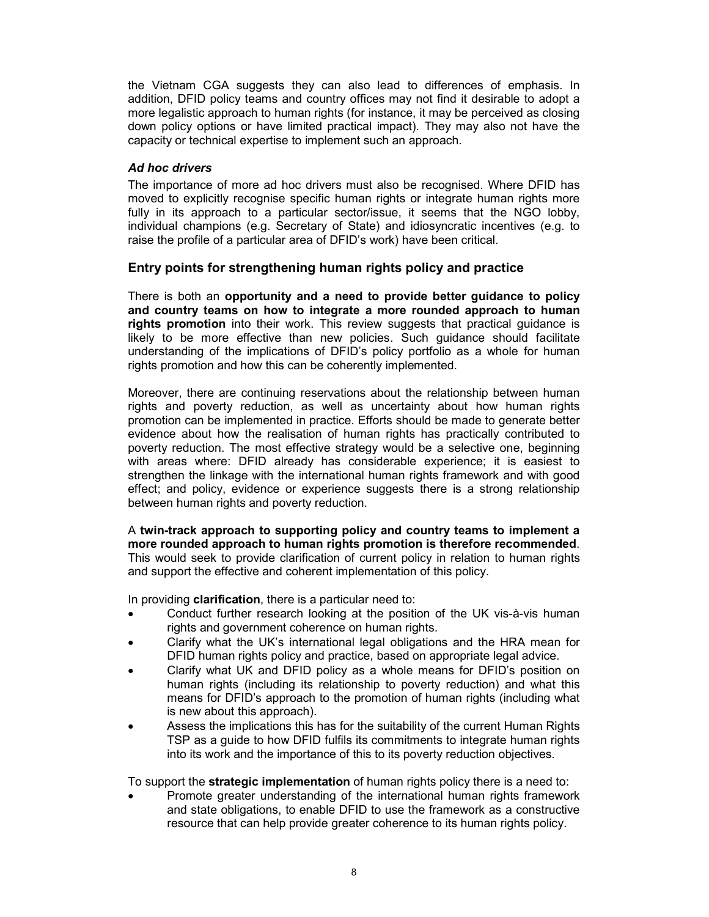the Vietnam CGA suggests they can also lead to differences of emphasis. In addition, DFID policy teams and country offices may not find it desirable to adopt a more legalistic approach to human rights (for instance, it may be perceived as closing down policy options or have limited practical impact). They may also not have the capacity or technical expertise to implement such an approach.

#### *Ad hoc drivers*

The importance of more ad hoc drivers must also be recognised. Where DFID has moved to explicitly recognise specific human rights or integrate human rights more fully in its approach to a particular sector/issue, it seems that the NGO lobby, individual champions (e.g. Secretary of State) and idiosyncratic incentives (e.g. to raise the profile of a particular area of DFID's work) have been critical.

### Entry points for strengthening human rights policy and practice

There is both an **opportunity and a need to provide better guidance to policy and country teams on how to integrate a more rounded approach to human rights promotion** into their work. This review suggests that practical guidance is likely to be more effective than new policies. Such guidance should facilitate understanding of the implications of DFID's policy portfolio as a whole for human rights promotion and how this can be coherently implemented.

Moreover, there are continuing reservations about the relationship between human rights and poverty reduction, as well as uncertainty about how human rights promotion can be implemented in practice. Efforts should be made to generate better evidence about how the realisation of human rights has practically contributed to poverty reduction. The most effective strategy would be a selective one, beginning with areas where: DFID already has considerable experience; it is easiest to strengthen the linkage with the international human rights framework and with good effect; and policy, evidence or experience suggests there is a strong relationship between human rights and poverty reduction.

A **twin-track approach to supporting policy and country teams to implement a more rounded approach to human rights promotion is therefore recommended**. This would seek to provide clarification of current policy in relation to human rights and support the effective and coherent implementation of this policy.

In providing **clarification**, there is a particular need to:

- Conduct further research looking at the position of the UK vis-à-vis human rights and government coherence on human rights.
- Clarify what the UK's international legal obligations and the HRA mean for DFID human rights policy and practice, based on appropriate legal advice.
- Clarify what UK and DFID policy as a whole means for DFID's position on human rights (including its relationship to poverty reduction) and what this means for DFID's approach to the promotion of human rights (including what is new about this approach).
- Assess the implications this has for the suitability of the current Human Rights TSP as a guide to how DFID fulfils its commitments to integrate human rights into its work and the importance of this to its poverty reduction objectives.

To support the **strategic implementation** of human rights policy there is a need to:

- Promote greater understanding of the international human rights framework and state obligations, to enable DFID to use the framework as a constructive resource that can help provide greater coherence to its human rights policy.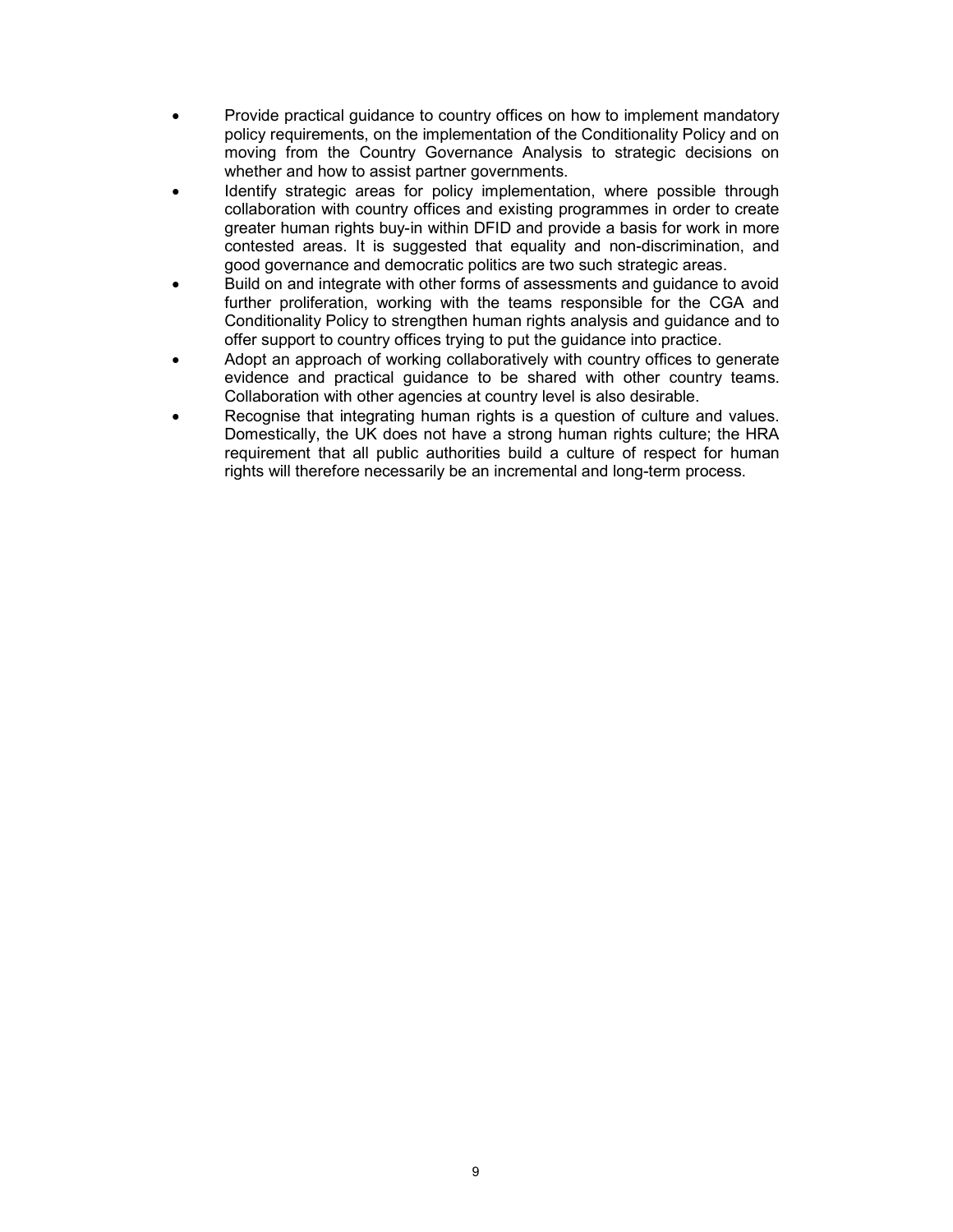- Provide practical guidance to country offices on how to implement mandatory policy requirements, on the implementation of the Conditionality Policy and on moving from the Country Governance Analysis to strategic decisions on whether and how to assist partner governments.
- Identify strategic areas for policy implementation, where possible through collaboration with country offices and existing programmes in order to create greater human rights buy-in within DFID and provide a basis for work in more contested areas. It is suggested that equality and non-discrimination, and good governance and democratic politics are two such strategic areas.
- Build on and integrate with other forms of assessments and guidance to avoid further proliferation, working with the teams responsible for the CGA and Conditionality Policy to strengthen human rights analysis and guidance and to offer support to country offices trying to put the guidance into practice.
- Adopt an approach of working collaboratively with country offices to generate evidence and practical guidance to be shared with other country teams. Collaboration with other agencies at country level is also desirable.
- Recognise that integrating human rights is a question of culture and values. Domestically, the UK does not have a strong human rights culture; the HRA requirement that all public authorities build a culture of respect for human rights will therefore necessarily be an incremental and long-term process.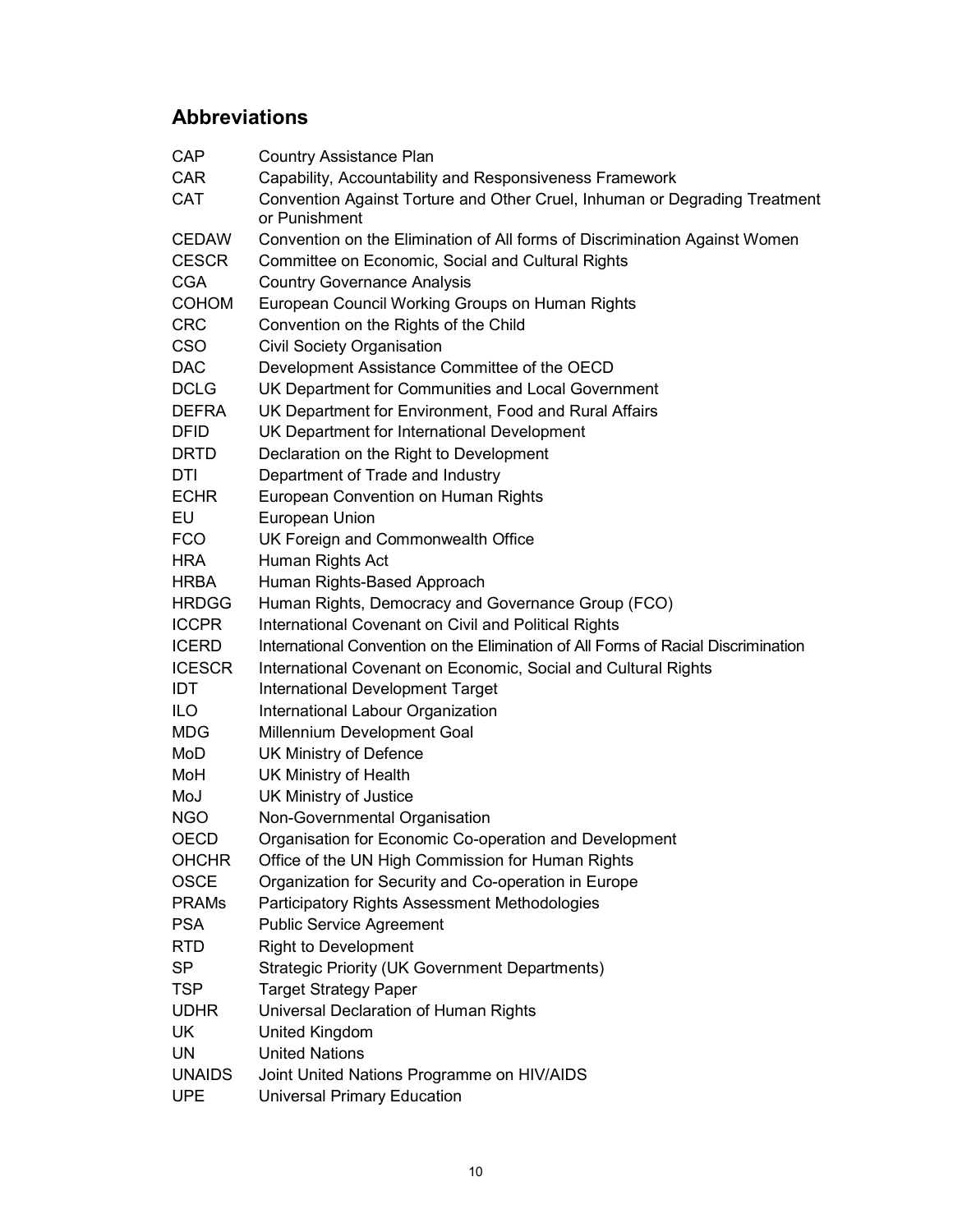## Abbreviations

| | |
|---|---|
| CAP | Country Assistance Plan |
| CAR | Capability, Accountability and Responsiveness Framework |
| CAT | Convention Against Torture and Other Cruel, Inhuman or Degrading Treatment or Punishment |
| CEDAW | Convention on the Elimination of All forms of Discrimination Against Women |
| CESCR | Committee on Economic, Social and Cultural Rights |
| CGA | Country Governance Analysis |
| COHOM | European Council Working Groups on Human Rights |
| CRC | Convention on the Rights of the Child |
| CSO | Civil Society Organisation |
| DAC | Development Assistance Committee of the OECD |
| DCLG | UK Department for Communities and Local Government |
| DEFRA | UK Department for Environment, Food and Rural Affairs |
| DFID | UK Department for International Development |
| DRTD | Declaration on the Right to Development |
| DTI | Department of Trade and Industry |
| ECHR | European Convention on Human Rights |
| EU | European Union |
| FCO | UK Foreign and Commonwealth Office |
| HRA | Human Rights Act |
| HRBA | Human Rights-Based Approach |
| HRDGG | Human Rights, Democracy and Governance Group (FCO) |
| ICCPR | International Covenant on Civil and Political Rights |
| ICERD | International Convention on the Elimination of All Forms of Racial Discrimination |
| ICESCR | International Covenant on Economic, Social and Cultural Rights |
| IDT | International Development Target |
| ILO | International Labour Organization |
| MDG | Millennium Development Goal |
| MoD | UK Ministry of Defence |
| MoH | UK Ministry of Health |
| MoJ | UK Ministry of Justice |
| NGO | Non-Governmental Organisation |
| OECD | Organisation for Economic Co-operation and Development |
| OHCHR | Office of the UN High Commission for Human Rights |
| OSCE | Organization for Security and Co-operation in Europe |
| PRAMs | Participatory Rights Assessment Methodologies |
| PSA | Public Service Agreement |
| RTD | Right to Development |
| SP | Strategic Priority (UK Government Departments) |
| TSP | Target Strategy Paper |
| UDHR | Universal Declaration of Human Rights |
| UK | United Kingdom |
| UN | United Nations |
| UNAIDS | Joint United Nations Programme on HIV/AIDS |
| UPE | Universal Primary Education |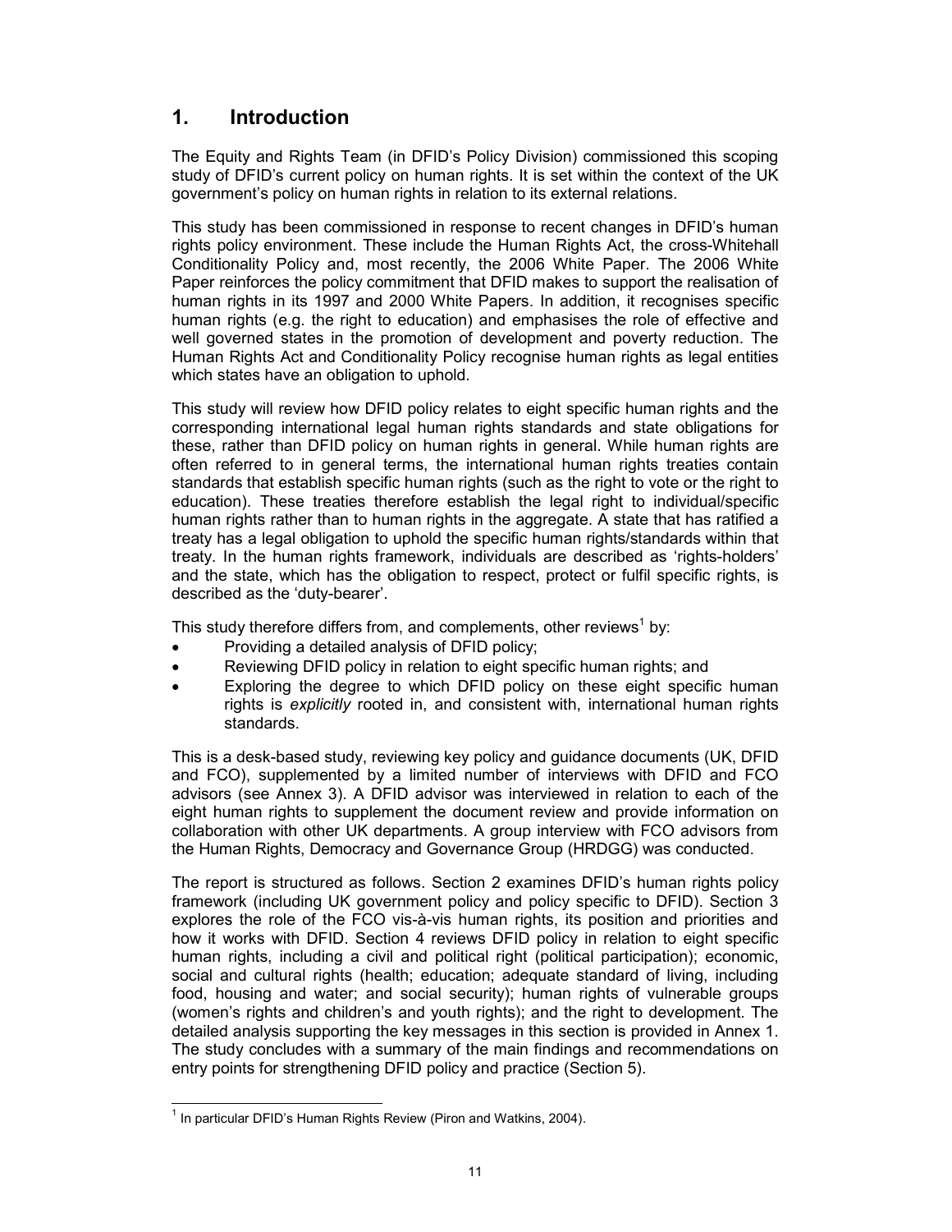# 1. Introduction

The Equity and Rights Team (in DFID's Policy Division) commissioned this scoping study of DFID's current policy on human rights. It is set within the context of the UK government's policy on human rights in relation to its external relations.

This study has been commissioned in response to recent changes in DFID's human rights policy environment. These include the Human Rights Act, the cross-Whitehall Conditionality Policy and, most recently, the 2006 White Paper. The 2006 White Paper reinforces the policy commitment that DFID makes to support the realisation of human rights in its 1997 and 2000 White Papers. In addition, it recognises specific human rights (e.g. the right to education) and emphasises the role of effective and well governed states in the promotion of development and poverty reduction. The Human Rights Act and Conditionality Policy recognise human rights as legal entities which states have an obligation to uphold.

This study will review how DFID policy relates to eight specific human rights and the corresponding international legal human rights standards and state obligations for these, rather than DFID policy on human rights in general. While human rights are often referred to in general terms, the international human rights treaties contain standards that establish specific human rights (such as the right to vote or the right to education). These treaties therefore establish the legal right to individual/specific human rights rather than to human rights in the aggregate. A state that has ratified a treaty has a legal obligation to uphold the specific human rights/standards within that treaty. In the human rights framework, individuals are described as 'rights-holders' and the state, which has the obligation to respect, protect or fulfil specific rights, is described as the 'duty-bearer'.

This study therefore differs from, and complements, other reviews[1] by:

- Providing a detailed analysis of DFID policy;
- Reviewing DFID policy in relation to eight specific human rights; and
- Exploring the degree to which DFID policy on these eight specific human rights is *explicitly* rooted in, and consistent with, international human rights standards.

This is a desk-based study, reviewing key policy and guidance documents (UK, DFID and FCO), supplemented by a limited number of interviews with DFID and FCO advisors (see Annex 3). A DFID advisor was interviewed in relation to each of the eight human rights to supplement the document review and provide information on collaboration with other UK departments. A group interview with FCO advisors from the Human Rights, Democracy and Governance Group (HRDGG) was conducted.

The report is structured as follows. Section 2 examines DFID's human rights policy framework (including UK government policy and policy specific to DFID). Section 3 explores the role of the FCO vis-à-vis human rights, its position and priorities and how it works with DFID. Section 4 reviews DFID policy in relation to eight specific human rights, including a civil and political right (political participation); economic, social and cultural rights (health; education; adequate standard of living, including food, housing and water; and social security); human rights of vulnerable groups (women's rights and children's and youth rights); and the right to development. The detailed analysis supporting the key messages in this section is provided in Annex 1. The study concludes with a summary of the main findings and recommendations on entry points for strengthening DFID policy and practice (Section 5).

---

[1] In particular DFID's Human Rights Review (Piron and Watkins, 2004).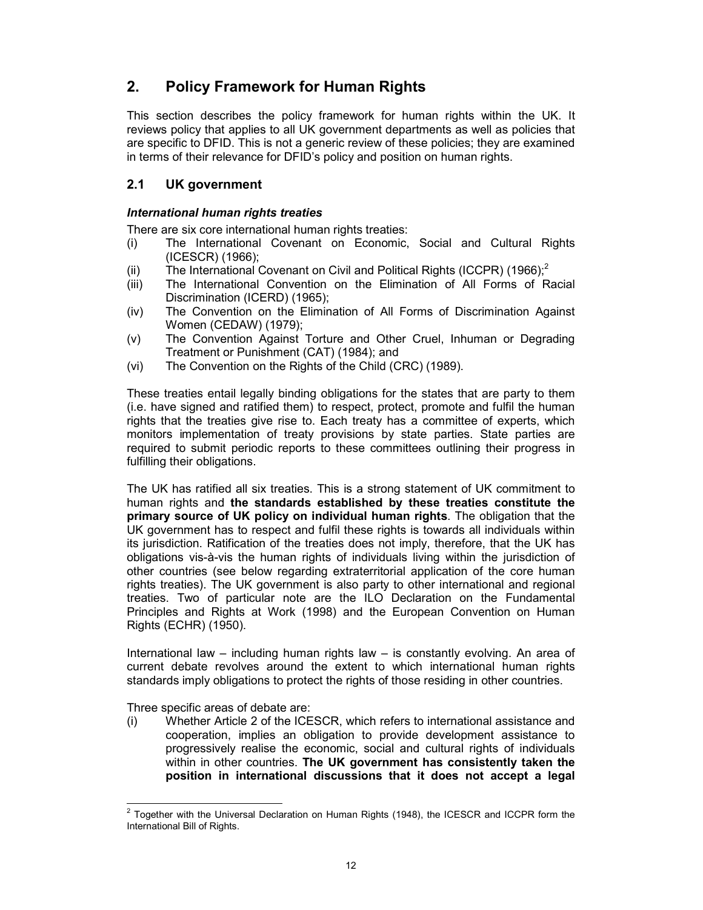## 2. Policy Framework for Human Rights

This section describes the policy framework for human rights within the UK. It reviews policy that applies to all UK government departments as well as policies that are specific to DFID. This is not a generic review of these policies; they are examined in terms of their relevance for DFID's policy and position on human rights.

### 2.1 UK government

***International human rights treaties***

There are six core international human rights treaties:

- (i) The International Covenant on Economic, Social and Cultural Rights (ICESCR) (1966);
- (ii) The International Covenant on Civil and Political Rights (ICCPR) (1966);[2]
- (iii) The International Convention on the Elimination of All Forms of Racial Discrimination (ICERD) (1965);
- (iv) The Convention on the Elimination of All Forms of Discrimination Against Women (CEDAW) (1979);
- (v) The Convention Against Torture and Other Cruel, Inhuman or Degrading Treatment or Punishment (CAT) (1984); and
- (vi) The Convention on the Rights of the Child (CRC) (1989).

These treaties entail legally binding obligations for the states that are party to them (i.e. have signed and ratified them) to respect, protect, promote and fulfil the human rights that the treaties give rise to. Each treaty has a committee of experts, which monitors implementation of treaty provisions by state parties. State parties are required to submit periodic reports to these committees outlining their progress in fulfilling their obligations.

The UK has ratified all six treaties. This is a strong statement of UK commitment to human rights and **the standards established by these treaties constitute the primary source of UK policy on individual human rights**. The obligation that the UK government has to respect and fulfil these rights is towards all individuals within its jurisdiction. Ratification of the treaties does not imply, therefore, that the UK has obligations vis-à-vis the human rights of individuals living within the jurisdiction of other countries (see below regarding extraterritorial application of the core human rights treaties). The UK government is also party to other international and regional treaties. Two of particular note are the ILO Declaration on the Fundamental Principles and Rights at Work (1998) and the European Convention on Human Rights (ECHR) (1950).

International law – including human rights law – is constantly evolving. An area of current debate revolves around the extent to which international human rights standards imply obligations to protect the rights of those residing in other countries.

Three specific areas of debate are:

- (i) Whether Article 2 of the ICESCR, which refers to international assistance and cooperation, implies an obligation to provide development assistance to progressively realise the economic, social and cultural rights of individuals within in other countries. **The UK government has consistently taken the position in international discussions that it does not accept a legal**

[2] Together with the Universal Declaration on Human Rights (1948), the ICESCR and ICCPR form the International Bill of Rights.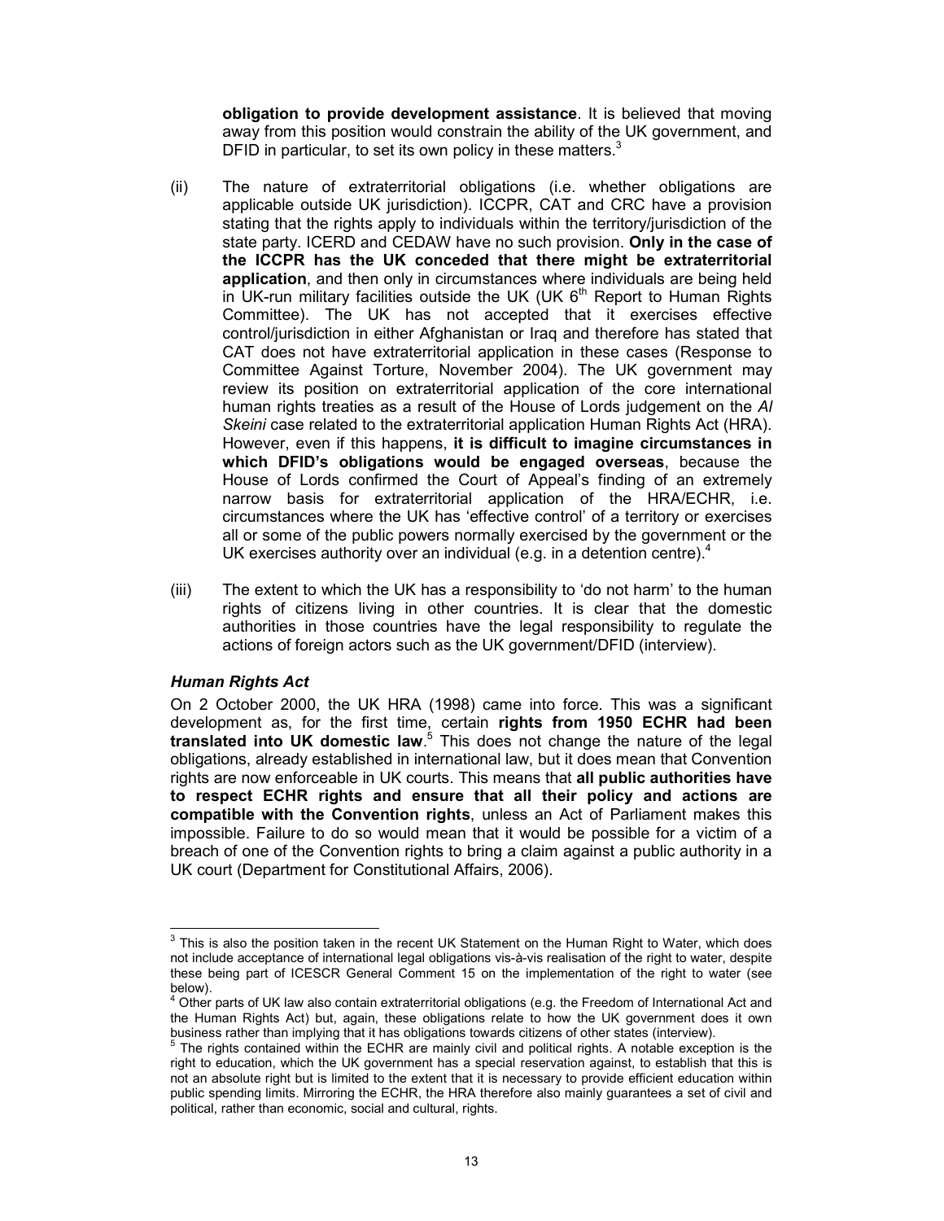**obligation to provide development assistance**. It is believed that moving away from this position would constrain the ability of the UK government, and DFID in particular, to set its own policy in these matters.[3]

(ii) The nature of extraterritorial obligations (i.e. whether obligations are applicable outside UK jurisdiction). ICCPR, CAT and CRC have a provision stating that the rights apply to individuals within the territory/jurisdiction of the state party. ICERD and CEDAW have no such provision. **Only in the case of the ICCPR has the UK conceded that there might be extraterritorial application**, and then only in circumstances where individuals are being held in UK-run military facilities outside the UK (UK 6th Report to Human Rights Committee). The UK has not accepted that it exercises effective control/jurisdiction in either Afghanistan or Iraq and therefore has stated that CAT does not have extraterritorial application in these cases (Response to Committee Against Torture, November 2004). The UK government may review its position on extraterritorial application of the core international human rights treaties as a result of the House of Lords judgement on the *Al Skeini* case related to the extraterritorial application Human Rights Act (HRA). However, even if this happens, **it is difficult to imagine circumstances in which DFID's obligations would be engaged overseas**, because the House of Lords confirmed the Court of Appeal's finding of an extremely narrow basis for extraterritorial application of the HRA/ECHR, i.e. circumstances where the UK has 'effective control' of a territory or exercises all or some of the public powers normally exercised by the government or the UK exercises authority over an individual (e.g. in a detention centre).[4]

(iii) The extent to which the UK has a responsibility to 'do not harm' to the human rights of citizens living in other countries. It is clear that the domestic authorities in those countries have the legal responsibility to regulate the actions of foreign actors such as the UK government/DFID (interview).

### *Human Rights Act*

On 2 October 2000, the UK HRA (1998) came into force. This was a significant development as, for the first time, certain **rights from 1950 ECHR had been translated into UK domestic law**.[5] This does not change the nature of the legal obligations, already established in international law, but it does mean that Convention rights are now enforceable in UK courts. This means that **all public authorities have to respect ECHR rights and ensure that all their policy and actions are compatible with the Convention rights**, unless an Act of Parliament makes this impossible. Failure to do so would mean that it would be possible for a victim of a breach of one of the Convention rights to bring a claim against a public authority in a UK court (Department for Constitutional Affairs, 2006).

---

[3] This is also the position taken in the recent UK Statement on the Human Right to Water, which does not include acceptance of international legal obligations vis-à-vis realisation of the right to water, despite these being part of ICESCR General Comment 15 on the implementation of the right to water (see below).

[4] Other parts of UK law also contain extraterritorial obligations (e.g. the Freedom of International Act and the Human Rights Act) but, again, these obligations relate to how the UK government does it own business rather than implying that it has obligations towards citizens of other states (interview).

[5] The rights contained within the ECHR are mainly civil and political rights. A notable exception is the right to education, which the UK government has a special reservation against, to establish that this is not an absolute right but is limited to the extent that it is necessary to provide efficient education within public spending limits. Mirroring the ECHR, the HRA therefore also mainly guarantees a set of civil and political, rather than economic, social and cultural, rights.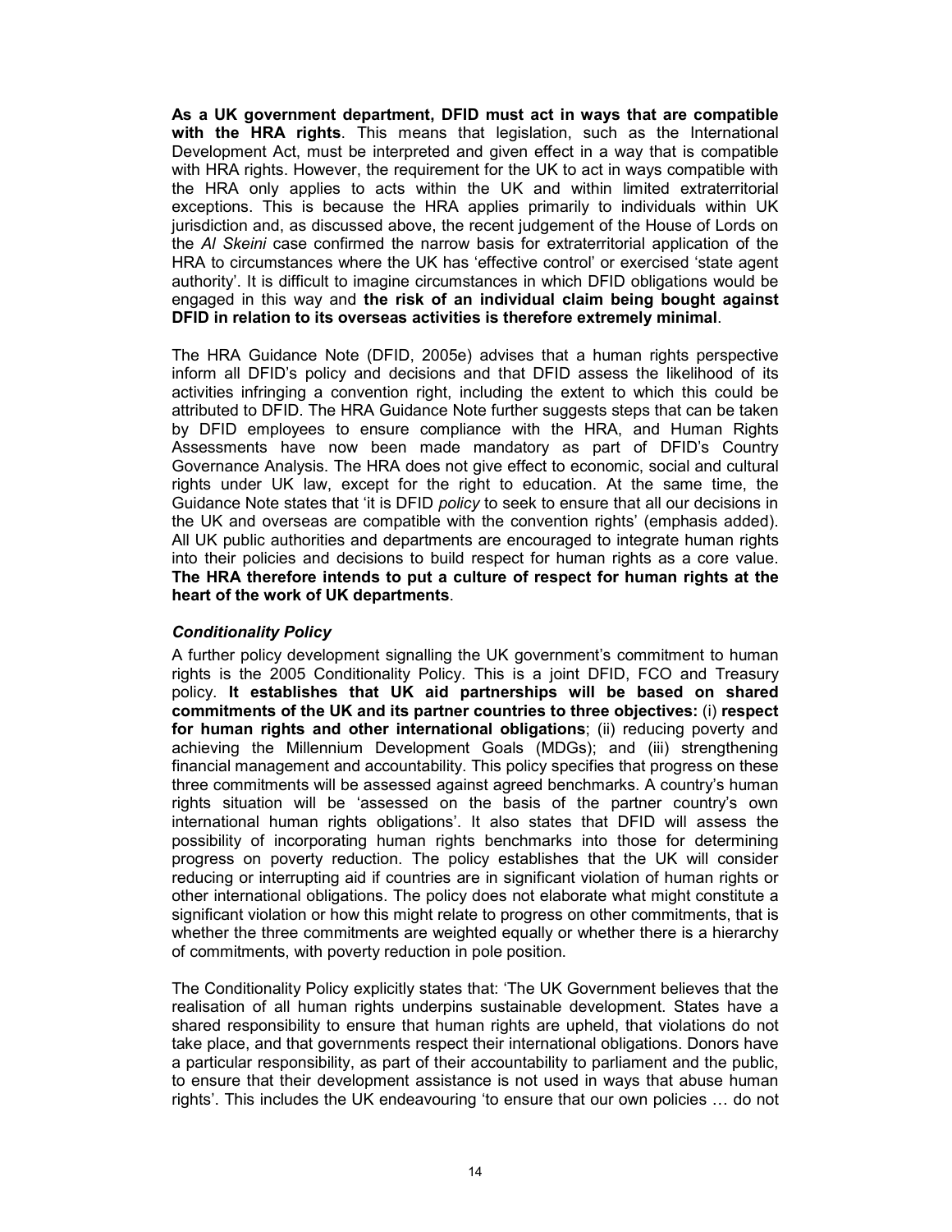**As a UK government department, DFID must act in ways that are compatible with the HRA rights**. This means that legislation, such as the International Development Act, must be interpreted and given effect in a way that is compatible with HRA rights. However, the requirement for the UK to act in ways compatible with the HRA only applies to acts within the UK and within limited extraterritorial exceptions. This is because the HRA applies primarily to individuals within UK jurisdiction and, as discussed above, the recent judgement of the House of Lords on the *Al Skeini* case confirmed the narrow basis for extraterritorial application of the HRA to circumstances where the UK has 'effective control' or exercised 'state agent authority'. It is difficult to imagine circumstances in which DFID obligations would be engaged in this way and **the risk of an individual claim being bought against DFID in relation to its overseas activities is therefore extremely minimal**.

The HRA Guidance Note (DFID, 2005e) advises that a human rights perspective inform all DFID's policy and decisions and that DFID assess the likelihood of its activities infringing a convention right, including the extent to which this could be attributed to DFID. The HRA Guidance Note further suggests steps that can be taken by DFID employees to ensure compliance with the HRA, and Human Rights Assessments have now been made mandatory as part of DFID's Country Governance Analysis. The HRA does not give effect to economic, social and cultural rights under UK law, except for the right to education. At the same time, the Guidance Note states that 'it is DFID *policy* to seek to ensure that all our decisions in the UK and overseas are compatible with the convention rights' (emphasis added). All UK public authorities and departments are encouraged to integrate human rights into their policies and decisions to build respect for human rights as a core value. **The HRA therefore intends to put a culture of respect for human rights at the heart of the work of UK departments**.

### *Conditionality Policy*

A further policy development signalling the UK government's commitment to human rights is the 2005 Conditionality Policy. This is a joint DFID, FCO and Treasury policy. **It establishes that UK aid partnerships will be based on shared commitments of the UK and its partner countries to three objectives:** (i) **respect for human rights and other international obligations**; (ii) reducing poverty and achieving the Millennium Development Goals (MDGs); and (iii) strengthening financial management and accountability. This policy specifies that progress on these three commitments will be assessed against agreed benchmarks. A country's human rights situation will be 'assessed on the basis of the partner country's own international human rights obligations'. It also states that DFID will assess the possibility of incorporating human rights benchmarks into those for determining progress on poverty reduction. The policy establishes that the UK will consider reducing or interrupting aid if countries are in significant violation of human rights or other international obligations. The policy does not elaborate what might constitute a significant violation or how this might relate to progress on other commitments, that is whether the three commitments are weighted equally or whether there is a hierarchy of commitments, with poverty reduction in pole position.

The Conditionality Policy explicitly states that: 'The UK Government believes that the realisation of all human rights underpins sustainable development. States have a shared responsibility to ensure that human rights are upheld, that violations do not take place, and that governments respect their international obligations. Donors have a particular responsibility, as part of their accountability to parliament and the public, to ensure that their development assistance is not used in ways that abuse human rights'. This includes the UK endeavouring 'to ensure that our own policies … do not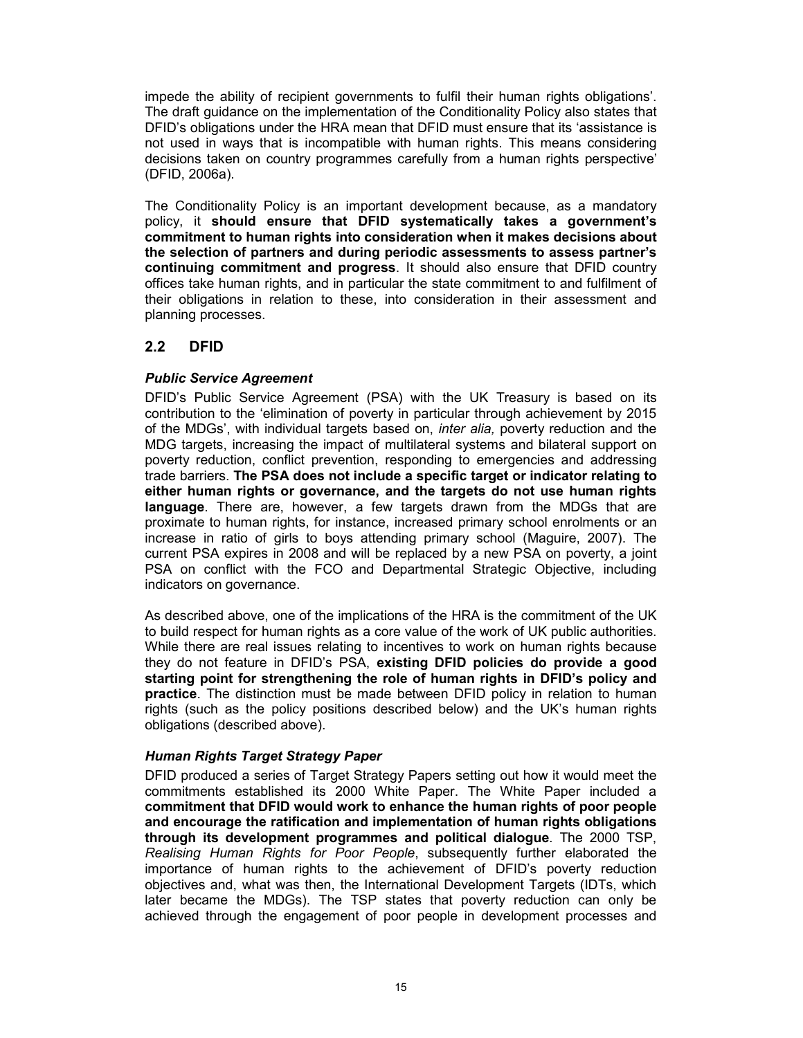impede the ability of recipient governments to fulfil their human rights obligations'. The draft guidance on the implementation of the Conditionality Policy also states that DFID's obligations under the HRA mean that DFID must ensure that its 'assistance is not used in ways that is incompatible with human rights. This means considering decisions taken on country programmes carefully from a human rights perspective' (DFID, 2006a).

The Conditionality Policy is an important development because, as a mandatory policy, it **should ensure that DFID systematically takes a government's commitment to human rights into consideration when it makes decisions about the selection of partners and during periodic assessments to assess partner's continuing commitment and progress**. It should also ensure that DFID country offices take human rights, and in particular the state commitment to and fulfilment of their obligations in relation to these, into consideration in their assessment and planning processes.

## 2.2 DFID

### *Public Service Agreement*

DFID's Public Service Agreement (PSA) with the UK Treasury is based on its contribution to the 'elimination of poverty in particular through achievement by 2015 of the MDGs', with individual targets based on, *inter alia,* poverty reduction and the MDG targets, increasing the impact of multilateral systems and bilateral support on poverty reduction, conflict prevention, responding to emergencies and addressing trade barriers. **The PSA does not include a specific target or indicator relating to either human rights or governance, and the targets do not use human rights language**. There are, however, a few targets drawn from the MDGs that are proximate to human rights, for instance, increased primary school enrolments or an increase in ratio of girls to boys attending primary school (Maguire, 2007). The current PSA expires in 2008 and will be replaced by a new PSA on poverty, a joint PSA on conflict with the FCO and Departmental Strategic Objective, including indicators on governance.

As described above, one of the implications of the HRA is the commitment of the UK to build respect for human rights as a core value of the work of UK public authorities. While there are real issues relating to incentives to work on human rights because they do not feature in DFID's PSA, **existing DFID policies do provide a good starting point for strengthening the role of human rights in DFID's policy and practice**. The distinction must be made between DFID policy in relation to human rights (such as the policy positions described below) and the UK's human rights obligations (described above).

### *Human Rights Target Strategy Paper*

DFID produced a series of Target Strategy Papers setting out how it would meet the commitments established its 2000 White Paper. The White Paper included a **commitment that DFID would work to enhance the human rights of poor people and encourage the ratification and implementation of human rights obligations through its development programmes and political dialogue**. The 2000 TSP, *Realising Human Rights for Poor People*, subsequently further elaborated the importance of human rights to the achievement of DFID's poverty reduction objectives and, what was then, the International Development Targets (IDTs, which later became the MDGs). The TSP states that poverty reduction can only be achieved through the engagement of poor people in development processes and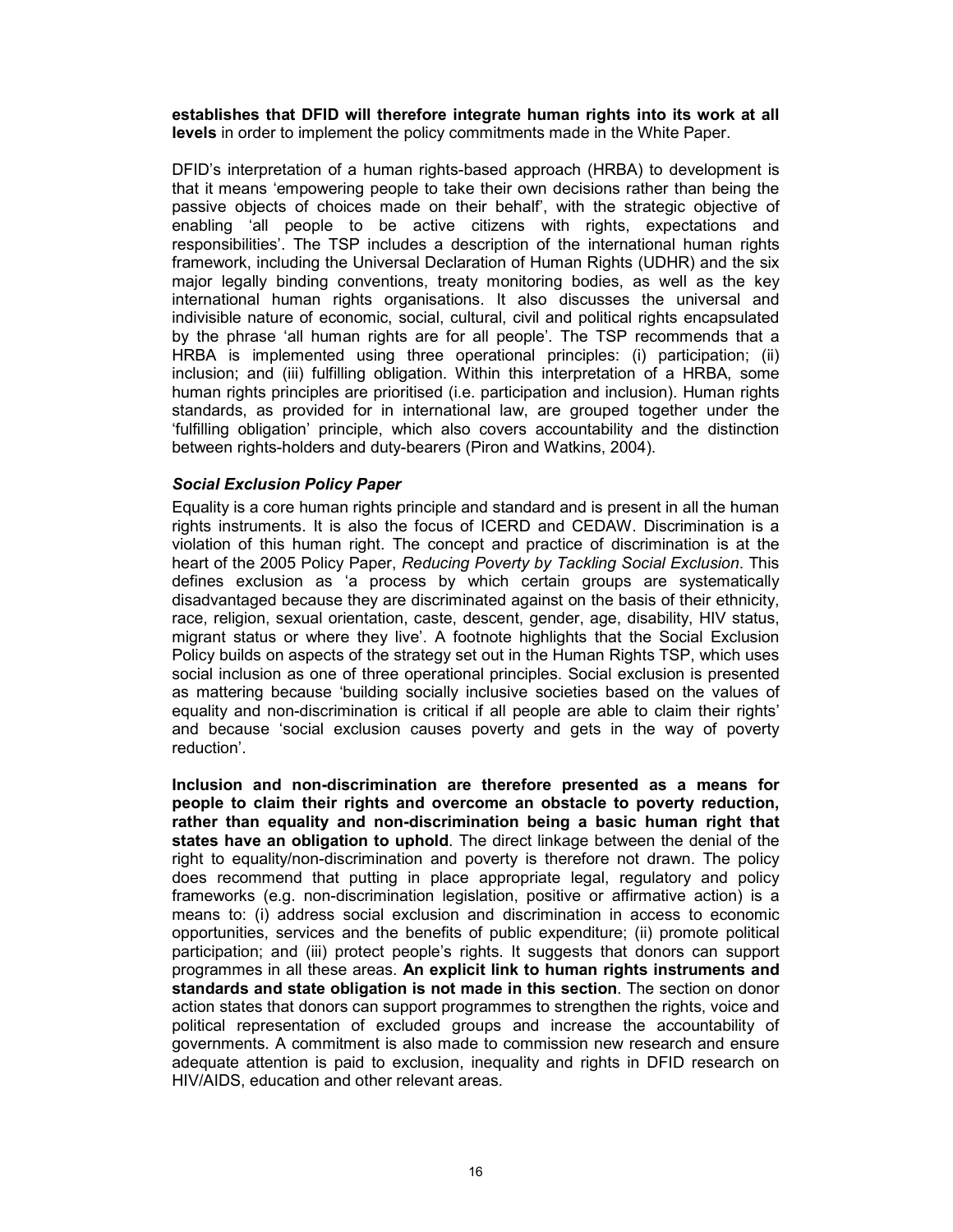**establishes that DFID will therefore integrate human rights into its work at all levels** in order to implement the policy commitments made in the White Paper.

DFID's interpretation of a human rights-based approach (HRBA) to development is that it means 'empowering people to take their own decisions rather than being the passive objects of choices made on their behalf', with the strategic objective of enabling 'all people to be active citizens with rights, expectations and responsibilities'. The TSP includes a description of the international human rights framework, including the Universal Declaration of Human Rights (UDHR) and the six major legally binding conventions, treaty monitoring bodies, as well as the key international human rights organisations. It also discusses the universal and indivisible nature of economic, social, cultural, civil and political rights encapsulated by the phrase 'all human rights are for all people'. The TSP recommends that a HRBA is implemented using three operational principles: (i) participation; (ii) inclusion; and (iii) fulfilling obligation. Within this interpretation of a HRBA, some human rights principles are prioritised (i.e. participation and inclusion). Human rights standards, as provided for in international law, are grouped together under the 'fulfilling obligation' principle, which also covers accountability and the distinction between rights-holders and duty-bearers (Piron and Watkins, 2004).

***Social Exclusion Policy Paper***

Equality is a core human rights principle and standard and is present in all the human rights instruments. It is also the focus of ICERD and CEDAW. Discrimination is a violation of this human right. The concept and practice of discrimination is at the heart of the 2005 Policy Paper, *Reducing Poverty by Tackling Social Exclusion*. This defines exclusion as 'a process by which certain groups are systematically disadvantaged because they are discriminated against on the basis of their ethnicity, race, religion, sexual orientation, caste, descent, gender, age, disability, HIV status, migrant status or where they live'. A footnote highlights that the Social Exclusion Policy builds on aspects of the strategy set out in the Human Rights TSP, which uses social inclusion as one of three operational principles. Social exclusion is presented as mattering because 'building socially inclusive societies based on the values of equality and non-discrimination is critical if all people are able to claim their rights' and because 'social exclusion causes poverty and gets in the way of poverty reduction'.

**Inclusion and non-discrimination are therefore presented as a means for people to claim their rights and overcome an obstacle to poverty reduction, rather than equality and non-discrimination being a basic human right that states have an obligation to uphold**. The direct linkage between the denial of the right to equality/non-discrimination and poverty is therefore not drawn. The policy does recommend that putting in place appropriate legal, regulatory and policy frameworks (e.g. non-discrimination legislation, positive or affirmative action) is a means to: (i) address social exclusion and discrimination in access to economic opportunities, services and the benefits of public expenditure; (ii) promote political participation; and (iii) protect people's rights. It suggests that donors can support programmes in all these areas. **An explicit link to human rights instruments and standards and state obligation is not made in this section**. The section on donor action states that donors can support programmes to strengthen the rights, voice and political representation of excluded groups and increase the accountability of governments. A commitment is also made to commission new research and ensure adequate attention is paid to exclusion, inequality and rights in DFID research on HIV/AIDS, education and other relevant areas.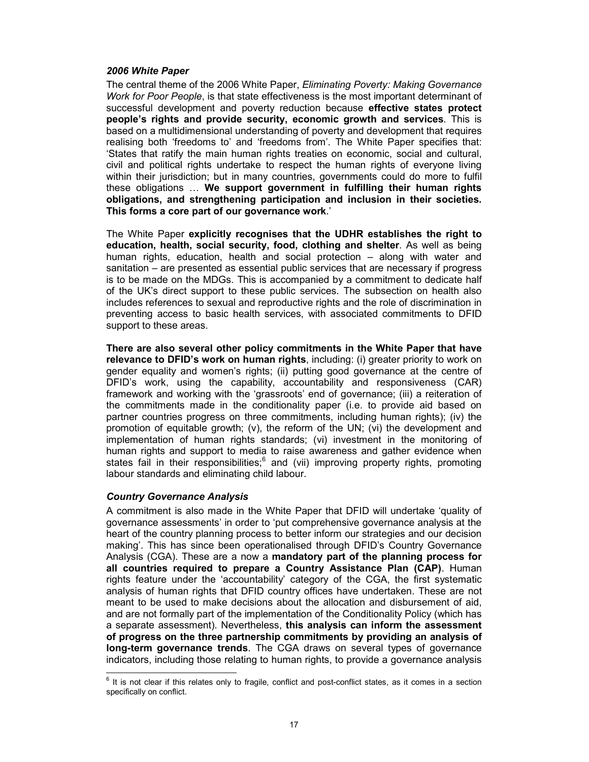### *2006 White Paper*

The central theme of the 2006 White Paper, *Eliminating Poverty: Making Governance Work for Poor People*, is that state effectiveness is the most important determinant of successful development and poverty reduction because **effective states protect people's rights and provide security, economic growth and services**. This is based on a multidimensional understanding of poverty and development that requires realising both 'freedoms to' and 'freedoms from'. The White Paper specifies that: 'States that ratify the main human rights treaties on economic, social and cultural, civil and political rights undertake to respect the human rights of everyone living within their jurisdiction; but in many countries, governments could do more to fulfil these obligations … **We support government in fulfilling their human rights obligations, and strengthening participation and inclusion in their societies. This forms a core part of our governance work**.'

The White Paper **explicitly recognises that the UDHR establishes the right to education, health, social security, food, clothing and shelter**. As well as being human rights, education, health and social protection – along with water and sanitation – are presented as essential public services that are necessary if progress is to be made on the MDGs. This is accompanied by a commitment to dedicate half of the UK's direct support to these public services. The subsection on health also includes references to sexual and reproductive rights and the role of discrimination in preventing access to basic health services, with associated commitments to DFID support to these areas.

**There are also several other policy commitments in the White Paper that have relevance to DFID's work on human rights**, including: (i) greater priority to work on gender equality and women's rights; (ii) putting good governance at the centre of DFID's work, using the capability, accountability and responsiveness (CAR) framework and working with the 'grassroots' end of governance; (iii) a reiteration of the commitments made in the conditionality paper (i.e. to provide aid based on partner countries progress on three commitments, including human rights); (iv) the promotion of equitable growth; (v), the reform of the UN; (vi) the development and implementation of human rights standards; (vi) investment in the monitoring of human rights and support to media to raise awareness and gather evidence when states fail in their responsibilities;[6] and (vii) improving property rights, promoting labour standards and eliminating child labour.

### *Country Governance Analysis*

A commitment is also made in the White Paper that DFID will undertake 'quality of governance assessments' in order to 'put comprehensive governance analysis at the heart of the country planning process to better inform our strategies and our decision making'. This has since been operationalised through DFID's Country Governance Analysis (CGA). These are a now a **mandatory part of the planning process for all countries required to prepare a Country Assistance Plan (CAP)**. Human rights feature under the 'accountability' category of the CGA, the first systematic analysis of human rights that DFID country offices have undertaken. These are not meant to be used to make decisions about the allocation and disbursement of aid, and are not formally part of the implementation of the Conditionality Policy (which has a separate assessment). Nevertheless, **this analysis can inform the assessment of progress on the three partnership commitments by providing an analysis of long-term governance trends**. The CGA draws on several types of governance indicators, including those relating to human rights, to provide a governance analysis

---

[6] It is not clear if this relates only to fragile, conflict and post-conflict states, as it comes in a section specifically on conflict.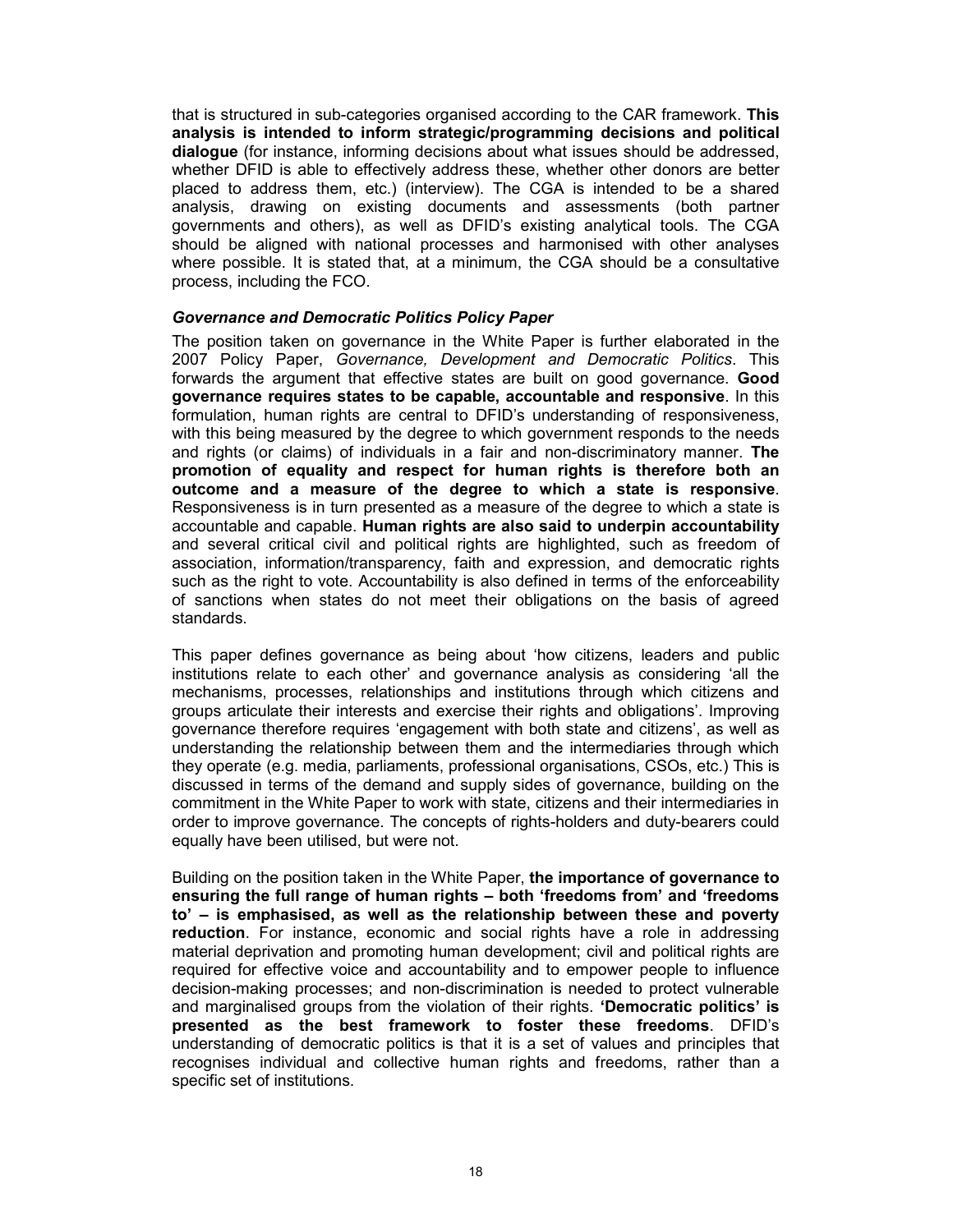that is structured in sub-categories organised according to the CAR framework. **This analysis is intended to inform strategic/programming decisions and political dialogue** (for instance, informing decisions about what issues should be addressed, whether DFID is able to effectively address these, whether other donors are better placed to address them, etc.) (interview). The CGA is intended to be a shared analysis, drawing on existing documents and assessments (both partner governments and others), as well as DFID's existing analytical tools. The CGA should be aligned with national processes and harmonised with other analyses where possible. It is stated that, at a minimum, the CGA should be a consultative process, including the FCO.

***Governance and Democratic Politics Policy Paper***

The position taken on governance in the White Paper is further elaborated in the 2007 Policy Paper, *Governance, Development and Democratic Politics*. This forwards the argument that effective states are built on good governance. **Good governance requires states to be capable, accountable and responsive**. In this formulation, human rights are central to DFID's understanding of responsiveness, with this being measured by the degree to which government responds to the needs and rights (or claims) of individuals in a fair and non-discriminatory manner. **The promotion of equality and respect for human rights is therefore both an outcome and a measure of the degree to which a state is responsive**. Responsiveness is in turn presented as a measure of the degree to which a state is accountable and capable. **Human rights are also said to underpin accountability** and several critical civil and political rights are highlighted, such as freedom of association, information/transparency, faith and expression, and democratic rights such as the right to vote. Accountability is also defined in terms of the enforceability of sanctions when states do not meet their obligations on the basis of agreed standards.

This paper defines governance as being about 'how citizens, leaders and public institutions relate to each other' and governance analysis as considering 'all the mechanisms, processes, relationships and institutions through which citizens and groups articulate their interests and exercise their rights and obligations'. Improving governance therefore requires 'engagement with both state and citizens', as well as understanding the relationship between them and the intermediaries through which they operate (e.g. media, parliaments, professional organisations, CSOs, etc.) This is discussed in terms of the demand and supply sides of governance, building on the commitment in the White Paper to work with state, citizens and their intermediaries in order to improve governance. The concepts of rights-holders and duty-bearers could equally have been utilised, but were not.

Building on the position taken in the White Paper, **the importance of governance to ensuring the full range of human rights – both 'freedoms from' and 'freedoms to' – is emphasised, as well as the relationship between these and poverty reduction**. For instance, economic and social rights have a role in addressing material deprivation and promoting human development; civil and political rights are required for effective voice and accountability and to empower people to influence decision-making processes; and non-discrimination is needed to protect vulnerable and marginalised groups from the violation of their rights. **'Democratic politics' is presented as the best framework to foster these freedoms**. DFID's understanding of democratic politics is that it is a set of values and principles that recognises individual and collective human rights and freedoms, rather than a specific set of institutions.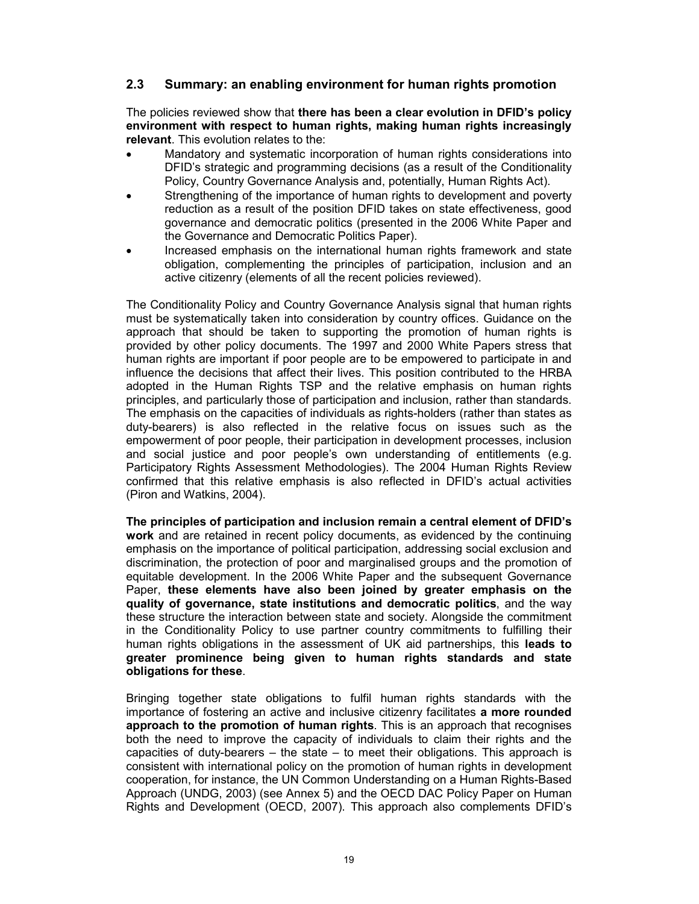## 2.3 Summary: an enabling environment for human rights promotion

The policies reviewed show that **there has been a clear evolution in DFID's policy environment with respect to human rights, making human rights increasingly relevant**. This evolution relates to the:

- Mandatory and systematic incorporation of human rights considerations into DFID's strategic and programming decisions (as a result of the Conditionality Policy, Country Governance Analysis and, potentially, Human Rights Act).
- Strengthening of the importance of human rights to development and poverty reduction as a result of the position DFID takes on state effectiveness, good governance and democratic politics (presented in the 2006 White Paper and the Governance and Democratic Politics Paper).
- Increased emphasis on the international human rights framework and state obligation, complementing the principles of participation, inclusion and an active citizenry (elements of all the recent policies reviewed).

The Conditionality Policy and Country Governance Analysis signal that human rights must be systematically taken into consideration by country offices. Guidance on the approach that should be taken to supporting the promotion of human rights is provided by other policy documents. The 1997 and 2000 White Papers stress that human rights are important if poor people are to be empowered to participate in and influence the decisions that affect their lives. This position contributed to the HRBA adopted in the Human Rights TSP and the relative emphasis on human rights principles, and particularly those of participation and inclusion, rather than standards. The emphasis on the capacities of individuals as rights-holders (rather than states as duty-bearers) is also reflected in the relative focus on issues such as the empowerment of poor people, their participation in development processes, inclusion and social justice and poor people's own understanding of entitlements (e.g. Participatory Rights Assessment Methodologies). The 2004 Human Rights Review confirmed that this relative emphasis is also reflected in DFID's actual activities (Piron and Watkins, 2004).

**The principles of participation and inclusion remain a central element of DFID's work** and are retained in recent policy documents, as evidenced by the continuing emphasis on the importance of political participation, addressing social exclusion and discrimination, the protection of poor and marginalised groups and the promotion of equitable development. In the 2006 White Paper and the subsequent Governance Paper, **these elements have also been joined by greater emphasis on the quality of governance, state institutions and democratic politics**, and the way these structure the interaction between state and society. Alongside the commitment in the Conditionality Policy to use partner country commitments to fulfilling their human rights obligations in the assessment of UK aid partnerships, this **leads to greater prominence being given to human rights standards and state obligations for these**.

Bringing together state obligations to fulfil human rights standards with the importance of fostering an active and inclusive citizenry facilitates **a more rounded approach to the promotion of human rights**. This is an approach that recognises both the need to improve the capacity of individuals to claim their rights and the capacities of duty-bearers – the state – to meet their obligations. This approach is consistent with international policy on the promotion of human rights in development cooperation, for instance, the UN Common Understanding on a Human Rights-Based Approach (UNDG, 2003) (see Annex 5) and the OECD DAC Policy Paper on Human Rights and Development (OECD, 2007). This approach also complements DFID's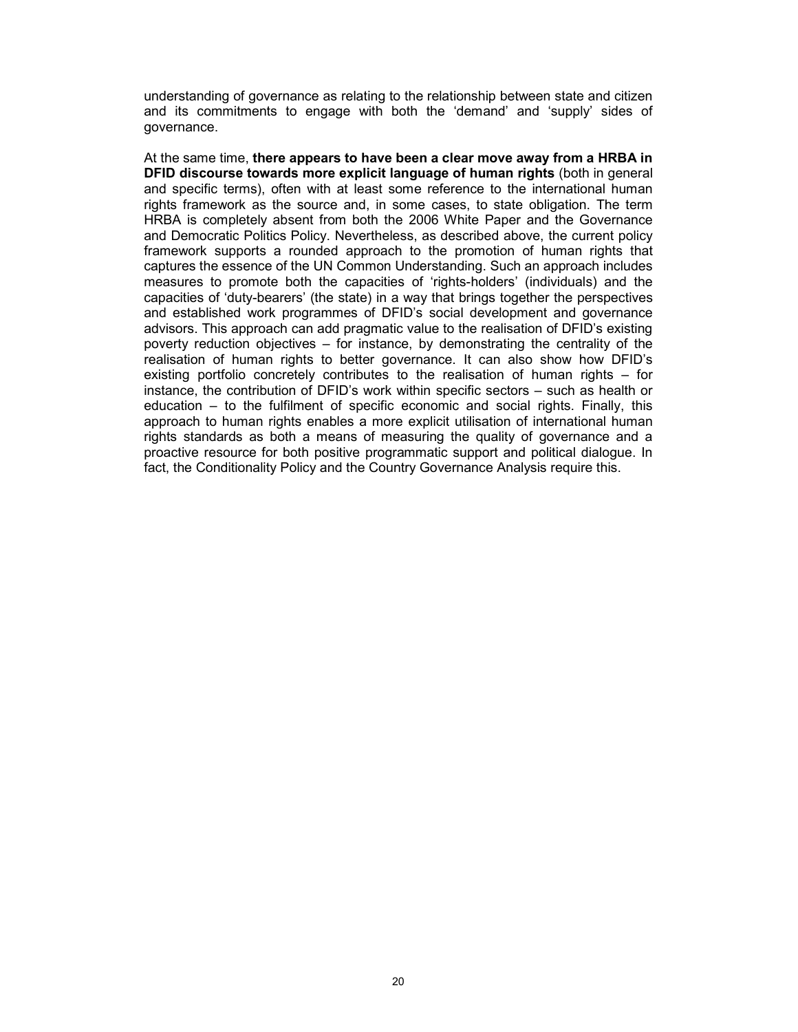understanding of governance as relating to the relationship between state and citizen and its commitments to engage with both the 'demand' and 'supply' sides of governance.

At the same time, **there appears to have been a clear move away from a HRBA in DFID discourse towards more explicit language of human rights** (both in general and specific terms), often with at least some reference to the international human rights framework as the source and, in some cases, to state obligation. The term HRBA is completely absent from both the 2006 White Paper and the Governance and Democratic Politics Policy. Nevertheless, as described above, the current policy framework supports a rounded approach to the promotion of human rights that captures the essence of the UN Common Understanding. Such an approach includes measures to promote both the capacities of 'rights-holders' (individuals) and the capacities of 'duty-bearers' (the state) in a way that brings together the perspectives and established work programmes of DFID's social development and governance advisors. This approach can add pragmatic value to the realisation of DFID's existing poverty reduction objectives – for instance, by demonstrating the centrality of the realisation of human rights to better governance. It can also show how DFID's existing portfolio concretely contributes to the realisation of human rights – for instance, the contribution of DFID's work within specific sectors – such as health or education – to the fulfilment of specific economic and social rights. Finally, this approach to human rights enables a more explicit utilisation of international human rights standards as both a means of measuring the quality of governance and a proactive resource for both positive programmatic support and political dialogue. In fact, the Conditionality Policy and the Country Governance Analysis require this.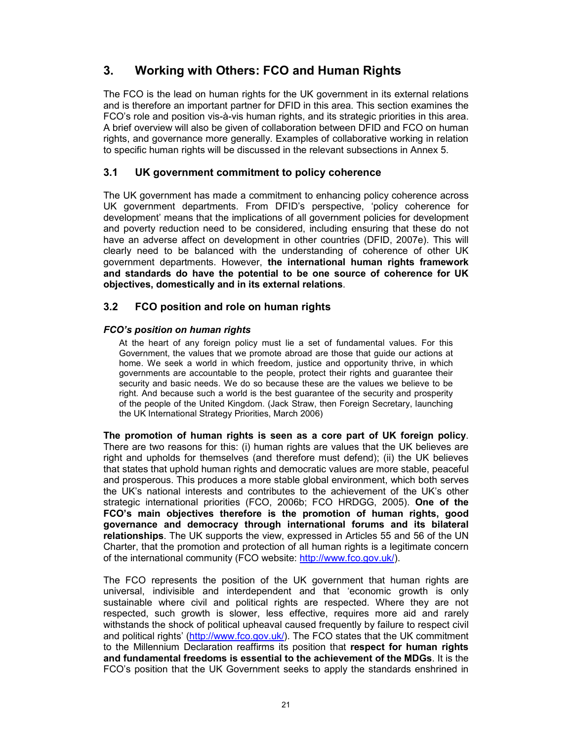## 3. Working with Others: FCO and Human Rights

The FCO is the lead on human rights for the UK government in its external relations and is therefore an important partner for DFID in this area. This section examines the FCO's role and position vis-à-vis human rights, and its strategic priorities in this area. A brief overview will also be given of collaboration between DFID and FCO on human rights, and governance more generally. Examples of collaborative working in relation to specific human rights will be discussed in the relevant subsections in Annex 5.

### 3.1 UK government commitment to policy coherence

The UK government has made a commitment to enhancing policy coherence across UK government departments. From DFID's perspective, 'policy coherence for development' means that the implications of all government policies for development and poverty reduction need to be considered, including ensuring that these do not have an adverse affect on development in other countries (DFID, 2007e). This will clearly need to be balanced with the understanding of coherence of other UK government departments. However, **the international human rights framework and standards do have the potential to be one source of coherence for UK objectives, domestically and in its external relations**.

### 3.2 FCO position and role on human rights

#### *FCO's position on human rights*

> At the heart of any foreign policy must lie a set of fundamental values. For this Government, the values that we promote abroad are those that guide our actions at home. We seek a world in which freedom, justice and opportunity thrive, in which governments are accountable to the people, protect their rights and guarantee their security and basic needs. We do so because these are the values we believe to be right. And because such a world is the best guarantee of the security and prosperity of the people of the United Kingdom. (Jack Straw, then Foreign Secretary, launching the UK International Strategy Priorities, March 2006)

**The promotion of human rights is seen as a core part of UK foreign policy**. There are two reasons for this: (i) human rights are values that the UK believes are right and upholds for themselves (and therefore must defend); (ii) the UK believes that states that uphold human rights and democratic values are more stable, peaceful and prosperous. This produces a more stable global environment, which both serves the UK's national interests and contributes to the achievement of the UK's other strategic international priorities (FCO, 2006b; FCO HRDGG, 2005). **One of the FCO's main objectives therefore is the promotion of human rights, good governance and democracy through international forums and its bilateral relationships**. The UK supports the view, expressed in Articles 55 and 56 of the UN Charter, that the promotion and protection of all human rights is a legitimate concern of the international community (FCO website: http://www.fco.gov.uk/).

The FCO represents the position of the UK government that human rights are universal, indivisible and interdependent and that 'economic growth is only sustainable where civil and political rights are respected. Where they are not respected, such growth is slower, less effective, requires more aid and rarely withstands the shock of political upheaval caused frequently by failure to respect civil and political rights' (http://www.fco.gov.uk/). The FCO states that the UK commitment to the Millennium Declaration reaffirms its position that **respect for human rights and fundamental freedoms is essential to the achievement of the MDGs**. It is the FCO's position that the UK Government seeks to apply the standards enshrined in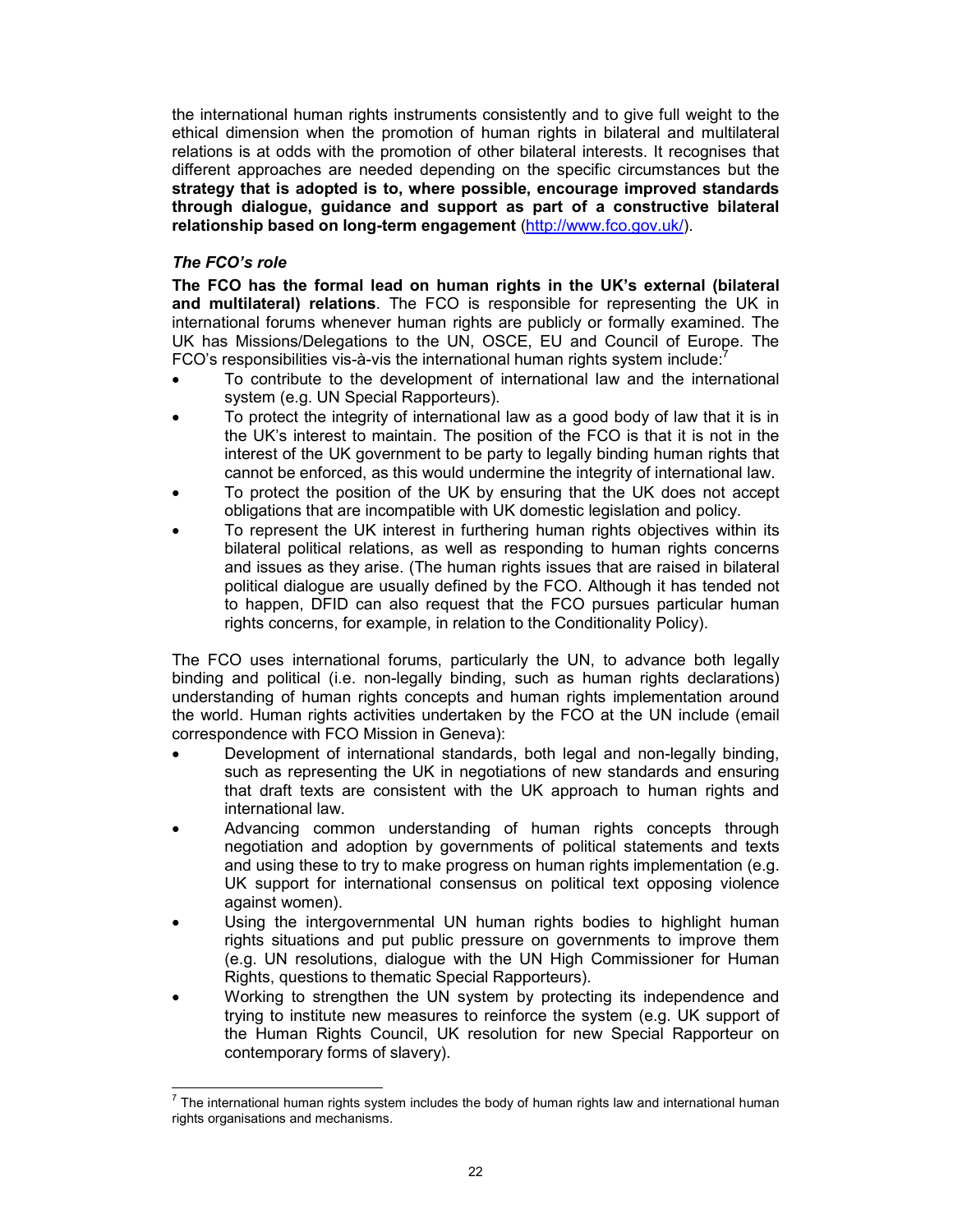the international human rights instruments consistently and to give full weight to the ethical dimension when the promotion of human rights in bilateral and multilateral relations is at odds with the promotion of other bilateral interests. It recognises that different approaches are needed depending on the specific circumstances but the **strategy that is adopted is to, where possible, encourage improved standards through dialogue, guidance and support as part of a constructive bilateral relationship based on long-term engagement** (http://www.fco.gov.uk/).

***The FCO's role***

**The FCO has the formal lead on human rights in the UK's external (bilateral and multilateral) relations**. The FCO is responsible for representing the UK in international forums whenever human rights are publicly or formally examined. The UK has Missions/Delegations to the UN, OSCE, EU and Council of Europe. The FCO's responsibilities vis-à-vis the international human rights system include:[7]

- To contribute to the development of international law and the international system (e.g. UN Special Rapporteurs).
- To protect the integrity of international law as a good body of law that it is in the UK's interest to maintain. The position of the FCO is that it is not in the interest of the UK government to be party to legally binding human rights that cannot be enforced, as this would undermine the integrity of international law.
- To protect the position of the UK by ensuring that the UK does not accept obligations that are incompatible with UK domestic legislation and policy.
- To represent the UK interest in furthering human rights objectives within its bilateral political relations, as well as responding to human rights concerns and issues as they arise. (The human rights issues that are raised in bilateral political dialogue are usually defined by the FCO. Although it has tended not to happen, DFID can also request that the FCO pursues particular human rights concerns, for example, in relation to the Conditionality Policy).

The FCO uses international forums, particularly the UN, to advance both legally binding and political (i.e. non-legally binding, such as human rights declarations) understanding of human rights concepts and human rights implementation around the world. Human rights activities undertaken by the FCO at the UN include (email correspondence with FCO Mission in Geneva):

- Development of international standards, both legal and non-legally binding, such as representing the UK in negotiations of new standards and ensuring that draft texts are consistent with the UK approach to human rights and international law.
- Advancing common understanding of human rights concepts through negotiation and adoption by governments of political statements and texts and using these to try to make progress on human rights implementation (e.g. UK support for international consensus on political text opposing violence against women).
- Using the intergovernmental UN human rights bodies to highlight human rights situations and put public pressure on governments to improve them (e.g. UN resolutions, dialogue with the UN High Commissioner for Human Rights, questions to thematic Special Rapporteurs).
- Working to strengthen the UN system by protecting its independence and trying to institute new measures to reinforce the system (e.g. UK support of the Human Rights Council, UK resolution for new Special Rapporteur on contemporary forms of slavery).

[7] The international human rights system includes the body of human rights law and international human rights organisations and mechanisms.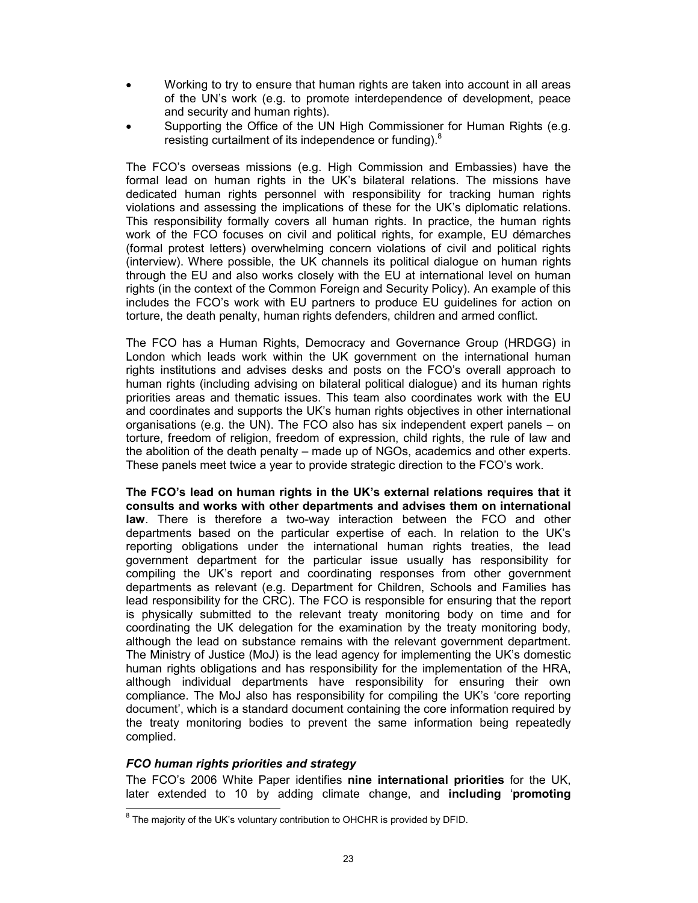- Working to try to ensure that human rights are taken into account in all areas of the UN's work (e.g. to promote interdependence of development, peace and security and human rights).
- Supporting the Office of the UN High Commissioner for Human Rights (e.g. resisting curtailment of its independence or funding).[8]

The FCO's overseas missions (e.g. High Commission and Embassies) have the formal lead on human rights in the UK's bilateral relations. The missions have dedicated human rights personnel with responsibility for tracking human rights violations and assessing the implications of these for the UK's diplomatic relations. This responsibility formally covers all human rights. In practice, the human rights work of the FCO focuses on civil and political rights, for example, EU démarches (formal protest letters) overwhelming concern violations of civil and political rights (interview). Where possible, the UK channels its political dialogue on human rights through the EU and also works closely with the EU at international level on human rights (in the context of the Common Foreign and Security Policy). An example of this includes the FCO's work with EU partners to produce EU guidelines for action on torture, the death penalty, human rights defenders, children and armed conflict.

The FCO has a Human Rights, Democracy and Governance Group (HRDGG) in London which leads work within the UK government on the international human rights institutions and advises desks and posts on the FCO's overall approach to human rights (including advising on bilateral political dialogue) and its human rights priorities areas and thematic issues. This team also coordinates work with the EU and coordinates and supports the UK's human rights objectives in other international organisations (e.g. the UN). The FCO also has six independent expert panels – on torture, freedom of religion, freedom of expression, child rights, the rule of law and the abolition of the death penalty – made up of NGOs, academics and other experts. These panels meet twice a year to provide strategic direction to the FCO's work.

**The FCO's lead on human rights in the UK's external relations requires that it consults and works with other departments and advises them on international law**. There is therefore a two-way interaction between the FCO and other departments based on the particular expertise of each. In relation to the UK's reporting obligations under the international human rights treaties, the lead government department for the particular issue usually has responsibility for compiling the UK's report and coordinating responses from other government departments as relevant (e.g. Department for Children, Schools and Families has lead responsibility for the CRC). The FCO is responsible for ensuring that the report is physically submitted to the relevant treaty monitoring body on time and for coordinating the UK delegation for the examination by the treaty monitoring body, although the lead on substance remains with the relevant government department. The Ministry of Justice (MoJ) is the lead agency for implementing the UK's domestic human rights obligations and has responsibility for the implementation of the HRA, although individual departments have responsibility for ensuring their own compliance. The MoJ also has responsibility for compiling the UK's 'core reporting document', which is a standard document containing the core information required by the treaty monitoring bodies to prevent the same information being repeatedly complied.

### *FCO human rights priorities and strategy*

The FCO's 2006 White Paper identifies **nine international priorities** for the UK, later extended to 10 by adding climate change, and **including** '**promoting**

[8] The majority of the UK's voluntary contribution to OHCHR is provided by DFID.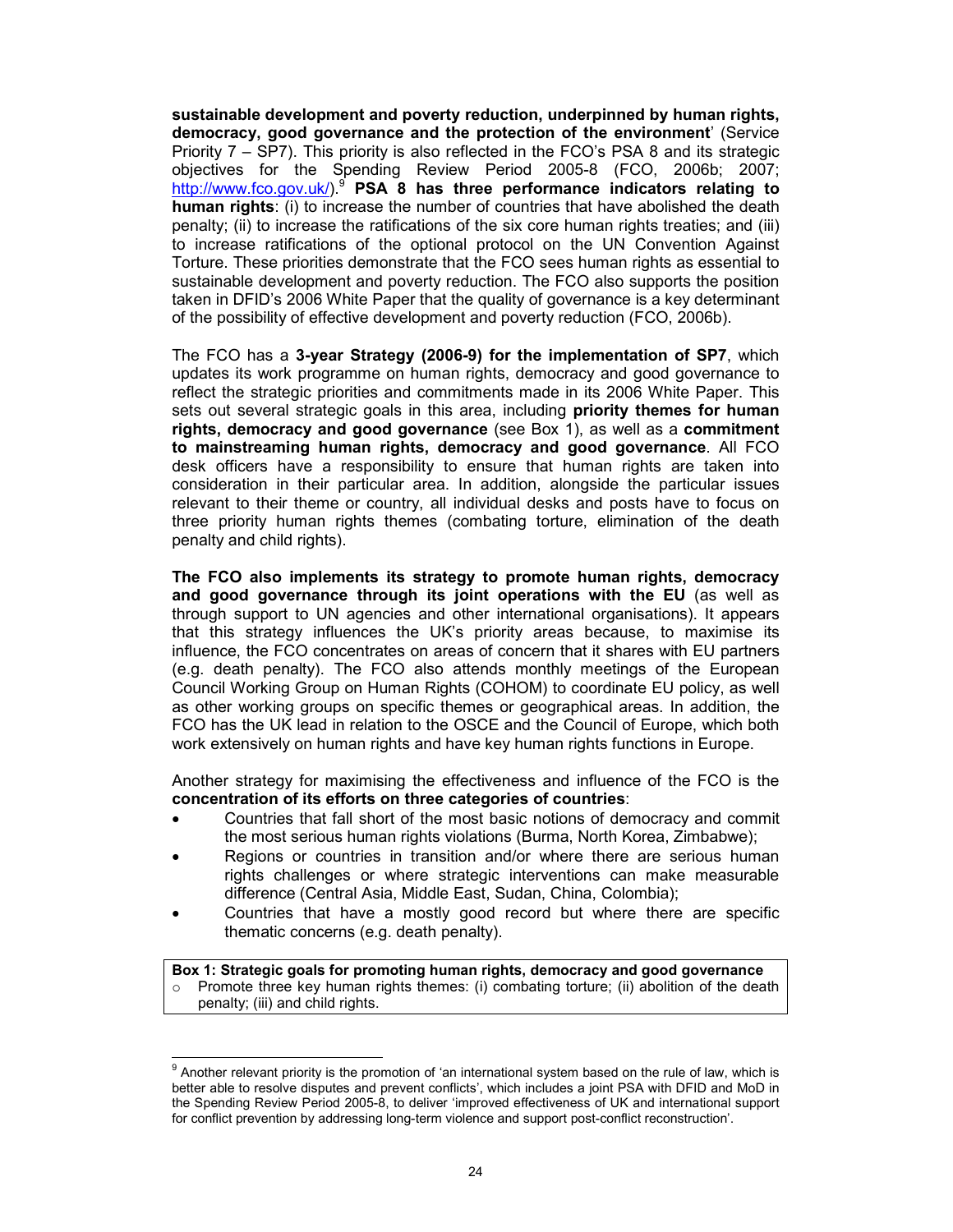**sustainable development and poverty reduction, underpinned by human rights, democracy, good governance and the protection of the environment**' (Service Priority 7 – SP7). This priority is also reflected in the FCO's PSA 8 and its strategic objectives for the Spending Review Period 2005-8 (FCO, 2006b; 2007; http://www.fco.gov.uk/).[9] **PSA 8 has three performance indicators relating to human rights**: (i) to increase the number of countries that have abolished the death penalty; (ii) to increase the ratifications of the six core human rights treaties; and (iii) to increase ratifications of the optional protocol on the UN Convention Against Torture. These priorities demonstrate that the FCO sees human rights as essential to sustainable development and poverty reduction. The FCO also supports the position taken in DFID's 2006 White Paper that the quality of governance is a key determinant of the possibility of effective development and poverty reduction (FCO, 2006b).

The FCO has a **3-year Strategy (2006-9) for the implementation of SP7**, which updates its work programme on human rights, democracy and good governance to reflect the strategic priorities and commitments made in its 2006 White Paper. This sets out several strategic goals in this area, including **priority themes for human rights, democracy and good governance** (see Box 1), as well as a **commitment to mainstreaming human rights, democracy and good governance**. All FCO desk officers have a responsibility to ensure that human rights are taken into consideration in their particular area. In addition, alongside the particular issues relevant to their theme or country, all individual desks and posts have to focus on three priority human rights themes (combating torture, elimination of the death penalty and child rights).

**The FCO also implements its strategy to promote human rights, democracy and good governance through its joint operations with the EU** (as well as through support to UN agencies and other international organisations). It appears that this strategy influences the UK's priority areas because, to maximise its influence, the FCO concentrates on areas of concern that it shares with EU partners (e.g. death penalty). The FCO also attends monthly meetings of the European Council Working Group on Human Rights (COHOM) to coordinate EU policy, as well as other working groups on specific themes or geographical areas. In addition, the FCO has the UK lead in relation to the OSCE and the Council of Europe, which both work extensively on human rights and have key human rights functions in Europe.

Another strategy for maximising the effectiveness and influence of the FCO is the **concentration of its efforts on three categories of countries**:

- Countries that fall short of the most basic notions of democracy and commit the most serious human rights violations (Burma, North Korea, Zimbabwe);
- Regions or countries in transition and/or where there are serious human rights challenges or where strategic interventions can make measurable difference (Central Asia, Middle East, Sudan, China, Colombia);
- Countries that have a mostly good record but where there are specific thematic concerns (e.g. death penalty).

**Box 1: Strategic goals for promoting human rights, democracy and good governance**

- Promote three key human rights themes: (i) combating torture; (ii) abolition of the death penalty; (iii) and child rights.

[9] Another relevant priority is the promotion of 'an international system based on the rule of law, which is better able to resolve disputes and prevent conflicts', which includes a joint PSA with DFID and MoD in the Spending Review Period 2005-8, to deliver 'improved effectiveness of UK and international support for conflict prevention by addressing long-term violence and support post-conflict reconstruction'.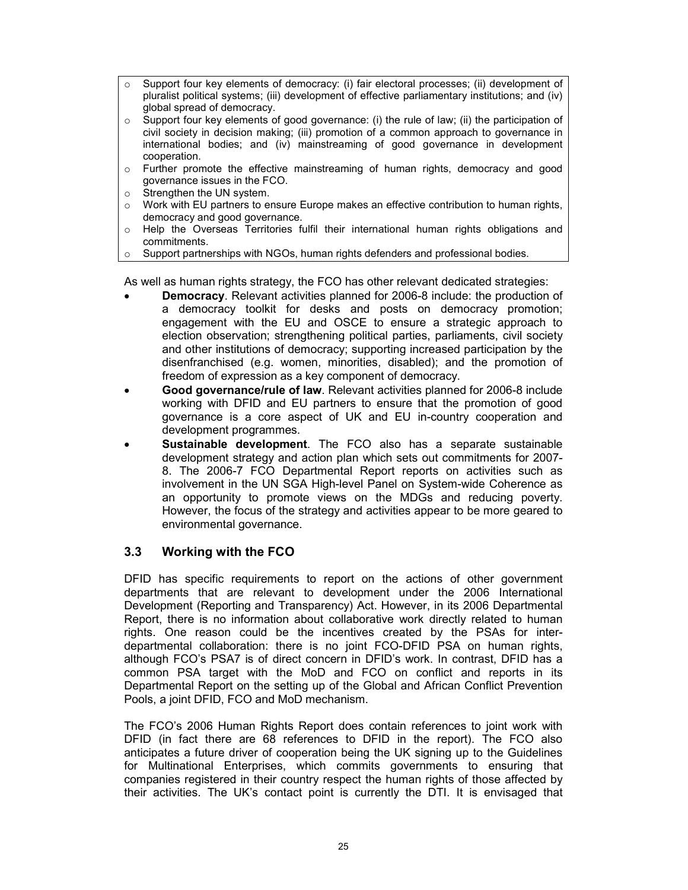- Support four key elements of democracy: (i) fair electoral processes; (ii) development of pluralist political systems; (iii) development of effective parliamentary institutions; and (iv) global spread of democracy.
- Support four key elements of good governance: (i) the rule of law; (ii) the participation of civil society in decision making; (iii) promotion of a common approach to governance in international bodies; and (iv) mainstreaming of good governance in development cooperation.
- Further promote the effective mainstreaming of human rights, democracy and good governance issues in the FCO.
- Strengthen the UN system.
- Work with EU partners to ensure Europe makes an effective contribution to human rights, democracy and good governance.
- Help the Overseas Territories fulfil their international human rights obligations and commitments.
- Support partnerships with NGOs, human rights defenders and professional bodies.

As well as human rights strategy, the FCO has other relevant dedicated strategies:

- **Democracy**. Relevant activities planned for 2006-8 include: the production of a democracy toolkit for desks and posts on democracy promotion; engagement with the EU and OSCE to ensure a strategic approach to election observation; strengthening political parties, parliaments, civil society and other institutions of democracy; supporting increased participation by the disenfranchised (e.g. women, minorities, disabled); and the promotion of freedom of expression as a key component of democracy.
- **Good governance/rule of law**. Relevant activities planned for 2006-8 include working with DFID and EU partners to ensure that the promotion of good governance is a core aspect of UK and EU in-country cooperation and development programmes.
- **Sustainable development**. The FCO also has a separate sustainable development strategy and action plan which sets out commitments for 2007-8. The 2006-7 FCO Departmental Report reports on activities such as involvement in the UN SGA High-level Panel on System-wide Coherence as an opportunity to promote views on the MDGs and reducing poverty. However, the focus of the strategy and activities appear to be more geared to environmental governance.

### 3.3 Working with the FCO

DFID has specific requirements to report on the actions of other government departments that are relevant to development under the 2006 International Development (Reporting and Transparency) Act. However, in its 2006 Departmental Report, there is no information about collaborative work directly related to human rights. One reason could be the incentives created by the PSAs for inter-departmental collaboration: there is no joint FCO-DFID PSA on human rights, although FCO's PSA7 is of direct concern in DFID's work. In contrast, DFID has a common PSA target with the MoD and FCO on conflict and reports in its Departmental Report on the setting up of the Global and African Conflict Prevention Pools, a joint DFID, FCO and MoD mechanism.

The FCO's 2006 Human Rights Report does contain references to joint work with DFID (in fact there are 68 references to DFID in the report). The FCO also anticipates a future driver of cooperation being the UK signing up to the Guidelines for Multinational Enterprises, which commits governments to ensuring that companies registered in their country respect the human rights of those affected by their activities. The UK's contact point is currently the DTI. It is envisaged that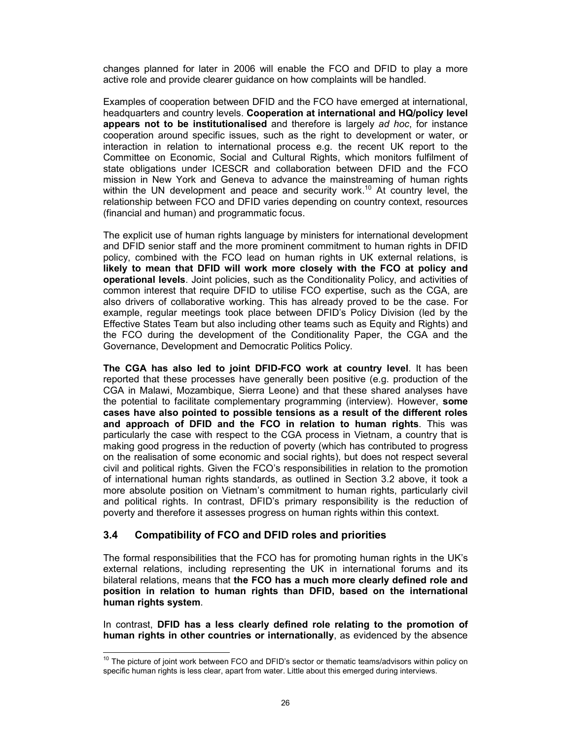changes planned for later in 2006 will enable the FCO and DFID to play a more active role and provide clearer guidance on how complaints will be handled.

Examples of cooperation between DFID and the FCO have emerged at international, headquarters and country levels. **Cooperation at international and HQ/policy level appears not to be institutionalised** and therefore is largely *ad hoc*, for instance cooperation around specific issues, such as the right to development or water, or interaction in relation to international process e.g. the recent UK report to the Committee on Economic, Social and Cultural Rights, which monitors fulfilment of state obligations under ICESCR and collaboration between DFID and the FCO mission in New York and Geneva to advance the mainstreaming of human rights within the UN development and peace and security work.[10] At country level, the relationship between FCO and DFID varies depending on country context, resources (financial and human) and programmatic focus.

The explicit use of human rights language by ministers for international development and DFID senior staff and the more prominent commitment to human rights in DFID policy, combined with the FCO lead on human rights in UK external relations, is **likely to mean that DFID will work more closely with the FCO at policy and operational levels**. Joint policies, such as the Conditionality Policy, and activities of common interest that require DFID to utilise FCO expertise, such as the CGA, are also drivers of collaborative working. This has already proved to be the case. For example, regular meetings took place between DFID's Policy Division (led by the Effective States Team but also including other teams such as Equity and Rights) and the FCO during the development of the Conditionality Paper, the CGA and the Governance, Development and Democratic Politics Policy.

**The CGA has also led to joint DFID-FCO work at country level**. It has been reported that these processes have generally been positive (e.g. production of the CGA in Malawi, Mozambique, Sierra Leone) and that these shared analyses have the potential to facilitate complementary programming (interview). However, **some cases have also pointed to possible tensions as a result of the different roles and approach of DFID and the FCO in relation to human rights**. This was particularly the case with respect to the CGA process in Vietnam, a country that is making good progress in the reduction of poverty (which has contributed to progress on the realisation of some economic and social rights), but does not respect several civil and political rights. Given the FCO's responsibilities in relation to the promotion of international human rights standards, as outlined in Section 3.2 above, it took a more absolute position on Vietnam's commitment to human rights, particularly civil and political rights. In contrast, DFID's primary responsibility is the reduction of poverty and therefore it assesses progress on human rights within this context.

### 3.4 Compatibility of FCO and DFID roles and priorities

The formal responsibilities that the FCO has for promoting human rights in the UK's external relations, including representing the UK in international forums and its bilateral relations, means that **the FCO has a much more clearly defined role and position in relation to human rights than DFID, based on the international human rights system**.

In contrast, **DFID has a less clearly defined role relating to the promotion of human rights in other countries or internationally**, as evidenced by the absence

---

[10] The picture of joint work between FCO and DFID's sector or thematic teams/advisors within policy on specific human rights is less clear, apart from water. Little about this emerged during interviews.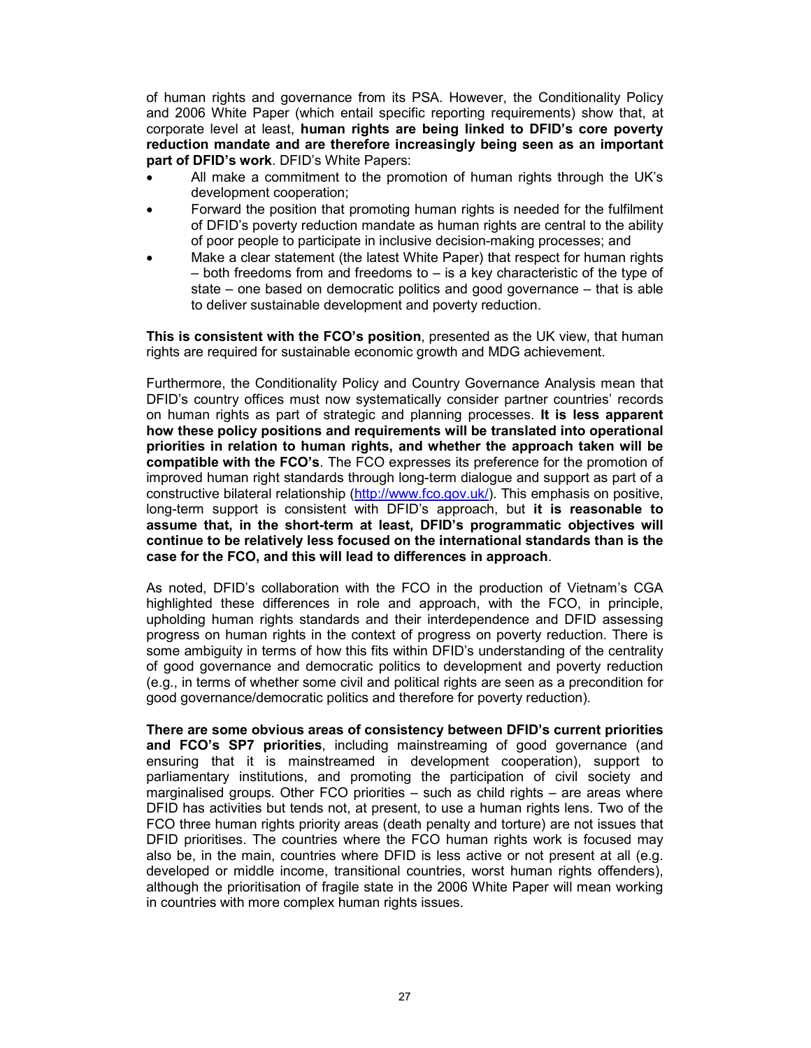of human rights and governance from its PSA. However, the Conditionality Policy and 2006 White Paper (which entail specific reporting requirements) show that, at corporate level at least, **human rights are being linked to DFID's core poverty reduction mandate and are therefore increasingly being seen as an important part of DFID's work**. DFID's White Papers:

- All make a commitment to the promotion of human rights through the UK's development cooperation;
- Forward the position that promoting human rights is needed for the fulfilment of DFID's poverty reduction mandate as human rights are central to the ability of poor people to participate in inclusive decision-making processes; and
- Make a clear statement (the latest White Paper) that respect for human rights – both freedoms from and freedoms to – is a key characteristic of the type of state – one based on democratic politics and good governance – that is able to deliver sustainable development and poverty reduction.

**This is consistent with the FCO's position**, presented as the UK view, that human rights are required for sustainable economic growth and MDG achievement.

Furthermore, the Conditionality Policy and Country Governance Analysis mean that DFID's country offices must now systematically consider partner countries' records on human rights as part of strategic and planning processes. **It is less apparent how these policy positions and requirements will be translated into operational priorities in relation to human rights, and whether the approach taken will be compatible with the FCO's**. The FCO expresses its preference for the promotion of improved human right standards through long-term dialogue and support as part of a constructive bilateral relationship (http://www.fco.gov.uk/). This emphasis on positive, long-term support is consistent with DFID's approach, but **it is reasonable to assume that, in the short-term at least, DFID's programmatic objectives will continue to be relatively less focused on the international standards than is the case for the FCO, and this will lead to differences in approach**.

As noted, DFID's collaboration with the FCO in the production of Vietnam's CGA highlighted these differences in role and approach, with the FCO, in principle, upholding human rights standards and their interdependence and DFID assessing progress on human rights in the context of progress on poverty reduction. There is some ambiguity in terms of how this fits within DFID's understanding of the centrality of good governance and democratic politics to development and poverty reduction (e.g., in terms of whether some civil and political rights are seen as a precondition for good governance/democratic politics and therefore for poverty reduction).

**There are some obvious areas of consistency between DFID's current priorities and FCO's SP7 priorities**, including mainstreaming of good governance (and ensuring that it is mainstreamed in development cooperation), support to parliamentary institutions, and promoting the participation of civil society and marginalised groups. Other FCO priorities – such as child rights – are areas where DFID has activities but tends not, at present, to use a human rights lens. Two of the FCO three human rights priority areas (death penalty and torture) are not issues that DFID prioritises. The countries where the FCO human rights work is focused may also be, in the main, countries where DFID is less active or not present at all (e.g. developed or middle income, transitional countries, worst human rights offenders), although the prioritisation of fragile state in the 2006 White Paper will mean working in countries with more complex human rights issues.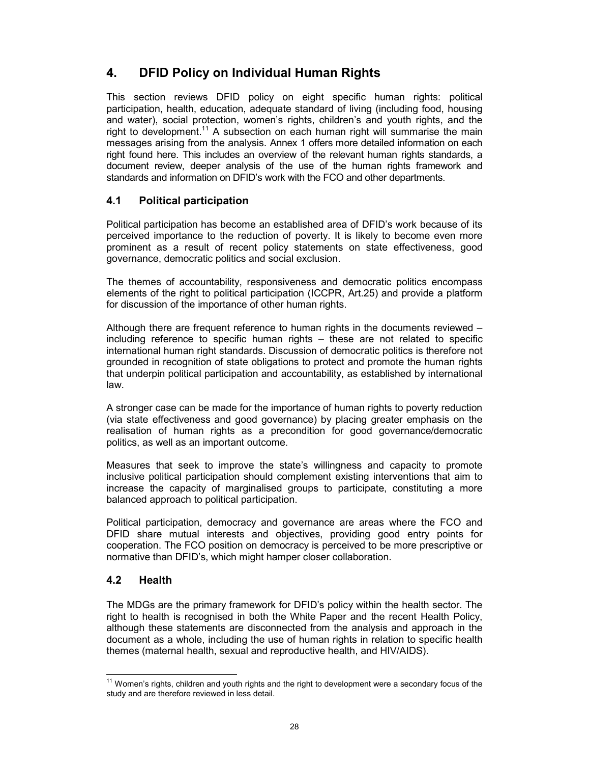# 4. DFID Policy on Individual Human Rights

This section reviews DFID policy on eight specific human rights: political participation, health, education, adequate standard of living (including food, housing and water), social protection, women's rights, children's and youth rights, and the right to development.[11] A subsection on each human right will summarise the main messages arising from the analysis. Annex 1 offers more detailed information on each right found here. This includes an overview of the relevant human rights standards, a document review, deeper analysis of the use of the human rights framework and standards and information on DFID's work with the FCO and other departments.

## 4.1 Political participation

Political participation has become an established area of DFID's work because of its perceived importance to the reduction of poverty. It is likely to become even more prominent as a result of recent policy statements on state effectiveness, good governance, democratic politics and social exclusion.

The themes of accountability, responsiveness and democratic politics encompass elements of the right to political participation (ICCPR, Art.25) and provide a platform for discussion of the importance of other human rights.

Although there are frequent reference to human rights in the documents reviewed – including reference to specific human rights – these are not related to specific international human right standards. Discussion of democratic politics is therefore not grounded in recognition of state obligations to protect and promote the human rights that underpin political participation and accountability, as established by international law.

A stronger case can be made for the importance of human rights to poverty reduction (via state effectiveness and good governance) by placing greater emphasis on the realisation of human rights as a precondition for good governance/democratic politics, as well as an important outcome.

Measures that seek to improve the state's willingness and capacity to promote inclusive political participation should complement existing interventions that aim to increase the capacity of marginalised groups to participate, constituting a more balanced approach to political participation.

Political participation, democracy and governance are areas where the FCO and DFID share mutual interests and objectives, providing good entry points for cooperation. The FCO position on democracy is perceived to be more prescriptive or normative than DFID's, which might hamper closer collaboration.

## 4.2 Health

The MDGs are the primary framework for DFID's policy within the health sector. The right to health is recognised in both the White Paper and the recent Health Policy, although these statements are disconnected from the analysis and approach in the document as a whole, including the use of human rights in relation to specific health themes (maternal health, sexual and reproductive health, and HIV/AIDS).

---

[11] Women's rights, children and youth rights and the right to development were a secondary focus of the study and are therefore reviewed in less detail.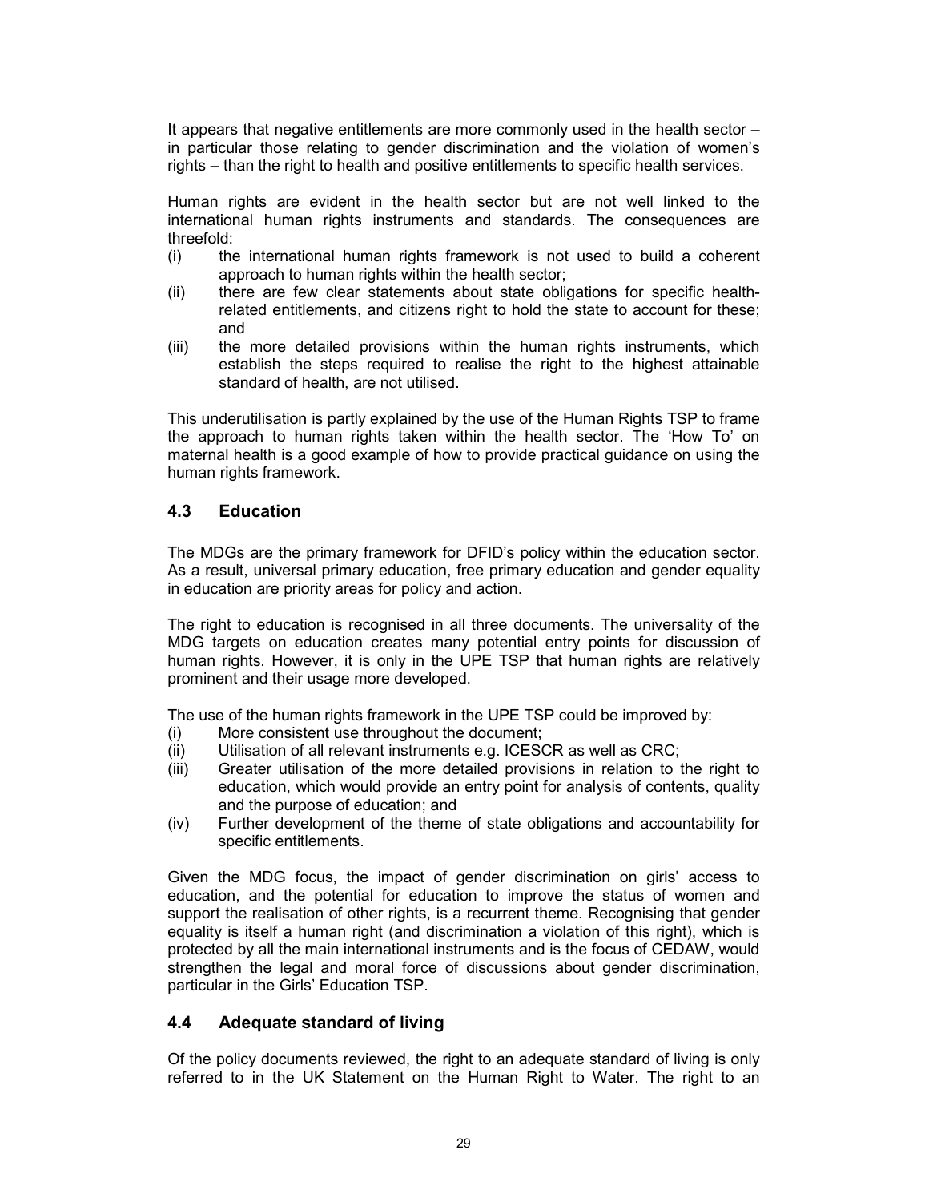It appears that negative entitlements are more commonly used in the health sector – in particular those relating to gender discrimination and the violation of women's rights – than the right to health and positive entitlements to specific health services.

Human rights are evident in the health sector but are not well linked to the international human rights instruments and standards. The consequences are threefold:

(i) the international human rights framework is not used to build a coherent approach to human rights within the health sector;
(ii) there are few clear statements about state obligations for specific health-related entitlements, and citizens right to hold the state to account for these; and
(iii) the more detailed provisions within the human rights instruments, which establish the steps required to realise the right to the highest attainable standard of health, are not utilised.

This underutilisation is partly explained by the use of the Human Rights TSP to frame the approach to human rights taken within the health sector. The 'How To' on maternal health is a good example of how to provide practical guidance on using the human rights framework.

## 4.3 Education

The MDGs are the primary framework for DFID's policy within the education sector. As a result, universal primary education, free primary education and gender equality in education are priority areas for policy and action.

The right to education is recognised in all three documents. The universality of the MDG targets on education creates many potential entry points for discussion of human rights. However, it is only in the UPE TSP that human rights are relatively prominent and their usage more developed.

The use of the human rights framework in the UPE TSP could be improved by:

(i) More consistent use throughout the document;
(ii) Utilisation of all relevant instruments e.g. ICESCR as well as CRC;
(iii) Greater utilisation of the more detailed provisions in relation to the right to education, which would provide an entry point for analysis of contents, quality and the purpose of education; and
(iv) Further development of the theme of state obligations and accountability for specific entitlements.

Given the MDG focus, the impact of gender discrimination on girls' access to education, and the potential for education to improve the status of women and support the realisation of other rights, is a recurrent theme. Recognising that gender equality is itself a human right (and discrimination a violation of this right), which is protected by all the main international instruments and is the focus of CEDAW, would strengthen the legal and moral force of discussions about gender discrimination, particular in the Girls' Education TSP.

## 4.4 Adequate standard of living

Of the policy documents reviewed, the right to an adequate standard of living is only referred to in the UK Statement on the Human Right to Water. The right to an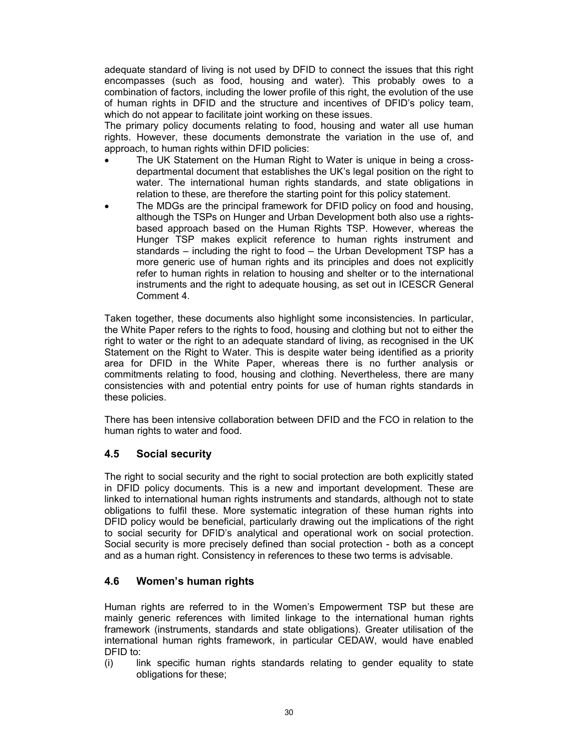adequate standard of living is not used by DFID to connect the issues that this right encompasses (such as food, housing and water). This probably owes to a combination of factors, including the lower profile of this right, the evolution of the use of human rights in DFID and the structure and incentives of DFID's policy team, which do not appear to facilitate joint working on these issues.

The primary policy documents relating to food, housing and water all use human rights. However, these documents demonstrate the variation in the use of, and approach, to human rights within DFID policies:

- The UK Statement on the Human Right to Water is unique in being a cross-departmental document that establishes the UK's legal position on the right to water. The international human rights standards, and state obligations in relation to these, are therefore the starting point for this policy statement.
- The MDGs are the principal framework for DFID policy on food and housing, although the TSPs on Hunger and Urban Development both also use a rights-based approach based on the Human Rights TSP. However, whereas the Hunger TSP makes explicit reference to human rights instrument and standards – including the right to food – the Urban Development TSP has a more generic use of human rights and its principles and does not explicitly refer to human rights in relation to housing and shelter or to the international instruments and the right to adequate housing, as set out in ICESCR General Comment 4.

Taken together, these documents also highlight some inconsistencies. In particular, the White Paper refers to the rights to food, housing and clothing but not to either the right to water or the right to an adequate standard of living, as recognised in the UK Statement on the Right to Water. This is despite water being identified as a priority area for DFID in the White Paper, whereas there is no further analysis or commitments relating to food, housing and clothing. Nevertheless, there are many consistencies with and potential entry points for use of human rights standards in these policies.

There has been intensive collaboration between DFID and the FCO in relation to the human rights to water and food.

## 4.5 Social security

The right to social security and the right to social protection are both explicitly stated in DFID policy documents. This is a new and important development. These are linked to international human rights instruments and standards, although not to state obligations to fulfil these. More systematic integration of these human rights into DFID policy would be beneficial, particularly drawing out the implications of the right to social security for DFID's analytical and operational work on social protection. Social security is more precisely defined than social protection - both as a concept and as a human right. Consistency in references to these two terms is advisable.

## 4.6 Women's human rights

Human rights are referred to in the Women's Empowerment TSP but these are mainly generic references with limited linkage to the international human rights framework (instruments, standards and state obligations). Greater utilisation of the international human rights framework, in particular CEDAW, would have enabled DFID to:

(i) link specific human rights standards relating to gender equality to state obligations for these;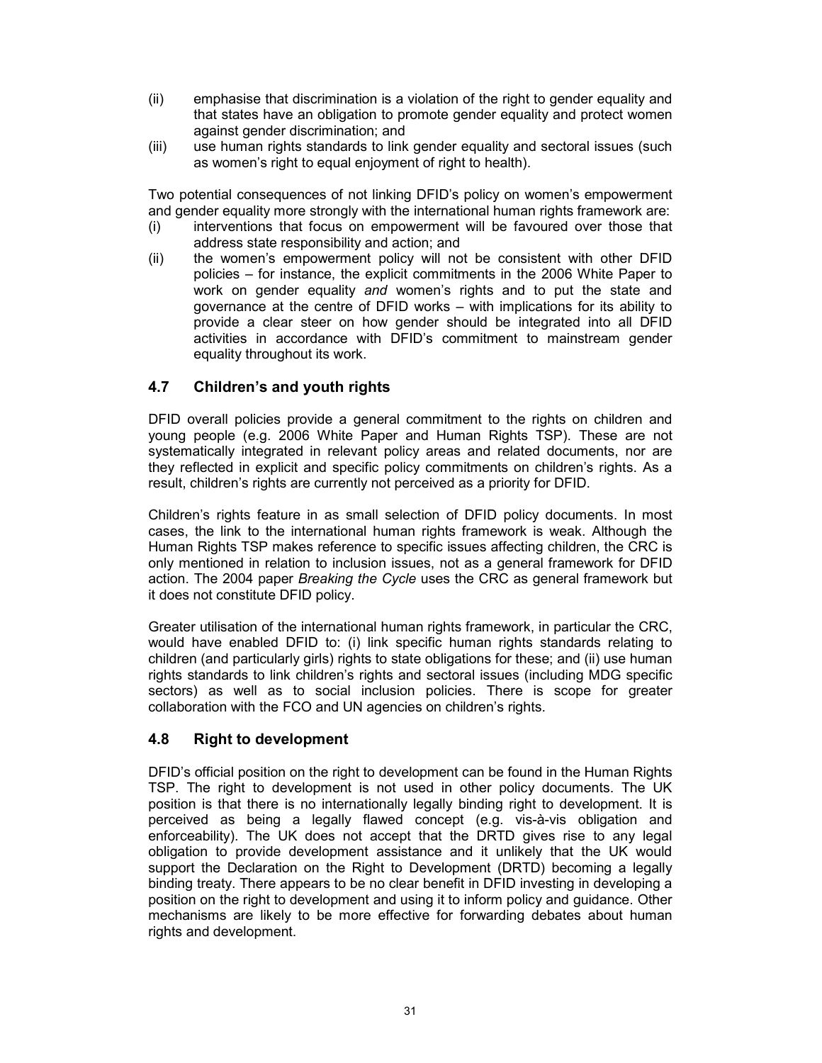(ii) emphasise that discrimination is a violation of the right to gender equality and that states have an obligation to promote gender equality and protect women against gender discrimination; and

(iii) use human rights standards to link gender equality and sectoral issues (such as women's right to equal enjoyment of right to health).

Two potential consequences of not linking DFID's policy on women's empowerment and gender equality more strongly with the international human rights framework are:

(i) interventions that focus on empowerment will be favoured over those that address state responsibility and action; and

(ii) the women's empowerment policy will not be consistent with other DFID policies – for instance, the explicit commitments in the 2006 White Paper to work on gender equality *and* women's rights and to put the state and governance at the centre of DFID works – with implications for its ability to provide a clear steer on how gender should be integrated into all DFID activities in accordance with DFID's commitment to mainstream gender equality throughout its work.

## 4.7 Children's and youth rights

DFID overall policies provide a general commitment to the rights on children and young people (e.g. 2006 White Paper and Human Rights TSP). These are not systematically integrated in relevant policy areas and related documents, nor are they reflected in explicit and specific policy commitments on children's rights. As a result, children's rights are currently not perceived as a priority for DFID.

Children's rights feature in as small selection of DFID policy documents. In most cases, the link to the international human rights framework is weak. Although the Human Rights TSP makes reference to specific issues affecting children, the CRC is only mentioned in relation to inclusion issues, not as a general framework for DFID action. The 2004 paper *Breaking the Cycle* uses the CRC as general framework but it does not constitute DFID policy.

Greater utilisation of the international human rights framework, in particular the CRC, would have enabled DFID to: (i) link specific human rights standards relating to children (and particularly girls) rights to state obligations for these; and (ii) use human rights standards to link children's rights and sectoral issues (including MDG specific sectors) as well as to social inclusion policies. There is scope for greater collaboration with the FCO and UN agencies on children's rights.

## 4.8 Right to development

DFID's official position on the right to development can be found in the Human Rights TSP. The right to development is not used in other policy documents. The UK position is that there is no internationally legally binding right to development. It is perceived as being a legally flawed concept (e.g. vis-à-vis obligation and enforceability). The UK does not accept that the DRTD gives rise to any legal obligation to provide development assistance and it unlikely that the UK would support the Declaration on the Right to Development (DRTD) becoming a legally binding treaty. There appears to be no clear benefit in DFID investing in developing a position on the right to development and using it to inform policy and guidance. Other mechanisms are likely to be more effective for forwarding debates about human rights and development.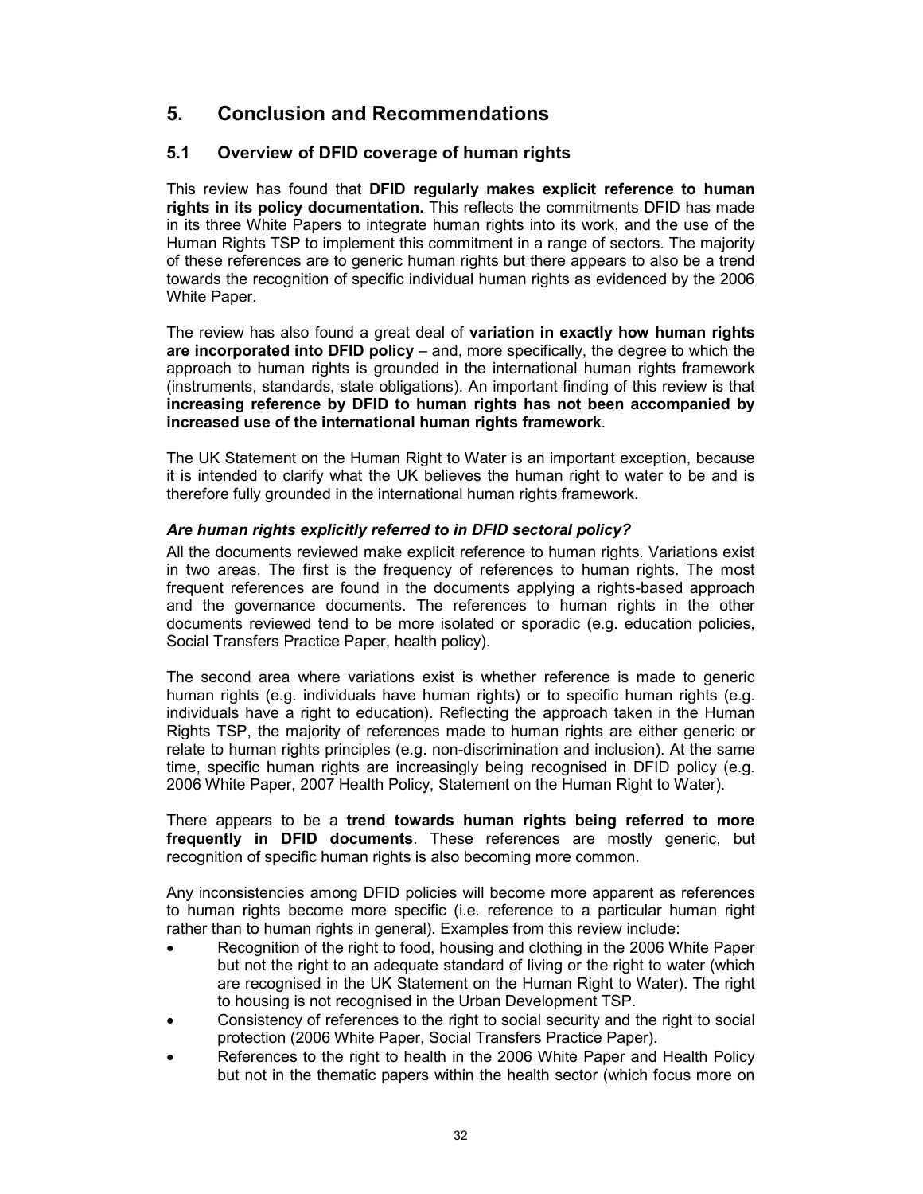# 5. Conclusion and Recommendations

## 5.1 Overview of DFID coverage of human rights

This review has found that **DFID regularly makes explicit reference to human rights in its policy documentation.** This reflects the commitments DFID has made in its three White Papers to integrate human rights into its work, and the use of the Human Rights TSP to implement this commitment in a range of sectors. The majority of these references are to generic human rights but there appears to also be a trend towards the recognition of specific individual human rights as evidenced by the 2006 White Paper.

The review has also found a great deal of **variation in exactly how human rights are incorporated into DFID policy** – and, more specifically, the degree to which the approach to human rights is grounded in the international human rights framework (instruments, standards, state obligations). An important finding of this review is that **increasing reference by DFID to human rights has not been accompanied by increased use of the international human rights framework**.

The UK Statement on the Human Right to Water is an important exception, because it is intended to clarify what the UK believes the human right to water to be and is therefore fully grounded in the international human rights framework.

### *Are human rights explicitly referred to in DFID sectoral policy?*

All the documents reviewed make explicit reference to human rights. Variations exist in two areas. The first is the frequency of references to human rights. The most frequent references are found in the documents applying a rights-based approach and the governance documents. The references to human rights in the other documents reviewed tend to be more isolated or sporadic (e.g. education policies, Social Transfers Practice Paper, health policy).

The second area where variations exist is whether reference is made to generic human rights (e.g. individuals have human rights) or to specific human rights (e.g. individuals have a right to education). Reflecting the approach taken in the Human Rights TSP, the majority of references made to human rights are either generic or relate to human rights principles (e.g. non-discrimination and inclusion). At the same time, specific human rights are increasingly being recognised in DFID policy (e.g. 2006 White Paper, 2007 Health Policy, Statement on the Human Right to Water).

There appears to be a **trend towards human rights being referred to more frequently in DFID documents**. These references are mostly generic, but recognition of specific human rights is also becoming more common.

Any inconsistencies among DFID policies will become more apparent as references to human rights become more specific (i.e. reference to a particular human right rather than to human rights in general). Examples from this review include:

- Recognition of the right to food, housing and clothing in the 2006 White Paper but not the right to an adequate standard of living or the right to water (which are recognised in the UK Statement on the Human Right to Water). The right to housing is not recognised in the Urban Development TSP.
- Consistency of references to the right to social security and the right to social protection (2006 White Paper, Social Transfers Practice Paper).
- References to the right to health in the 2006 White Paper and Health Policy but not in the thematic papers within the health sector (which focus more on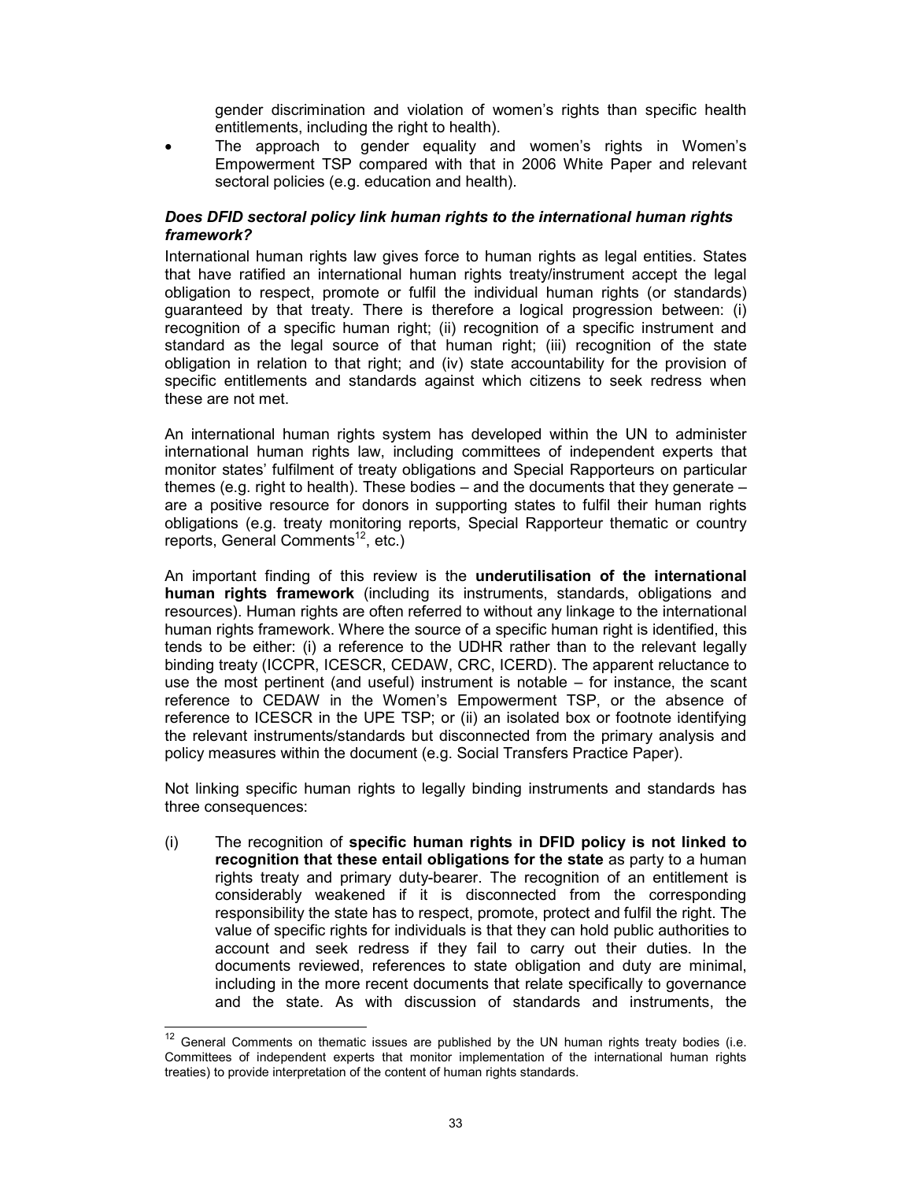gender discrimination and violation of women's rights than specific health entitlements, including the right to health).

- The approach to gender equality and women's rights in Women's Empowerment TSP compared with that in 2006 White Paper and relevant sectoral policies (e.g. education and health).

***Does DFID sectoral policy link human rights to the international human rights framework?***

International human rights law gives force to human rights as legal entities. States that have ratified an international human rights treaty/instrument accept the legal obligation to respect, promote or fulfil the individual human rights (or standards) guaranteed by that treaty. There is therefore a logical progression between: (i) recognition of a specific human right; (ii) recognition of a specific instrument and standard as the legal source of that human right; (iii) recognition of the state obligation in relation to that right; and (iv) state accountability for the provision of specific entitlements and standards against which citizens to seek redress when these are not met.

An international human rights system has developed within the UN to administer international human rights law, including committees of independent experts that monitor states' fulfilment of treaty obligations and Special Rapporteurs on particular themes (e.g. right to health). These bodies – and the documents that they generate – are a positive resource for donors in supporting states to fulfil their human rights obligations (e.g. treaty monitoring reports, Special Rapporteur thematic or country reports, General Comments[12], etc.)

An important finding of this review is the **underutilisation of the international human rights framework** (including its instruments, standards, obligations and resources). Human rights are often referred to without any linkage to the international human rights framework. Where the source of a specific human right is identified, this tends to be either: (i) a reference to the UDHR rather than to the relevant legally binding treaty (ICCPR, ICESCR, CEDAW, CRC, ICERD). The apparent reluctance to use the most pertinent (and useful) instrument is notable – for instance, the scant reference to CEDAW in the Women's Empowerment TSP, or the absence of reference to ICESCR in the UPE TSP; or (ii) an isolated box or footnote identifying the relevant instruments/standards but disconnected from the primary analysis and policy measures within the document (e.g. Social Transfers Practice Paper).

Not linking specific human rights to legally binding instruments and standards has three consequences:

(i) The recognition of **specific human rights in DFID policy is not linked to recognition that these entail obligations for the state** as party to a human rights treaty and primary duty-bearer. The recognition of an entitlement is considerably weakened if it is disconnected from the corresponding responsibility the state has to respect, promote, protect and fulfil the right. The value of specific rights for individuals is that they can hold public authorities to account and seek redress if they fail to carry out their duties. In the documents reviewed, references to state obligation and duty are minimal, including in the more recent documents that relate specifically to governance and the state. As with discussion of standards and instruments, the

---

[12] General Comments on thematic issues are published by the UN human rights treaty bodies (i.e. Committees of independent experts that monitor implementation of the international human rights treaties) to provide interpretation of the content of human rights standards.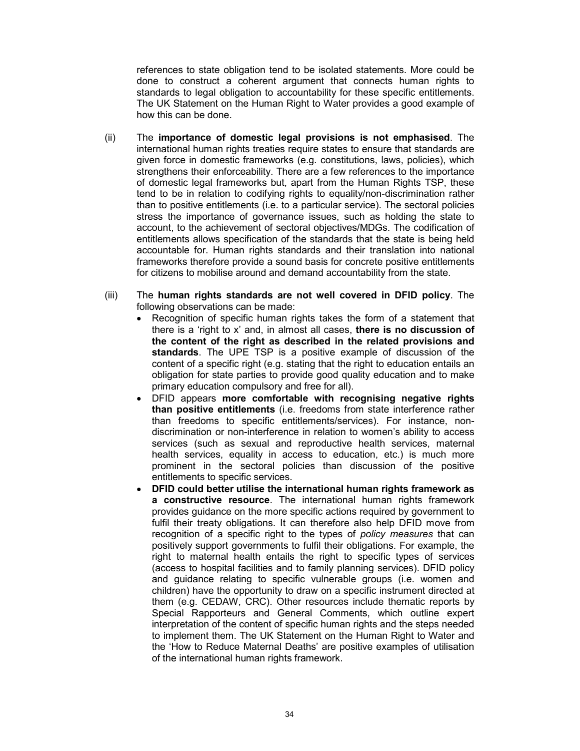references to state obligation tend to be isolated statements. More could be done to construct a coherent argument that connects human rights to standards to legal obligation to accountability for these specific entitlements. The UK Statement on the Human Right to Water provides a good example of how this can be done.

(ii) The **importance of domestic legal provisions is not emphasised**. The international human rights treaties require states to ensure that standards are given force in domestic frameworks (e.g. constitutions, laws, policies), which strengthens their enforceability. There are a few references to the importance of domestic legal frameworks but, apart from the Human Rights TSP, these tend to be in relation to codifying rights to equality/non-discrimination rather than to positive entitlements (i.e. to a particular service). The sectoral policies stress the importance of governance issues, such as holding the state to account, to the achievement of sectoral objectives/MDGs. The codification of entitlements allows specification of the standards that the state is being held accountable for. Human rights standards and their translation into national frameworks therefore provide a sound basis for concrete positive entitlements for citizens to mobilise around and demand accountability from the state.

(iii) The **human rights standards are not well covered in DFID policy**. The following observations can be made:

- Recognition of specific human rights takes the form of a statement that there is a 'right to x' and, in almost all cases, **there is no discussion of the content of the right as described in the related provisions and standards**. The UPE TSP is a positive example of discussion of the content of a specific right (e.g. stating that the right to education entails an obligation for state parties to provide good quality education and to make primary education compulsory and free for all).
- DFID appears **more comfortable with recognising negative rights than positive entitlements** (i.e. freedoms from state interference rather than freedoms to specific entitlements/services). For instance, non-discrimination or non-interference in relation to women's ability to access services (such as sexual and reproductive health services, maternal health services, equality in access to education, etc.) is much more prominent in the sectoral policies than discussion of the positive entitlements to specific services.
- **DFID could better utilise the international human rights framework as a constructive resource**. The international human rights framework provides guidance on the more specific actions required by government to fulfil their treaty obligations. It can therefore also help DFID move from recognition of a specific right to the types of *policy measures* that can positively support governments to fulfil their obligations. For example, the right to maternal health entails the right to specific types of services (access to hospital facilities and to family planning services). DFID policy and guidance relating to specific vulnerable groups (i.e. women and children) have the opportunity to draw on a specific instrument directed at them (e.g. CEDAW, CRC). Other resources include thematic reports by Special Rapporteurs and General Comments, which outline expert interpretation of the content of specific human rights and the steps needed to implement them. The UK Statement on the Human Right to Water and the 'How to Reduce Maternal Deaths' are positive examples of utilisation of the international human rights framework.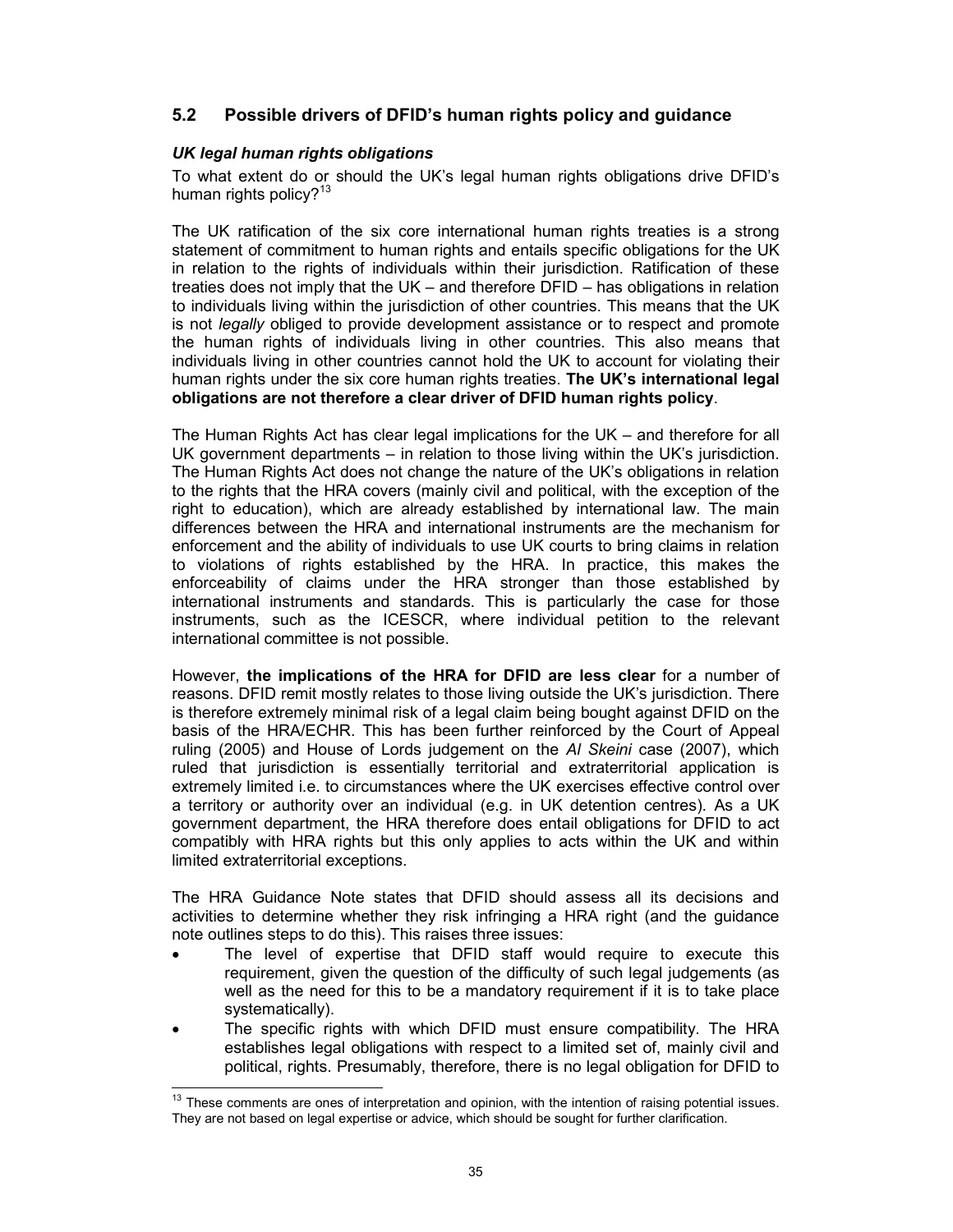## 5.2 Possible drivers of DFID's human rights policy and guidance

### *UK legal human rights obligations*

To what extent do or should the UK's legal human rights obligations drive DFID's human rights policy?[13]

The UK ratification of the six core international human rights treaties is a strong statement of commitment to human rights and entails specific obligations for the UK in relation to the rights of individuals within their jurisdiction. Ratification of these treaties does not imply that the UK – and therefore DFID – has obligations in relation to individuals living within the jurisdiction of other countries. This means that the UK is not *legally* obliged to provide development assistance or to respect and promote the human rights of individuals living in other countries. This also means that individuals living in other countries cannot hold the UK to account for violating their human rights under the six core human rights treaties. **The UK's international legal obligations are not therefore a clear driver of DFID human rights policy**.

The Human Rights Act has clear legal implications for the UK – and therefore for all UK government departments – in relation to those living within the UK's jurisdiction. The Human Rights Act does not change the nature of the UK's obligations in relation to the rights that the HRA covers (mainly civil and political, with the exception of the right to education), which are already established by international law. The main differences between the HRA and international instruments are the mechanism for enforcement and the ability of individuals to use UK courts to bring claims in relation to violations of rights established by the HRA. In practice, this makes the enforceability of claims under the HRA stronger than those established by international instruments and standards. This is particularly the case for those instruments, such as the ICESCR, where individual petition to the relevant international committee is not possible.

However, **the implications of the HRA for DFID are less clear** for a number of reasons. DFID remit mostly relates to those living outside the UK's jurisdiction. There is therefore extremely minimal risk of a legal claim being bought against DFID on the basis of the HRA/ECHR. This has been further reinforced by the Court of Appeal ruling (2005) and House of Lords judgement on the *Al Skeini* case (2007), which ruled that jurisdiction is essentially territorial and extraterritorial application is extremely limited i.e. to circumstances where the UK exercises effective control over a territory or authority over an individual (e.g. in UK detention centres). As a UK government department, the HRA therefore does entail obligations for DFID to act compatibly with HRA rights but this only applies to acts within the UK and within limited extraterritorial exceptions.

The HRA Guidance Note states that DFID should assess all its decisions and activities to determine whether they risk infringing a HRA right (and the guidance note outlines steps to do this). This raises three issues:

- The level of expertise that DFID staff would require to execute this requirement, given the question of the difficulty of such legal judgements (as well as the need for this to be a mandatory requirement if it is to take place systematically).
- The specific rights with which DFID must ensure compatibility. The HRA establishes legal obligations with respect to a limited set of, mainly civil and political, rights. Presumably, therefore, there is no legal obligation for DFID to

[13] These comments are ones of interpretation and opinion, with the intention of raising potential issues. They are not based on legal expertise or advice, which should be sought for further clarification.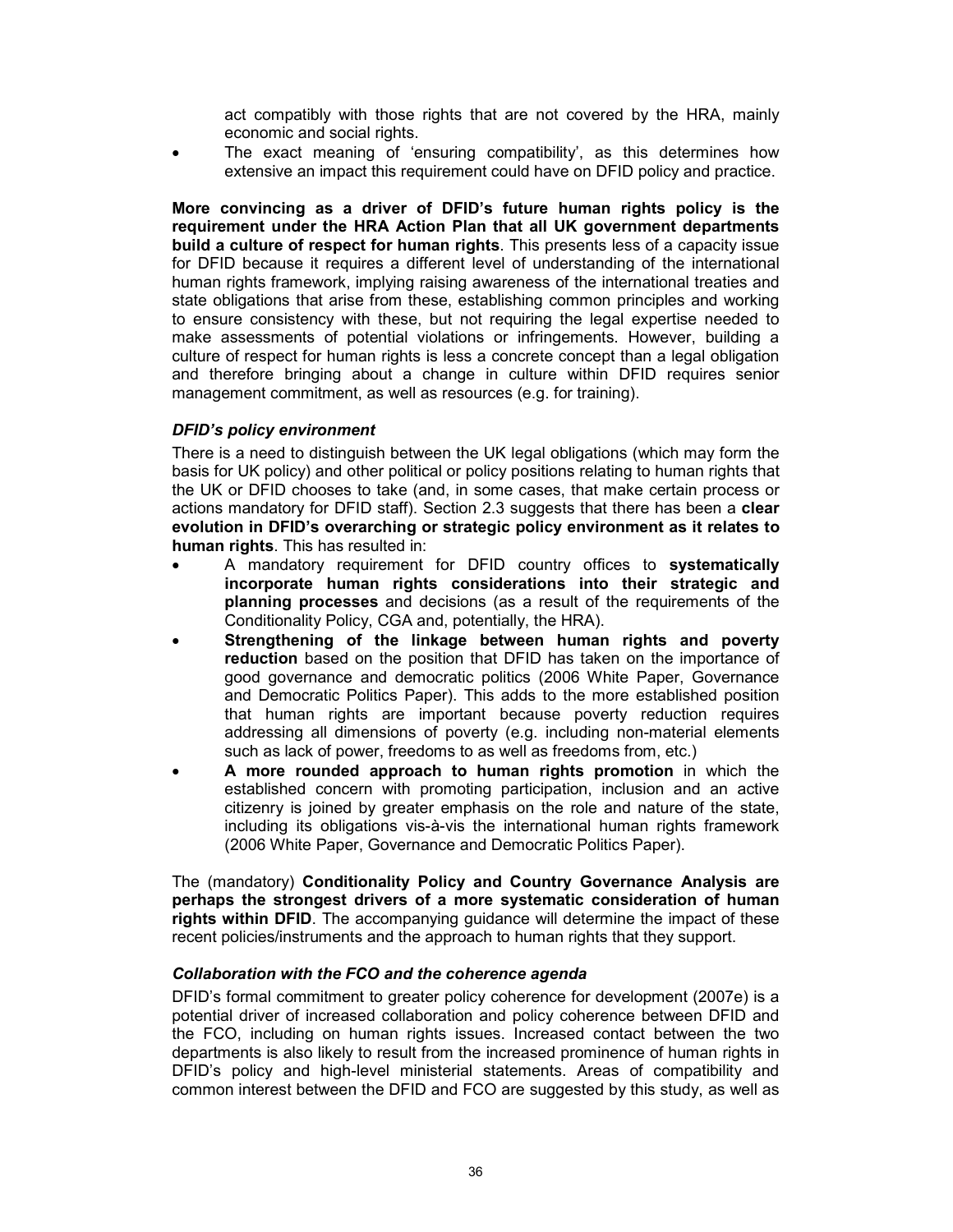act compatibly with those rights that are not covered by the HRA, mainly economic and social rights.

- The exact meaning of 'ensuring compatibility', as this determines how extensive an impact this requirement could have on DFID policy and practice.

**More convincing as a driver of DFID's future human rights policy is the requirement under the HRA Action Plan that all UK government departments build a culture of respect for human rights**. This presents less of a capacity issue for DFID because it requires a different level of understanding of the international human rights framework, implying raising awareness of the international treaties and state obligations that arise from these, establishing common principles and working to ensure consistency with these, but not requiring the legal expertise needed to make assessments of potential violations or infringements. However, building a culture of respect for human rights is less a concrete concept than a legal obligation and therefore bringing about a change in culture within DFID requires senior management commitment, as well as resources (e.g. for training).

***DFID's policy environment***

There is a need to distinguish between the UK legal obligations (which may form the basis for UK policy) and other political or policy positions relating to human rights that the UK or DFID chooses to take (and, in some cases, that make certain process or actions mandatory for DFID staff). Section 2.3 suggests that there has been a **clear evolution in DFID's overarching or strategic policy environment as it relates to human rights**. This has resulted in:

- A mandatory requirement for DFID country offices to **systematically incorporate human rights considerations into their strategic and planning processes** and decisions (as a result of the requirements of the Conditionality Policy, CGA and, potentially, the HRA).
- **Strengthening of the linkage between human rights and poverty reduction** based on the position that DFID has taken on the importance of good governance and democratic politics (2006 White Paper, Governance and Democratic Politics Paper). This adds to the more established position that human rights are important because poverty reduction requires addressing all dimensions of poverty (e.g. including non-material elements such as lack of power, freedoms to as well as freedoms from, etc.)
- **A more rounded approach to human rights promotion** in which the established concern with promoting participation, inclusion and an active citizenry is joined by greater emphasis on the role and nature of the state, including its obligations vis-à-vis the international human rights framework (2006 White Paper, Governance and Democratic Politics Paper).

The (mandatory) **Conditionality Policy and Country Governance Analysis are perhaps the strongest drivers of a more systematic consideration of human rights within DFID**. The accompanying guidance will determine the impact of these recent policies/instruments and the approach to human rights that they support.

***Collaboration with the FCO and the coherence agenda***

DFID's formal commitment to greater policy coherence for development (2007e) is a potential driver of increased collaboration and policy coherence between DFID and the FCO, including on human rights issues. Increased contact between the two departments is also likely to result from the increased prominence of human rights in DFID's policy and high-level ministerial statements. Areas of compatibility and common interest between the DFID and FCO are suggested by this study, as well as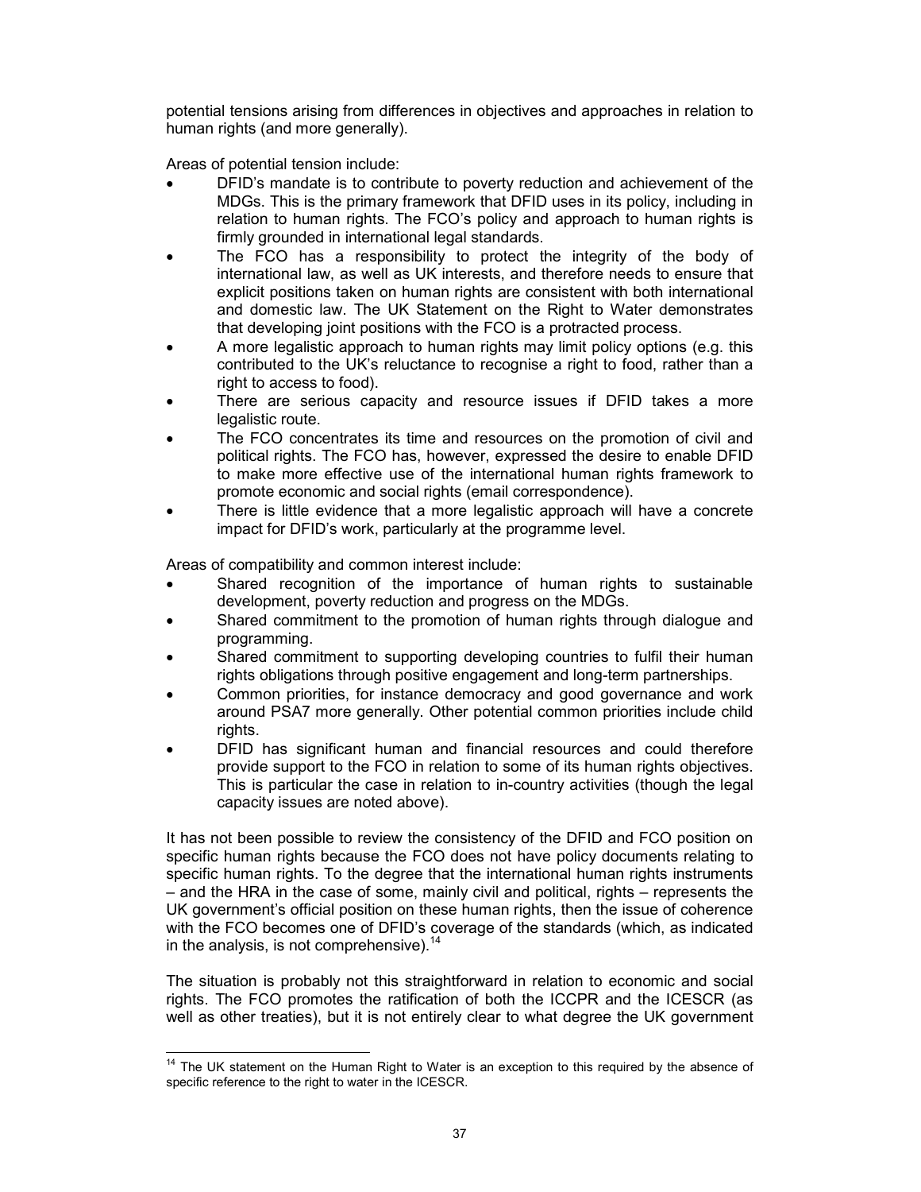potential tensions arising from differences in objectives and approaches in relation to human rights (and more generally).

Areas of potential tension include:

- DFID's mandate is to contribute to poverty reduction and achievement of the MDGs. This is the primary framework that DFID uses in its policy, including in relation to human rights. The FCO's policy and approach to human rights is firmly grounded in international legal standards.
- The FCO has a responsibility to protect the integrity of the body of international law, as well as UK interests, and therefore needs to ensure that explicit positions taken on human rights are consistent with both international and domestic law. The UK Statement on the Right to Water demonstrates that developing joint positions with the FCO is a protracted process.
- A more legalistic approach to human rights may limit policy options (e.g. this contributed to the UK's reluctance to recognise a right to food, rather than a right to access to food).
- There are serious capacity and resource issues if DFID takes a more legalistic route.
- The FCO concentrates its time and resources on the promotion of civil and political rights. The FCO has, however, expressed the desire to enable DFID to make more effective use of the international human rights framework to promote economic and social rights (email correspondence).
- There is little evidence that a more legalistic approach will have a concrete impact for DFID's work, particularly at the programme level.

Areas of compatibility and common interest include:

- Shared recognition of the importance of human rights to sustainable development, poverty reduction and progress on the MDGs.
- Shared commitment to the promotion of human rights through dialogue and programming.
- Shared commitment to supporting developing countries to fulfil their human rights obligations through positive engagement and long-term partnerships.
- Common priorities, for instance democracy and good governance and work around PSA7 more generally. Other potential common priorities include child rights.
- DFID has significant human and financial resources and could therefore provide support to the FCO in relation to some of its human rights objectives. This is particular the case in relation to in-country activities (though the legal capacity issues are noted above).

It has not been possible to review the consistency of the DFID and FCO position on specific human rights because the FCO does not have policy documents relating to specific human rights. To the degree that the international human rights instruments – and the HRA in the case of some, mainly civil and political, rights – represents the UK government's official position on these human rights, then the issue of coherence with the FCO becomes one of DFID's coverage of the standards (which, as indicated in the analysis, is not comprehensive).[14]

The situation is probably not this straightforward in relation to economic and social rights. The FCO promotes the ratification of both the ICCPR and the ICESCR (as well as other treaties), but it is not entirely clear to what degree the UK government

[14] The UK statement on the Human Right to Water is an exception to this required by the absence of specific reference to the right to water in the ICESCR.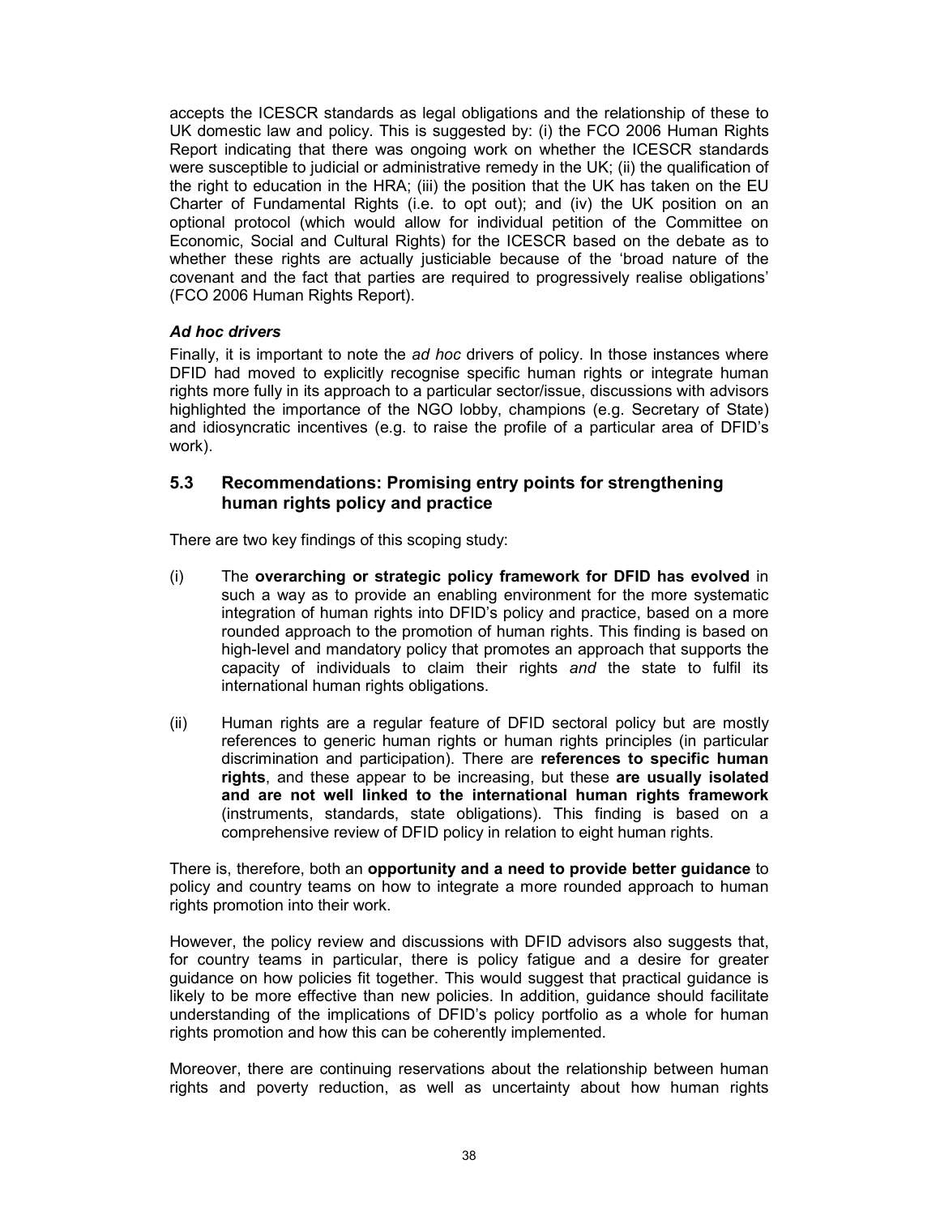accepts the ICESCR standards as legal obligations and the relationship of these to UK domestic law and policy. This is suggested by: (i) the FCO 2006 Human Rights Report indicating that there was ongoing work on whether the ICESCR standards were susceptible to judicial or administrative remedy in the UK; (ii) the qualification of the right to education in the HRA; (iii) the position that the UK has taken on the EU Charter of Fundamental Rights (i.e. to opt out); and (iv) the UK position on an optional protocol (which would allow for individual petition of the Committee on Economic, Social and Cultural Rights) for the ICESCR based on the debate as to whether these rights are actually justiciable because of the 'broad nature of the covenant and the fact that parties are required to progressively realise obligations' (FCO 2006 Human Rights Report).

#### *Ad hoc drivers*

Finally, it is important to note the *ad hoc* drivers of policy. In those instances where DFID had moved to explicitly recognise specific human rights or integrate human rights more fully in its approach to a particular sector/issue, discussions with advisors highlighted the importance of the NGO lobby, champions (e.g. Secretary of State) and idiosyncratic incentives (e.g. to raise the profile of a particular area of DFID's work).

### 5.3 Recommendations: Promising entry points for strengthening human rights policy and practice

There are two key findings of this scoping study:

(i) The **overarching or strategic policy framework for DFID has evolved** in such a way as to provide an enabling environment for the more systematic integration of human rights into DFID's policy and practice, based on a more rounded approach to the promotion of human rights. This finding is based on high-level and mandatory policy that promotes an approach that supports the capacity of individuals to claim their rights *and* the state to fulfil its international human rights obligations.

(ii) Human rights are a regular feature of DFID sectoral policy but are mostly references to generic human rights or human rights principles (in particular discrimination and participation). There are **references to specific human rights**, and these appear to be increasing, but these **are usually isolated and are not well linked to the international human rights framework** (instruments, standards, state obligations). This finding is based on a comprehensive review of DFID policy in relation to eight human rights.

There is, therefore, both an **opportunity and a need to provide better guidance** to policy and country teams on how to integrate a more rounded approach to human rights promotion into their work.

However, the policy review and discussions with DFID advisors also suggests that, for country teams in particular, there is policy fatigue and a desire for greater guidance on how policies fit together. This would suggest that practical guidance is likely to be more effective than new policies. In addition, guidance should facilitate understanding of the implications of DFID's policy portfolio as a whole for human rights promotion and how this can be coherently implemented.

Moreover, there are continuing reservations about the relationship between human rights and poverty reduction, as well as uncertainty about how human rights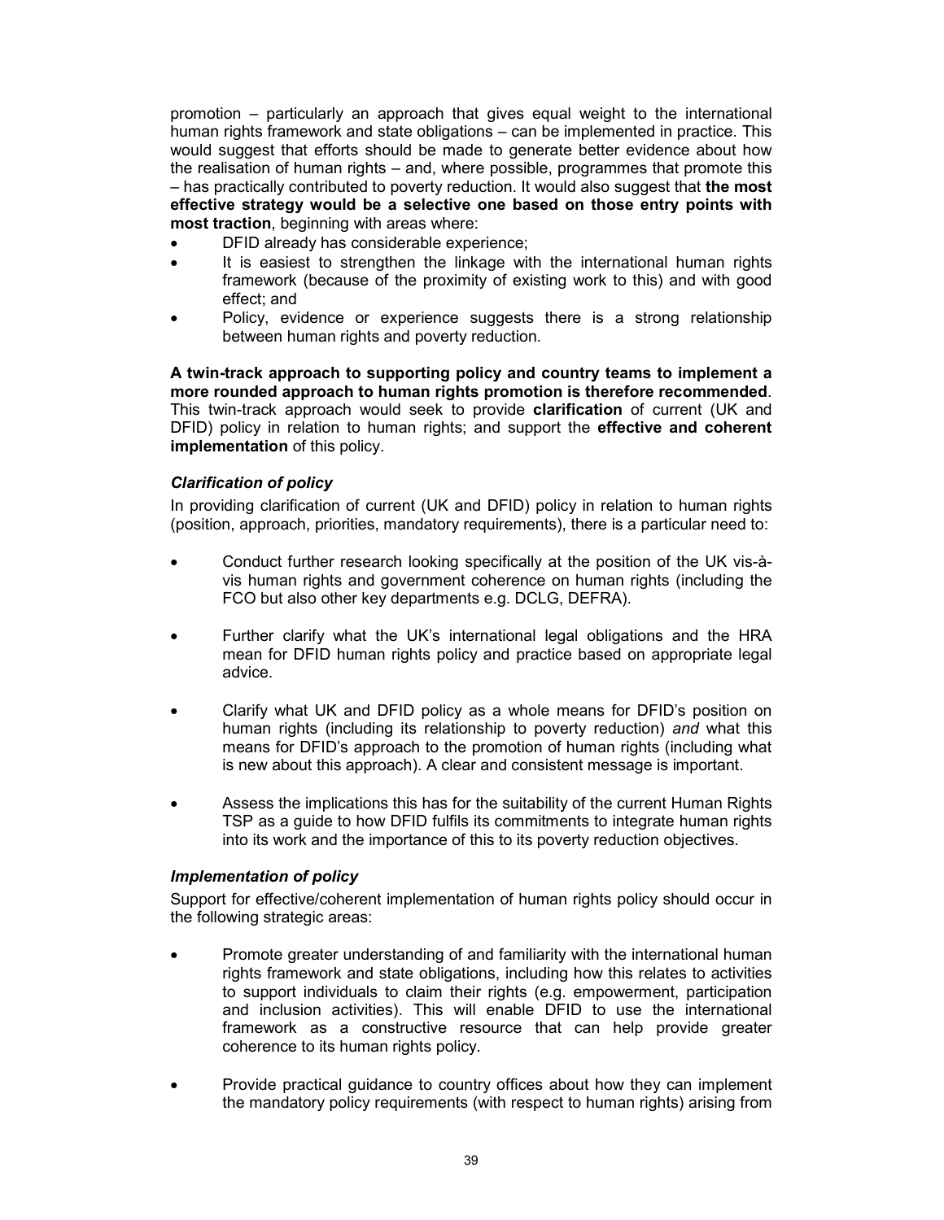promotion – particularly an approach that gives equal weight to the international human rights framework and state obligations – can be implemented in practice. This would suggest that efforts should be made to generate better evidence about how the realisation of human rights – and, where possible, programmes that promote this – has practically contributed to poverty reduction. It would also suggest that **the most effective strategy would be a selective one based on those entry points with most traction**, beginning with areas where:

- DFID already has considerable experience;
- It is easiest to strengthen the linkage with the international human rights framework (because of the proximity of existing work to this) and with good effect; and
- Policy, evidence or experience suggests there is a strong relationship between human rights and poverty reduction.

**A twin-track approach to supporting policy and country teams to implement a more rounded approach to human rights promotion is therefore recommended**. This twin-track approach would seek to provide **clarification** of current (UK and DFID) policy in relation to human rights; and support the **effective and coherent implementation** of this policy.

### *Clarification of policy*

In providing clarification of current (UK and DFID) policy in relation to human rights (position, approach, priorities, mandatory requirements), there is a particular need to:

- Conduct further research looking specifically at the position of the UK vis-à-vis human rights and government coherence on human rights (including the FCO but also other key departments e.g. DCLG, DEFRA).

- Further clarify what the UK's international legal obligations and the HRA mean for DFID human rights policy and practice based on appropriate legal advice.

- Clarify what UK and DFID policy as a whole means for DFID's position on human rights (including its relationship to poverty reduction) *and* what this means for DFID's approach to the promotion of human rights (including what is new about this approach). A clear and consistent message is important.

- Assess the implications this has for the suitability of the current Human Rights TSP as a guide to how DFID fulfils its commitments to integrate human rights into its work and the importance of this to its poverty reduction objectives.

### *Implementation of policy*

Support for effective/coherent implementation of human rights policy should occur in the following strategic areas:

- Promote greater understanding of and familiarity with the international human rights framework and state obligations, including how this relates to activities to support individuals to claim their rights (e.g. empowerment, participation and inclusion activities). This will enable DFID to use the international framework as a constructive resource that can help provide greater coherence to its human rights policy.

- Provide practical guidance to country offices about how they can implement the mandatory policy requirements (with respect to human rights) arising from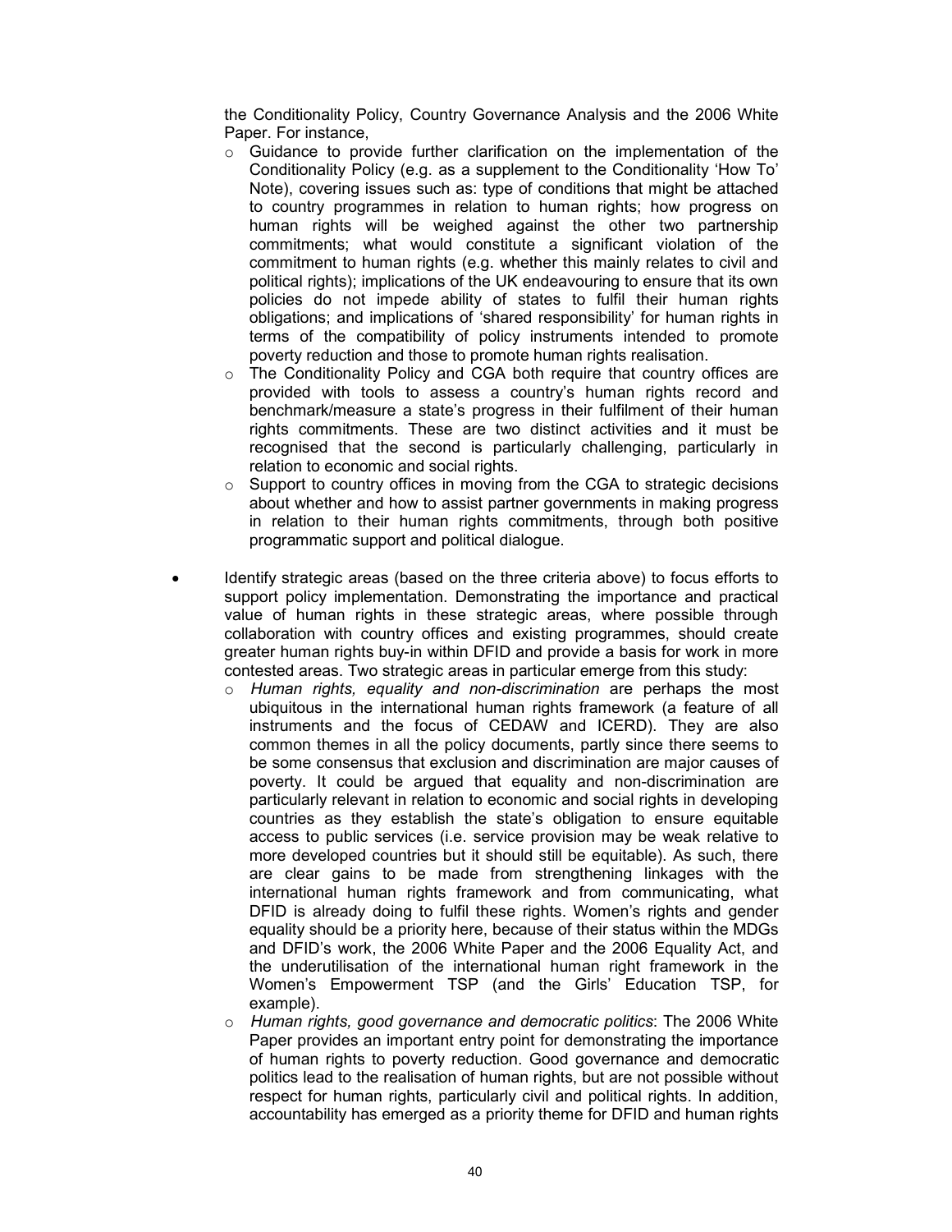the Conditionality Policy, Country Governance Analysis and the 2006 White Paper. For instance,

  - Guidance to provide further clarification on the implementation of the Conditionality Policy (e.g. as a supplement to the Conditionality 'How To' Note), covering issues such as: type of conditions that might be attached to country programmes in relation to human rights; how progress on human rights will be weighed against the other two partnership commitments; what would constitute a significant violation of the commitment to human rights (e.g. whether this mainly relates to civil and political rights); implications of the UK endeavouring to ensure that its own policies do not impede ability of states to fulfil their human rights obligations; and implications of 'shared responsibility' for human rights in terms of the compatibility of policy instruments intended to promote poverty reduction and those to promote human rights realisation.
  - The Conditionality Policy and CGA both require that country offices are provided with tools to assess a country's human rights record and benchmark/measure a state's progress in their fulfilment of their human rights commitments. These are two distinct activities and it must be recognised that the second is particularly challenging, particularly in relation to economic and social rights.
  - Support to country offices in moving from the CGA to strategic decisions about whether and how to assist partner governments in making progress in relation to their human rights commitments, through both positive programmatic support and political dialogue.

- Identify strategic areas (based on the three criteria above) to focus efforts to support policy implementation. Demonstrating the importance and practical value of human rights in these strategic areas, where possible through collaboration with country offices and existing programmes, should create greater human rights buy-in within DFID and provide a basis for work in more contested areas. Two strategic areas in particular emerge from this study:
  - *Human rights, equality and non-discrimination* are perhaps the most ubiquitous in the international human rights framework (a feature of all instruments and the focus of CEDAW and ICERD). They are also common themes in all the policy documents, partly since there seems to be some consensus that exclusion and discrimination are major causes of poverty. It could be argued that equality and non-discrimination are particularly relevant in relation to economic and social rights in developing countries as they establish the state's obligation to ensure equitable access to public services (i.e. service provision may be weak relative to more developed countries but it should still be equitable). As such, there are clear gains to be made from strengthening linkages with the international human rights framework and from communicating, what DFID is already doing to fulfil these rights. Women's rights and gender equality should be a priority here, because of their status within the MDGs and DFID's work, the 2006 White Paper and the 2006 Equality Act, and the underutilisation of the international human right framework in the Women's Empowerment TSP (and the Girls' Education TSP, for example).
  - *Human rights, good governance and democratic politics*: The 2006 White Paper provides an important entry point for demonstrating the importance of human rights to poverty reduction. Good governance and democratic politics lead to the realisation of human rights, but are not possible without respect for human rights, particularly civil and political rights. In addition, accountability has emerged as a priority theme for DFID and human rights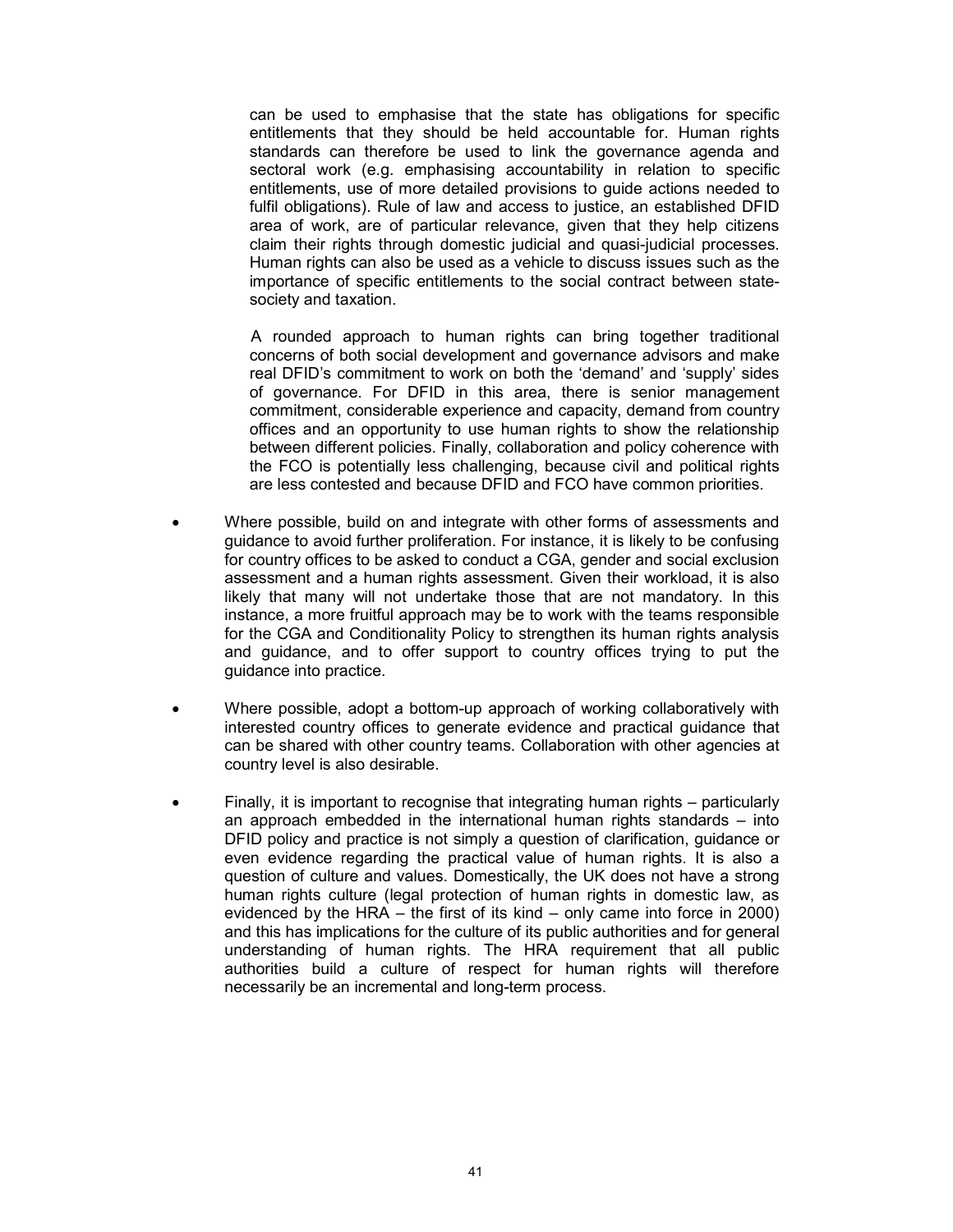can be used to emphasise that the state has obligations for specific entitlements that they should be held accountable for. Human rights standards can therefore be used to link the governance agenda and sectoral work (e.g. emphasising accountability in relation to specific entitlements, use of more detailed provisions to guide actions needed to fulfil obligations). Rule of law and access to justice, an established DFID area of work, are of particular relevance, given that they help citizens claim their rights through domestic judicial and quasi-judicial processes. Human rights can also be used as a vehicle to discuss issues such as the importance of specific entitlements to the social contract between state-society and taxation.

A rounded approach to human rights can bring together traditional concerns of both social development and governance advisors and make real DFID's commitment to work on both the 'demand' and 'supply' sides of governance. For DFID in this area, there is senior management commitment, considerable experience and capacity, demand from country offices and an opportunity to use human rights to show the relationship between different policies. Finally, collaboration and policy coherence with the FCO is potentially less challenging, because civil and political rights are less contested and because DFID and FCO have common priorities.

- Where possible, build on and integrate with other forms of assessments and guidance to avoid further proliferation. For instance, it is likely to be confusing for country offices to be asked to conduct a CGA, gender and social exclusion assessment and a human rights assessment. Given their workload, it is also likely that many will not undertake those that are not mandatory. In this instance, a more fruitful approach may be to work with the teams responsible for the CGA and Conditionality Policy to strengthen its human rights analysis and guidance, and to offer support to country offices trying to put the guidance into practice.
- Where possible, adopt a bottom-up approach of working collaboratively with interested country offices to generate evidence and practical guidance that can be shared with other country teams. Collaboration with other agencies at country level is also desirable.
- Finally, it is important to recognise that integrating human rights – particularly an approach embedded in the international human rights standards – into DFID policy and practice is not simply a question of clarification, guidance or even evidence regarding the practical value of human rights. It is also a question of culture and values. Domestically, the UK does not have a strong human rights culture (legal protection of human rights in domestic law, as evidenced by the HRA – the first of its kind – only came into force in 2000) and this has implications for the culture of its public authorities and for general understanding of human rights. The HRA requirement that all public authorities build a culture of respect for human rights will therefore necessarily be an incremental and long-term process.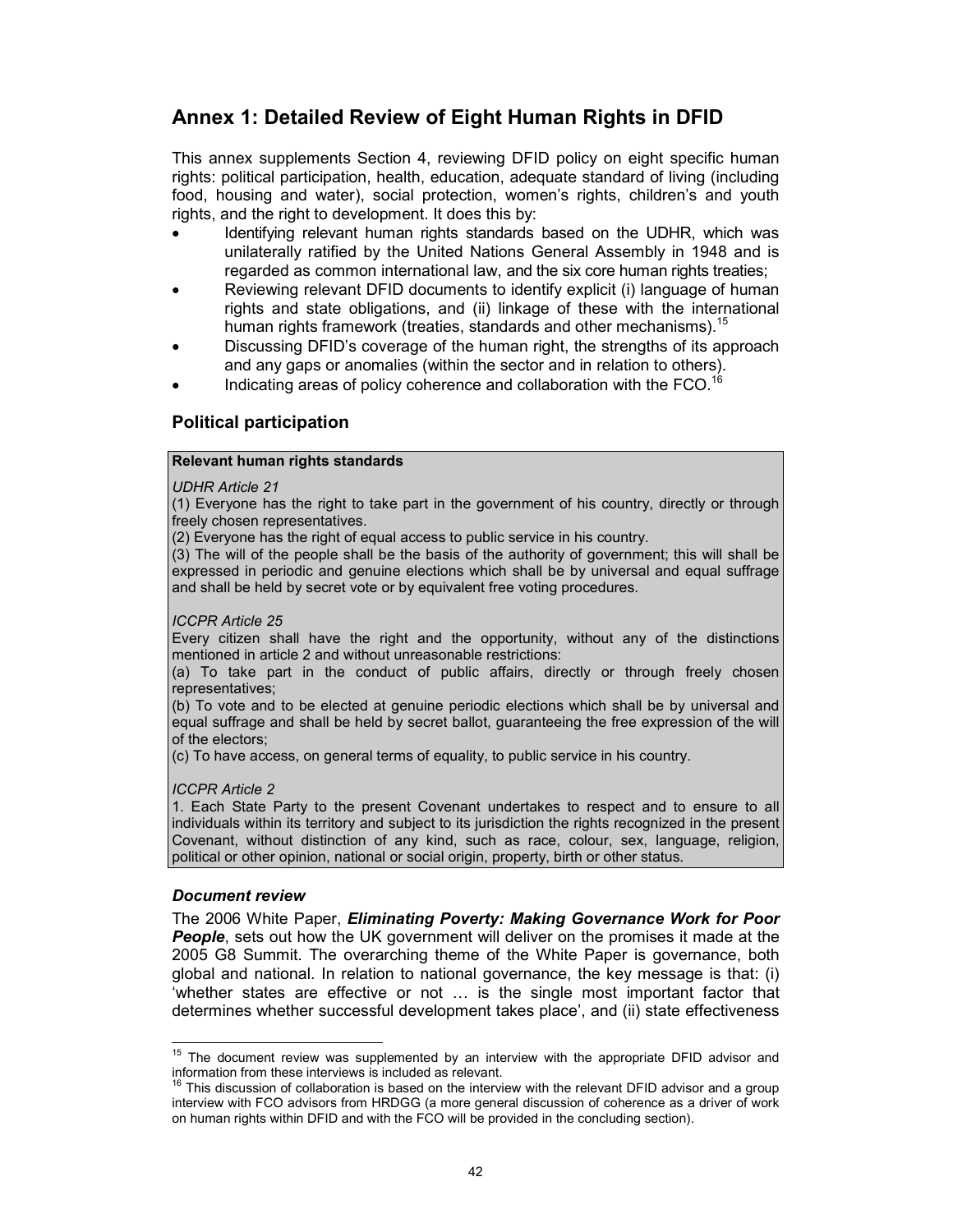# Annex 1: Detailed Review of Eight Human Rights in DFID

This annex supplements Section 4, reviewing DFID policy on eight specific human rights: political participation, health, education, adequate standard of living (including food, housing and water), social protection, women's rights, children's and youth rights, and the right to development. It does this by:

- Identifying relevant human rights standards based on the UDHR, which was unilaterally ratified by the United Nations General Assembly in 1948 and is regarded as common international law, and the six core human rights treaties;
- Reviewing relevant DFID documents to identify explicit (i) language of human rights and state obligations, and (ii) linkage of these with the international human rights framework (treaties, standards and other mechanisms).[15]
- Discussing DFID's coverage of the human right, the strengths of its approach and any gaps or anomalies (within the sector and in relation to others).
- Indicating areas of policy coherence and collaboration with the FCO.[16]

## Political participation

**Relevant human rights standards**

*UDHR Article 21*

(1) Everyone has the right to take part in the government of his country, directly or through freely chosen representatives.

(2) Everyone has the right of equal access to public service in his country.

(3) The will of the people shall be the basis of the authority of government; this will shall be expressed in periodic and genuine elections which shall be by universal and equal suffrage and shall be held by secret vote or by equivalent free voting procedures.

*ICCPR Article 25*

Every citizen shall have the right and the opportunity, without any of the distinctions mentioned in article 2 and without unreasonable restrictions:

(a) To take part in the conduct of public affairs, directly or through freely chosen representatives;

(b) To vote and to be elected at genuine periodic elections which shall be by universal and equal suffrage and shall be held by secret ballot, guaranteeing the free expression of the will of the electors;

(c) To have access, on general terms of equality, to public service in his country.

*ICCPR Article 2*

1. Each State Party to the present Covenant undertakes to respect and to ensure to all individuals within its territory and subject to its jurisdiction the rights recognized in the present Covenant, without distinction of any kind, such as race, colour, sex, language, religion, political or other opinion, national or social origin, property, birth or other status.

### *Document review*

The 2006 White Paper, ***Eliminating Poverty: Making Governance Work for Poor People***, sets out how the UK government will deliver on the promises it made at the 2005 G8 Summit. The overarching theme of the White Paper is governance, both global and national. In relation to national governance, the key message is that: (i) 'whether states are effective or not … is the single most important factor that determines whether successful development takes place', and (ii) state effectiveness

---

[15] The document review was supplemented by an interview with the appropriate DFID advisor and information from these interviews is included as relevant.

[16] This discussion of collaboration is based on the interview with the relevant DFID advisor and a group interview with FCO advisors from HRDGG (a more general discussion of coherence as a driver of work on human rights within DFID and with the FCO will be provided in the concluding section).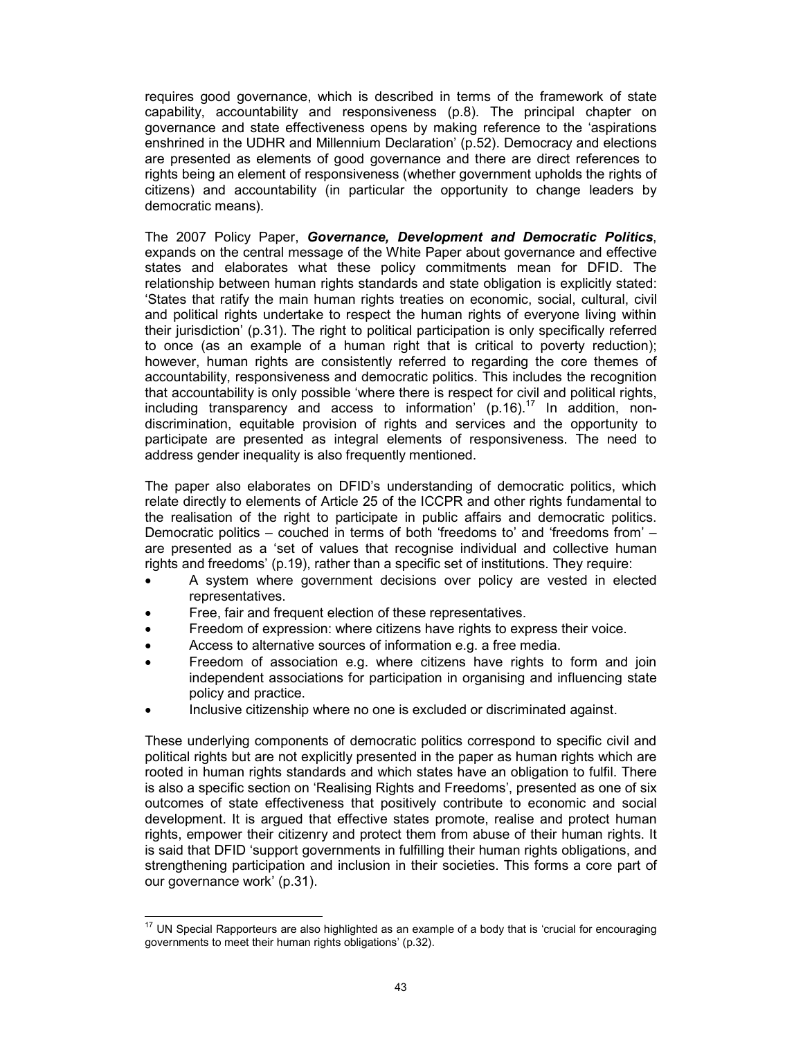requires good governance, which is described in terms of the framework of state capability, accountability and responsiveness (p.8). The principal chapter on governance and state effectiveness opens by making reference to the 'aspirations enshrined in the UDHR and Millennium Declaration' (p.52). Democracy and elections are presented as elements of good governance and there are direct references to rights being an element of responsiveness (whether government upholds the rights of citizens) and accountability (in particular the opportunity to change leaders by democratic means).

The 2007 Policy Paper, ***Governance, Development and Democratic Politics***, expands on the central message of the White Paper about governance and effective states and elaborates what these policy commitments mean for DFID. The relationship between human rights standards and state obligation is explicitly stated: 'States that ratify the main human rights treaties on economic, social, cultural, civil and political rights undertake to respect the human rights of everyone living within their jurisdiction' (p.31). The right to political participation is only specifically referred to once (as an example of a human right that is critical to poverty reduction); however, human rights are consistently referred to regarding the core themes of accountability, responsiveness and democratic politics. This includes the recognition that accountability is only possible 'where there is respect for civil and political rights, including transparency and access to information' (p.16).[17] In addition, non-discrimination, equitable provision of rights and services and the opportunity to participate are presented as integral elements of responsiveness. The need to address gender inequality is also frequently mentioned.

The paper also elaborates on DFID's understanding of democratic politics, which relate directly to elements of Article 25 of the ICCPR and other rights fundamental to the realisation of the right to participate in public affairs and democratic politics. Democratic politics – couched in terms of both 'freedoms to' and 'freedoms from' – are presented as a 'set of values that recognise individual and collective human rights and freedoms' (p.19), rather than a specific set of institutions. They require:

- A system where government decisions over policy are vested in elected representatives.
- Free, fair and frequent election of these representatives.
- Freedom of expression: where citizens have rights to express their voice.
- Access to alternative sources of information e.g. a free media.
- Freedom of association e.g. where citizens have rights to form and join independent associations for participation in organising and influencing state policy and practice.
- Inclusive citizenship where no one is excluded or discriminated against.

These underlying components of democratic politics correspond to specific civil and political rights but are not explicitly presented in the paper as human rights which are rooted in human rights standards and which states have an obligation to fulfil. There is also a specific section on 'Realising Rights and Freedoms', presented as one of six outcomes of state effectiveness that positively contribute to economic and social development. It is argued that effective states promote, realise and protect human rights, empower their citizenry and protect them from abuse of their human rights. It is said that DFID 'support governments in fulfilling their human rights obligations, and strengthening participation and inclusion in their societies. This forms a core part of our governance work' (p.31).

---

[17] UN Special Rapporteurs are also highlighted as an example of a body that is 'crucial for encouraging governments to meet their human rights obligations' (p.32).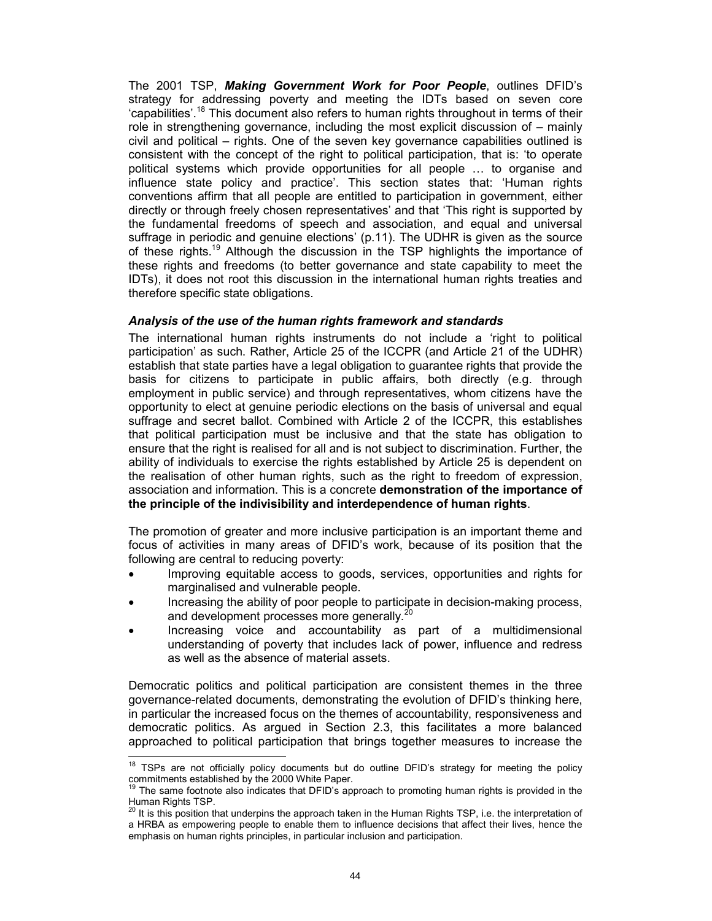The 2001 TSP, ***Making Government Work for Poor People***, outlines DFID's strategy for addressing poverty and meeting the IDTs based on seven core 'capabilities'.[18] This document also refers to human rights throughout in terms of their role in strengthening governance, including the most explicit discussion of – mainly civil and political – rights. One of the seven key governance capabilities outlined is consistent with the concept of the right to political participation, that is: 'to operate political systems which provide opportunities for all people … to organise and influence state policy and practice'. This section states that: 'Human rights conventions affirm that all people are entitled to participation in government, either directly or through freely chosen representatives' and that 'This right is supported by the fundamental freedoms of speech and association, and equal and universal suffrage in periodic and genuine elections' (p.11). The UDHR is given as the source of these rights.[19] Although the discussion in the TSP highlights the importance of these rights and freedoms (to better governance and state capability to meet the IDTs), it does not root this discussion in the international human rights treaties and therefore specific state obligations.

***Analysis of the use of the human rights framework and standards***

The international human rights instruments do not include a 'right to political participation' as such. Rather, Article 25 of the ICCPR (and Article 21 of the UDHR) establish that state parties have a legal obligation to guarantee rights that provide the basis for citizens to participate in public affairs, both directly (e.g. through employment in public service) and through representatives, whom citizens have the opportunity to elect at genuine periodic elections on the basis of universal and equal suffrage and secret ballot. Combined with Article 2 of the ICCPR, this establishes that political participation must be inclusive and that the state has obligation to ensure that the right is realised for all and is not subject to discrimination. Further, the ability of individuals to exercise the rights established by Article 25 is dependent on the realisation of other human rights, such as the right to freedom of expression, association and information. This is a concrete **demonstration of the importance of the principle of the indivisibility and interdependence of human rights**.

The promotion of greater and more inclusive participation is an important theme and focus of activities in many areas of DFID's work, because of its position that the following are central to reducing poverty:

- Improving equitable access to goods, services, opportunities and rights for marginalised and vulnerable people.
- Increasing the ability of poor people to participate in decision-making process, and development processes more generally.[20]
- Increasing voice and accountability as part of a multidimensional understanding of poverty that includes lack of power, influence and redress as well as the absence of material assets.

Democratic politics and political participation are consistent themes in the three governance-related documents, demonstrating the evolution of DFID's thinking here, in particular the increased focus on the themes of accountability, responsiveness and democratic politics. As argued in Section 2.3, this facilitates a more balanced approached to political participation that brings together measures to increase the

---

[18] TSPs are not officially policy documents but do outline DFID's strategy for meeting the policy commitments established by the 2000 White Paper.

[19] The same footnote also indicates that DFID's approach to promoting human rights is provided in the Human Rights TSP.

[20] It is this position that underpins the approach taken in the Human Rights TSP, i.e. the interpretation of a HRBA as empowering people to enable them to influence decisions that affect their lives, hence the emphasis on human rights principles, in particular inclusion and participation.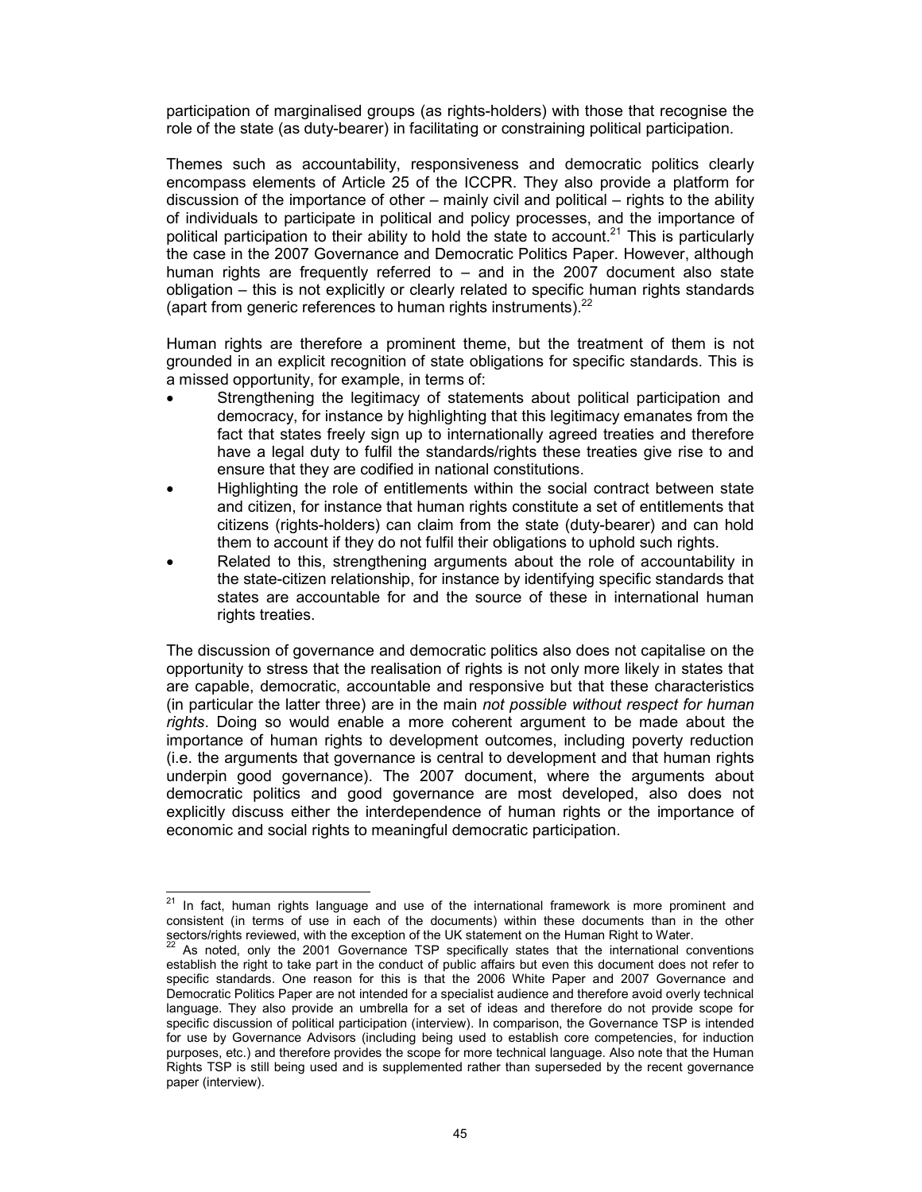participation of marginalised groups (as rights-holders) with those that recognise the role of the state (as duty-bearer) in facilitating or constraining political participation.

Themes such as accountability, responsiveness and democratic politics clearly encompass elements of Article 25 of the ICCPR. They also provide a platform for discussion of the importance of other – mainly civil and political – rights to the ability of individuals to participate in political and policy processes, and the importance of political participation to their ability to hold the state to account.[21] This is particularly the case in the 2007 Governance and Democratic Politics Paper. However, although human rights are frequently referred to – and in the 2007 document also state obligation – this is not explicitly or clearly related to specific human rights standards (apart from generic references to human rights instruments).[22]

Human rights are therefore a prominent theme, but the treatment of them is not grounded in an explicit recognition of state obligations for specific standards. This is a missed opportunity, for example, in terms of:

- Strengthening the legitimacy of statements about political participation and democracy, for instance by highlighting that this legitimacy emanates from the fact that states freely sign up to internationally agreed treaties and therefore have a legal duty to fulfil the standards/rights these treaties give rise to and ensure that they are codified in national constitutions.
- Highlighting the role of entitlements within the social contract between state and citizen, for instance that human rights constitute a set of entitlements that citizens (rights-holders) can claim from the state (duty-bearer) and can hold them to account if they do not fulfil their obligations to uphold such rights.
- Related to this, strengthening arguments about the role of accountability in the state-citizen relationship, for instance by identifying specific standards that states are accountable for and the source of these in international human rights treaties.

The discussion of governance and democratic politics also does not capitalise on the opportunity to stress that the realisation of rights is not only more likely in states that are capable, democratic, accountable and responsive but that these characteristics (in particular the latter three) are in the main *not possible without respect for human rights*. Doing so would enable a more coherent argument to be made about the importance of human rights to development outcomes, including poverty reduction (i.e. the arguments that governance is central to development and that human rights underpin good governance). The 2007 document, where the arguments about democratic politics and good governance are most developed, also does not explicitly discuss either the interdependence of human rights or the importance of economic and social rights to meaningful democratic participation.

---

[21] In fact, human rights language and use of the international framework is more prominent and consistent (in terms of use in each of the documents) within these documents than in the other sectors/rights reviewed, with the exception of the UK statement on the Human Right to Water.

[22] As noted, only the 2001 Governance TSP specifically states that the international conventions establish the right to take part in the conduct of public affairs but even this document does not refer to specific standards. One reason for this is that the 2006 White Paper and 2007 Governance and Democratic Politics Paper are not intended for a specialist audience and therefore avoid overly technical language. They also provide an umbrella for a set of ideas and therefore do not provide scope for specific discussion of political participation (interview). In comparison, the Governance TSP is intended for use by Governance Advisors (including being used to establish core competencies, for induction purposes, etc.) and therefore provides the scope for more technical language. Also note that the Human Rights TSP is still being used and is supplemented rather than superseded by the recent governance paper (interview).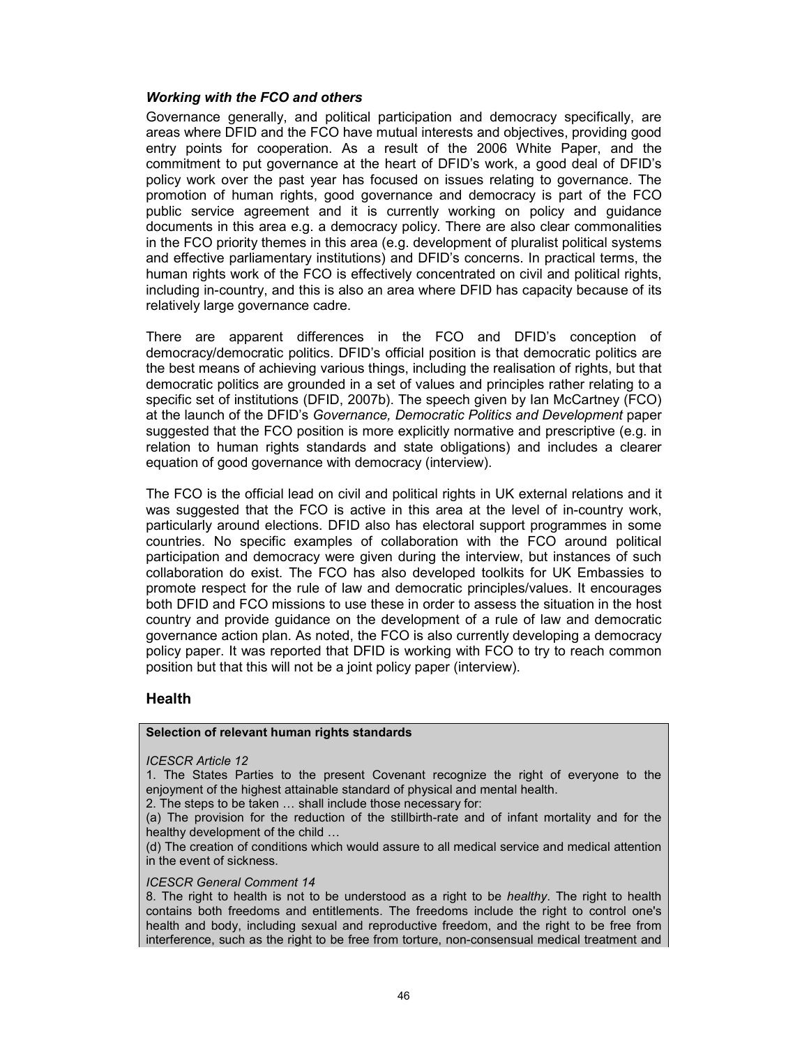### *Working with the FCO and others*

Governance generally, and political participation and democracy specifically, are areas where DFID and the FCO have mutual interests and objectives, providing good entry points for cooperation. As a result of the 2006 White Paper, and the commitment to put governance at the heart of DFID's work, a good deal of DFID's policy work over the past year has focused on issues relating to governance. The promotion of human rights, good governance and democracy is part of the FCO public service agreement and it is currently working on policy and guidance documents in this area e.g. a democracy policy. There are also clear commonalities in the FCO priority themes in this area (e.g. development of pluralist political systems and effective parliamentary institutions) and DFID's concerns. In practical terms, the human rights work of the FCO is effectively concentrated on civil and political rights, including in-country, and this is also an area where DFID has capacity because of its relatively large governance cadre.

There are apparent differences in the FCO and DFID's conception of democracy/democratic politics. DFID's official position is that democratic politics are the best means of achieving various things, including the realisation of rights, but that democratic politics are grounded in a set of values and principles rather relating to a specific set of institutions (DFID, 2007b). The speech given by Ian McCartney (FCO) at the launch of the DFID's *Governance, Democratic Politics and Development* paper suggested that the FCO position is more explicitly normative and prescriptive (e.g. in relation to human rights standards and state obligations) and includes a clearer equation of good governance with democracy (interview).

The FCO is the official lead on civil and political rights in UK external relations and it was suggested that the FCO is active in this area at the level of in-country work, particularly around elections. DFID also has electoral support programmes in some countries. No specific examples of collaboration with the FCO around political participation and democracy were given during the interview, but instances of such collaboration do exist. The FCO has also developed toolkits for UK Embassies to promote respect for the rule of law and democratic principles/values. It encourages both DFID and FCO missions to use these in order to assess the situation in the host country and provide guidance on the development of a rule of law and democratic governance action plan. As noted, the FCO is also currently developing a democracy policy paper. It was reported that DFID is working with FCO to try to reach common position but that this will not be a joint policy paper (interview).

## Health

**Selection of relevant human rights standards**

*ICESCR Article 12*

1. The States Parties to the present Covenant recognize the right of everyone to the enjoyment of the highest attainable standard of physical and mental health.
2. The steps to be taken … shall include those necessary for:

(a) The provision for the reduction of the stillbirth-rate and of infant mortality and for the healthy development of the child …

(d) The creation of conditions which would assure to all medical service and medical attention in the event of sickness.

*ICESCR General Comment 14*

8. The right to health is not to be understood as a right to be *healthy*. The right to health contains both freedoms and entitlements. The freedoms include the right to control one's health and body, including sexual and reproductive freedom, and the right to be free from interference, such as the right to be free from torture, non-consensual medical treatment and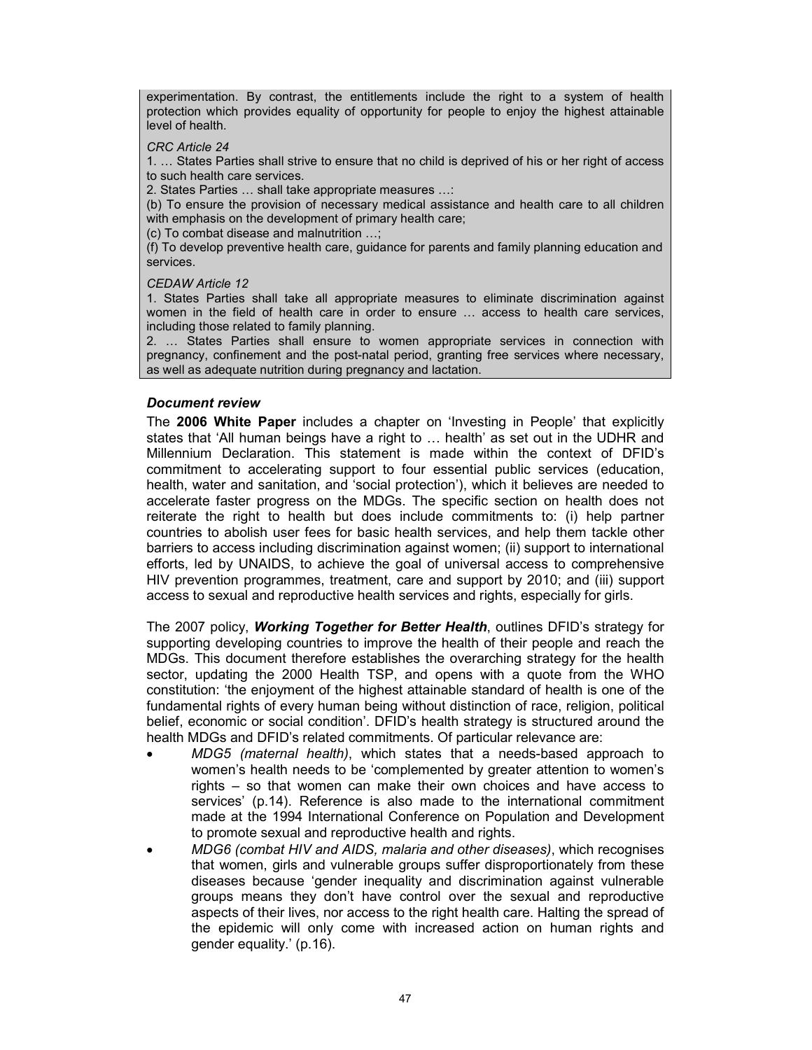experimentation. By contrast, the entitlements include the right to a system of health protection which provides equality of opportunity for people to enjoy the highest attainable level of health.

*CRC Article 24*

1. … States Parties shall strive to ensure that no child is deprived of his or her right of access to such health care services.

2. States Parties … shall take appropriate measures …:

(b) To ensure the provision of necessary medical assistance and health care to all children with emphasis on the development of primary health care;

(c) To combat disease and malnutrition …;

(f) To develop preventive health care, guidance for parents and family planning education and services.

*CEDAW Article 12*

1. States Parties shall take all appropriate measures to eliminate discrimination against women in the field of health care in order to ensure … access to health care services, including those related to family planning.

2. … States Parties shall ensure to women appropriate services in connection with pregnancy, confinement and the post-natal period, granting free services where necessary, as well as adequate nutrition during pregnancy and lactation.

***Document review***

The **2006 White Paper** includes a chapter on 'Investing in People' that explicitly states that 'All human beings have a right to … health' as set out in the UDHR and Millennium Declaration. This statement is made within the context of DFID's commitment to accelerating support to four essential public services (education, health, water and sanitation, and 'social protection'), which it believes are needed to accelerate faster progress on the MDGs. The specific section on health does not reiterate the right to health but does include commitments to: (i) help partner countries to abolish user fees for basic health services, and help them tackle other barriers to access including discrimination against women; (ii) support to international efforts, led by UNAIDS, to achieve the goal of universal access to comprehensive HIV prevention programmes, treatment, care and support by 2010; and (iii) support access to sexual and reproductive health services and rights, especially for girls.

The 2007 policy, ***Working Together for Better Health***, outlines DFID's strategy for supporting developing countries to improve the health of their people and reach the MDGs. This document therefore establishes the overarching strategy for the health sector, updating the 2000 Health TSP, and opens with a quote from the WHO constitution: 'the enjoyment of the highest attainable standard of health is one of the fundamental rights of every human being without distinction of race, religion, political belief, economic or social condition'. DFID's health strategy is structured around the health MDGs and DFID's related commitments. Of particular relevance are:

- *MDG5 (maternal health)*, which states that a needs-based approach to women's health needs to be 'complemented by greater attention to women's rights – so that women can make their own choices and have access to services' (p.14). Reference is also made to the international commitment made at the 1994 International Conference on Population and Development to promote sexual and reproductive health and rights.
- *MDG6 (combat HIV and AIDS, malaria and other diseases)*, which recognises that women, girls and vulnerable groups suffer disproportionately from these diseases because 'gender inequality and discrimination against vulnerable groups means they don't have control over the sexual and reproductive aspects of their lives, nor access to the right health care. Halting the spread of the epidemic will only come with increased action on human rights and gender equality.' (p.16).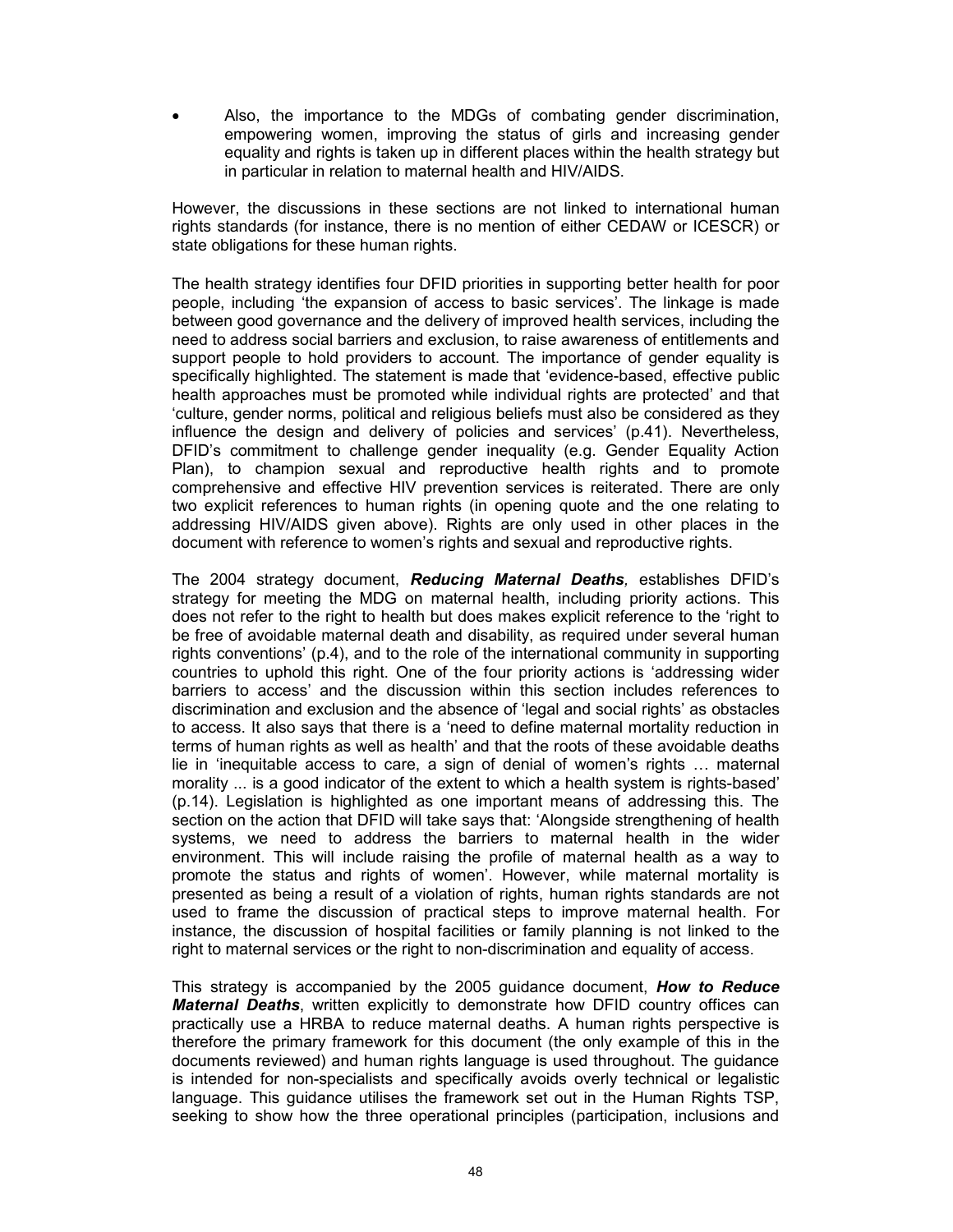- Also, the importance to the MDGs of combating gender discrimination, empowering women, improving the status of girls and increasing gender equality and rights is taken up in different places within the health strategy but in particular in relation to maternal health and HIV/AIDS.

However, the discussions in these sections are not linked to international human rights standards (for instance, there is no mention of either CEDAW or ICESCR) or state obligations for these human rights.

The health strategy identifies four DFID priorities in supporting better health for poor people, including 'the expansion of access to basic services'. The linkage is made between good governance and the delivery of improved health services, including the need to address social barriers and exclusion, to raise awareness of entitlements and support people to hold providers to account. The importance of gender equality is specifically highlighted. The statement is made that 'evidence-based, effective public health approaches must be promoted while individual rights are protected' and that 'culture, gender norms, political and religious beliefs must also be considered as they influence the design and delivery of policies and services' (p.41). Nevertheless, DFID's commitment to challenge gender inequality (e.g. Gender Equality Action Plan), to champion sexual and reproductive health rights and to promote comprehensive and effective HIV prevention services is reiterated. There are only two explicit references to human rights (in opening quote and the one relating to addressing HIV/AIDS given above). Rights are only used in other places in the document with reference to women's rights and sexual and reproductive rights.

The 2004 strategy document, ***Reducing Maternal Deaths****,* establishes DFID's strategy for meeting the MDG on maternal health, including priority actions. This does not refer to the right to health but does makes explicit reference to the 'right to be free of avoidable maternal death and disability, as required under several human rights conventions' (p.4), and to the role of the international community in supporting countries to uphold this right. One of the four priority actions is 'addressing wider barriers to access' and the discussion within this section includes references to discrimination and exclusion and the absence of 'legal and social rights' as obstacles to access. It also says that there is a 'need to define maternal mortality reduction in terms of human rights as well as health' and that the roots of these avoidable deaths lie in 'inequitable access to care, a sign of denial of women's rights … maternal morality ... is a good indicator of the extent to which a health system is rights-based' (p.14). Legislation is highlighted as one important means of addressing this. The section on the action that DFID will take says that: 'Alongside strengthening of health systems, we need to address the barriers to maternal health in the wider environment. This will include raising the profile of maternal health as a way to promote the status and rights of women'. However, while maternal mortality is presented as being a result of a violation of rights, human rights standards are not used to frame the discussion of practical steps to improve maternal health. For instance, the discussion of hospital facilities or family planning is not linked to the right to maternal services or the right to non-discrimination and equality of access.

This strategy is accompanied by the 2005 guidance document, ***How to Reduce Maternal Deaths***, written explicitly to demonstrate how DFID country offices can practically use a HRBA to reduce maternal deaths. A human rights perspective is therefore the primary framework for this document (the only example of this in the documents reviewed) and human rights language is used throughout. The guidance is intended for non-specialists and specifically avoids overly technical or legalistic language. This guidance utilises the framework set out in the Human Rights TSP, seeking to show how the three operational principles (participation, inclusions and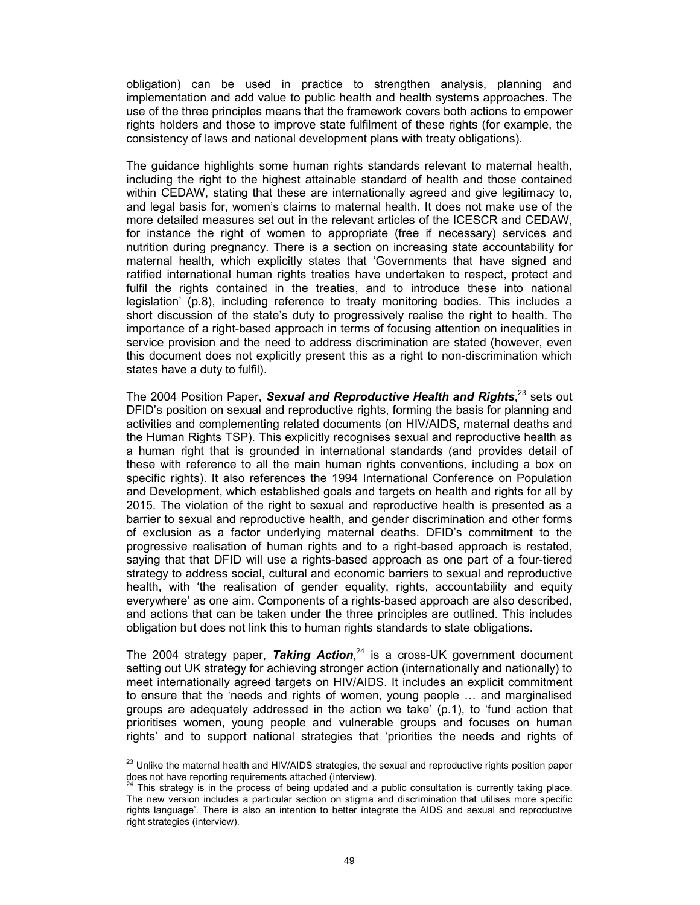obligation) can be used in practice to strengthen analysis, planning and implementation and add value to public health and health systems approaches. The use of the three principles means that the framework covers both actions to empower rights holders and those to improve state fulfilment of these rights (for example, the consistency of laws and national development plans with treaty obligations).

The guidance highlights some human rights standards relevant to maternal health, including the right to the highest attainable standard of health and those contained within CEDAW, stating that these are internationally agreed and give legitimacy to, and legal basis for, women's claims to maternal health. It does not make use of the more detailed measures set out in the relevant articles of the ICESCR and CEDAW, for instance the right of women to appropriate (free if necessary) services and nutrition during pregnancy. There is a section on increasing state accountability for maternal health, which explicitly states that 'Governments that have signed and ratified international human rights treaties have undertaken to respect, protect and fulfil the rights contained in the treaties, and to introduce these into national legislation' (p.8), including reference to treaty monitoring bodies. This includes a short discussion of the state's duty to progressively realise the right to health. The importance of a right-based approach in terms of focusing attention on inequalities in service provision and the need to address discrimination are stated (however, even this document does not explicitly present this as a right to non-discrimination which states have a duty to fulfil).

The 2004 Position Paper, ***Sexual and Reproductive Health and Rights***,[23] sets out DFID's position on sexual and reproductive rights, forming the basis for planning and activities and complementing related documents (on HIV/AIDS, maternal deaths and the Human Rights TSP). This explicitly recognises sexual and reproductive health as a human right that is grounded in international standards (and provides detail of these with reference to all the main human rights conventions, including a box on specific rights). It also references the 1994 International Conference on Population and Development, which established goals and targets on health and rights for all by 2015. The violation of the right to sexual and reproductive health is presented as a barrier to sexual and reproductive health, and gender discrimination and other forms of exclusion as a factor underlying maternal deaths. DFID's commitment to the progressive realisation of human rights and to a right-based approach is restated, saying that that DFID will use a rights-based approach as one part of a four-tiered strategy to address social, cultural and economic barriers to sexual and reproductive health, with 'the realisation of gender equality, rights, accountability and equity everywhere' as one aim. Components of a rights-based approach are also described, and actions that can be taken under the three principles are outlined. This includes obligation but does not link this to human rights standards to state obligations.

The 2004 strategy paper, ***Taking Action***,[24] is a cross-UK government document setting out UK strategy for achieving stronger action (internationally and nationally) to meet internationally agreed targets on HIV/AIDS. It includes an explicit commitment to ensure that the 'needs and rights of women, young people … and marginalised groups are adequately addressed in the action we take' (p.1), to 'fund action that prioritises women, young people and vulnerable groups and focuses on human rights' and to support national strategies that 'priorities the needs and rights of

---

[23] Unlike the maternal health and HIV/AIDS strategies, the sexual and reproductive rights position paper does not have reporting requirements attached (interview).

[24] This strategy is in the process of being updated and a public consultation is currently taking place. The new version includes a particular section on stigma and discrimination that utilises more specific rights language'. There is also an intention to better integrate the AIDS and sexual and reproductive right strategies (interview).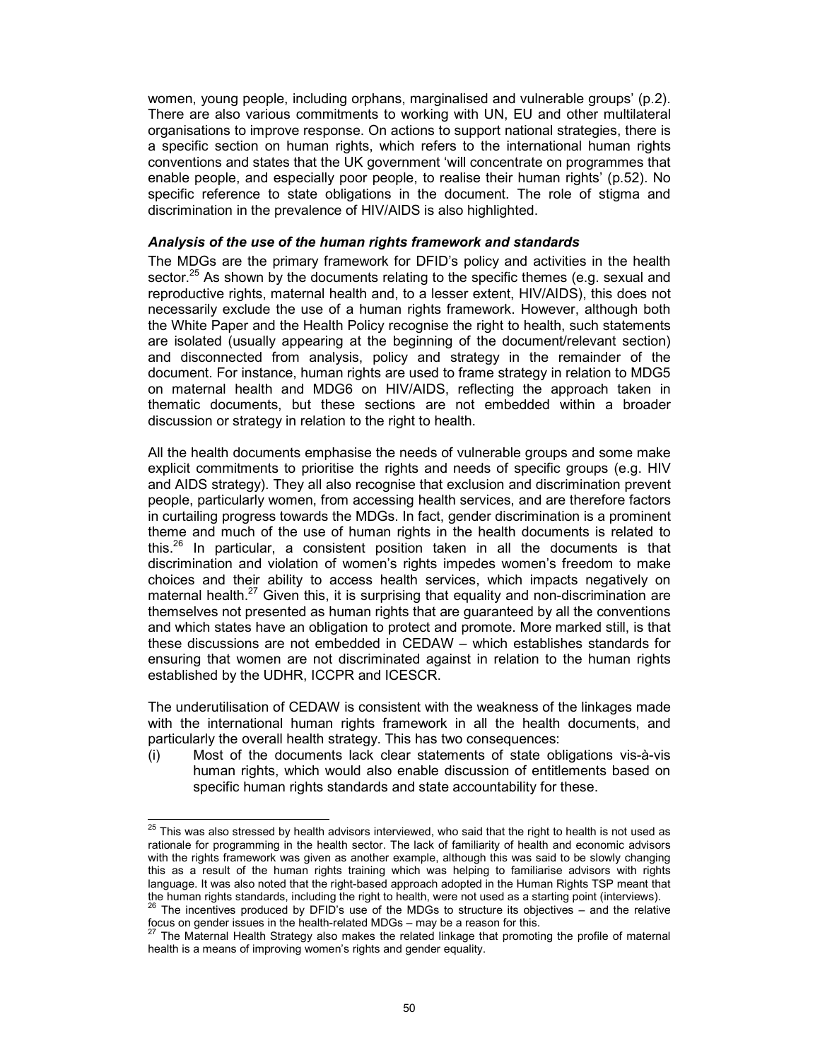women, young people, including orphans, marginalised and vulnerable groups' (p.2). There are also various commitments to working with UN, EU and other multilateral organisations to improve response. On actions to support national strategies, there is a specific section on human rights, which refers to the international human rights conventions and states that the UK government 'will concentrate on programmes that enable people, and especially poor people, to realise their human rights' (p.52). No specific reference to state obligations in the document. The role of stigma and discrimination in the prevalence of HIV/AIDS is also highlighted.

***Analysis of the use of the human rights framework and standards***

The MDGs are the primary framework for DFID's policy and activities in the health sector.[25] As shown by the documents relating to the specific themes (e.g. sexual and reproductive rights, maternal health and, to a lesser extent, HIV/AIDS), this does not necessarily exclude the use of a human rights framework. However, although both the White Paper and the Health Policy recognise the right to health, such statements are isolated (usually appearing at the beginning of the document/relevant section) and disconnected from analysis, policy and strategy in the remainder of the document. For instance, human rights are used to frame strategy in relation to MDG5 on maternal health and MDG6 on HIV/AIDS, reflecting the approach taken in thematic documents, but these sections are not embedded within a broader discussion or strategy in relation to the right to health.

All the health documents emphasise the needs of vulnerable groups and some make explicit commitments to prioritise the rights and needs of specific groups (e.g. HIV and AIDS strategy). They all also recognise that exclusion and discrimination prevent people, particularly women, from accessing health services, and are therefore factors in curtailing progress towards the MDGs. In fact, gender discrimination is a prominent theme and much of the use of human rights in the health documents is related to this.[26] In particular, a consistent position taken in all the documents is that discrimination and violation of women's rights impedes women's freedom to make choices and their ability to access health services, which impacts negatively on maternal health.[27] Given this, it is surprising that equality and non-discrimination are themselves not presented as human rights that are guaranteed by all the conventions and which states have an obligation to protect and promote. More marked still, is that these discussions are not embedded in CEDAW – which establishes standards for ensuring that women are not discriminated against in relation to the human rights established by the UDHR, ICCPR and ICESCR.

The underutilisation of CEDAW is consistent with the weakness of the linkages made with the international human rights framework in all the health documents, and particularly the overall health strategy. This has two consequences:

(i) Most of the documents lack clear statements of state obligations vis-à-vis human rights, which would also enable discussion of entitlements based on specific human rights standards and state accountability for these.

---

[25] This was also stressed by health advisors interviewed, who said that the right to health is not used as rationale for programming in the health sector. The lack of familiarity of health and economic advisors with the rights framework was given as another example, although this was said to be slowly changing this as a result of the human rights training which was helping to familiarise advisors with rights language. It was also noted that the right-based approach adopted in the Human Rights TSP meant that the human rights standards, including the right to health, were not used as a starting point (interviews).

[26] The incentives produced by DFID's use of the MDGs to structure its objectives – and the relative focus on gender issues in the health-related MDGs – may be a reason for this.

[27] The Maternal Health Strategy also makes the related linkage that promoting the profile of maternal health is a means of improving women's rights and gender equality.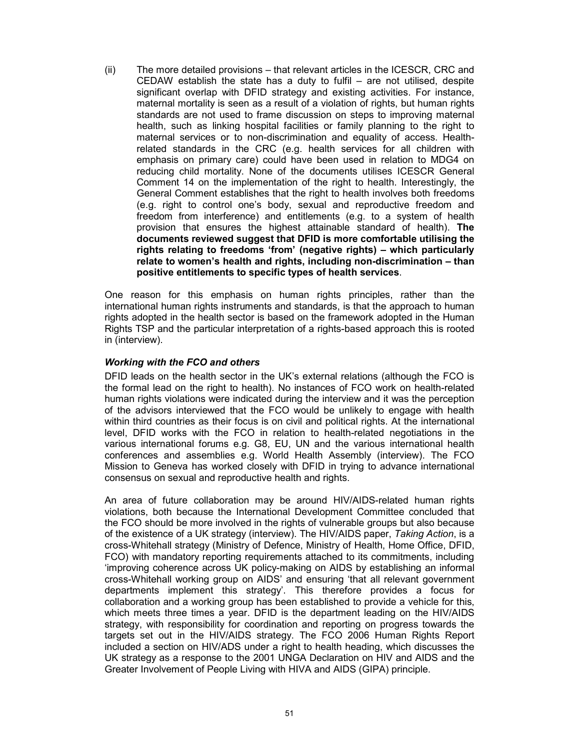(ii) The more detailed provisions – that relevant articles in the ICESCR, CRC and CEDAW establish the state has a duty to fulfil – are not utilised, despite significant overlap with DFID strategy and existing activities. For instance, maternal mortality is seen as a result of a violation of rights, but human rights standards are not used to frame discussion on steps to improving maternal health, such as linking hospital facilities or family planning to the right to maternal services or to non-discrimination and equality of access. Health-related standards in the CRC (e.g. health services for all children with emphasis on primary care) could have been used in relation to MDG4 on reducing child mortality. None of the documents utilises ICESCR General Comment 14 on the implementation of the right to health. Interestingly, the General Comment establishes that the right to health involves both freedoms (e.g. right to control one's body, sexual and reproductive freedom and freedom from interference) and entitlements (e.g. to a system of health provision that ensures the highest attainable standard of health). **The documents reviewed suggest that DFID is more comfortable utilising the rights relating to freedoms 'from' (negative rights) – which particularly relate to women's health and rights, including non-discrimination – than positive entitlements to specific types of health services**.

One reason for this emphasis on human rights principles, rather than the international human rights instruments and standards, is that the approach to human rights adopted in the health sector is based on the framework adopted in the Human Rights TSP and the particular interpretation of a rights-based approach this is rooted in (interview).

***Working with the FCO and others***

DFID leads on the health sector in the UK's external relations (although the FCO is the formal lead on the right to health). No instances of FCO work on health-related human rights violations were indicated during the interview and it was the perception of the advisors interviewed that the FCO would be unlikely to engage with health within third countries as their focus is on civil and political rights. At the international level, DFID works with the FCO in relation to health-related negotiations in the various international forums e.g. G8, EU, UN and the various international health conferences and assemblies e.g. World Health Assembly (interview). The FCO Mission to Geneva has worked closely with DFID in trying to advance international consensus on sexual and reproductive health and rights.

An area of future collaboration may be around HIV/AIDS-related human rights violations, both because the International Development Committee concluded that the FCO should be more involved in the rights of vulnerable groups but also because of the existence of a UK strategy (interview). The HIV/AIDS paper, *Taking Action*, is a cross-Whitehall strategy (Ministry of Defence, Ministry of Health, Home Office, DFID, FCO) with mandatory reporting requirements attached to its commitments, including 'improving coherence across UK policy-making on AIDS by establishing an informal cross-Whitehall working group on AIDS' and ensuring 'that all relevant government departments implement this strategy'. This therefore provides a focus for collaboration and a working group has been established to provide a vehicle for this, which meets three times a year. DFID is the department leading on the HIV/AIDS strategy, with responsibility for coordination and reporting on progress towards the targets set out in the HIV/AIDS strategy. The FCO 2006 Human Rights Report included a section on HIV/ADS under a right to health heading, which discusses the UK strategy as a response to the 2001 UNGA Declaration on HIV and AIDS and the Greater Involvement of People Living with HIVA and AIDS (GIPA) principle.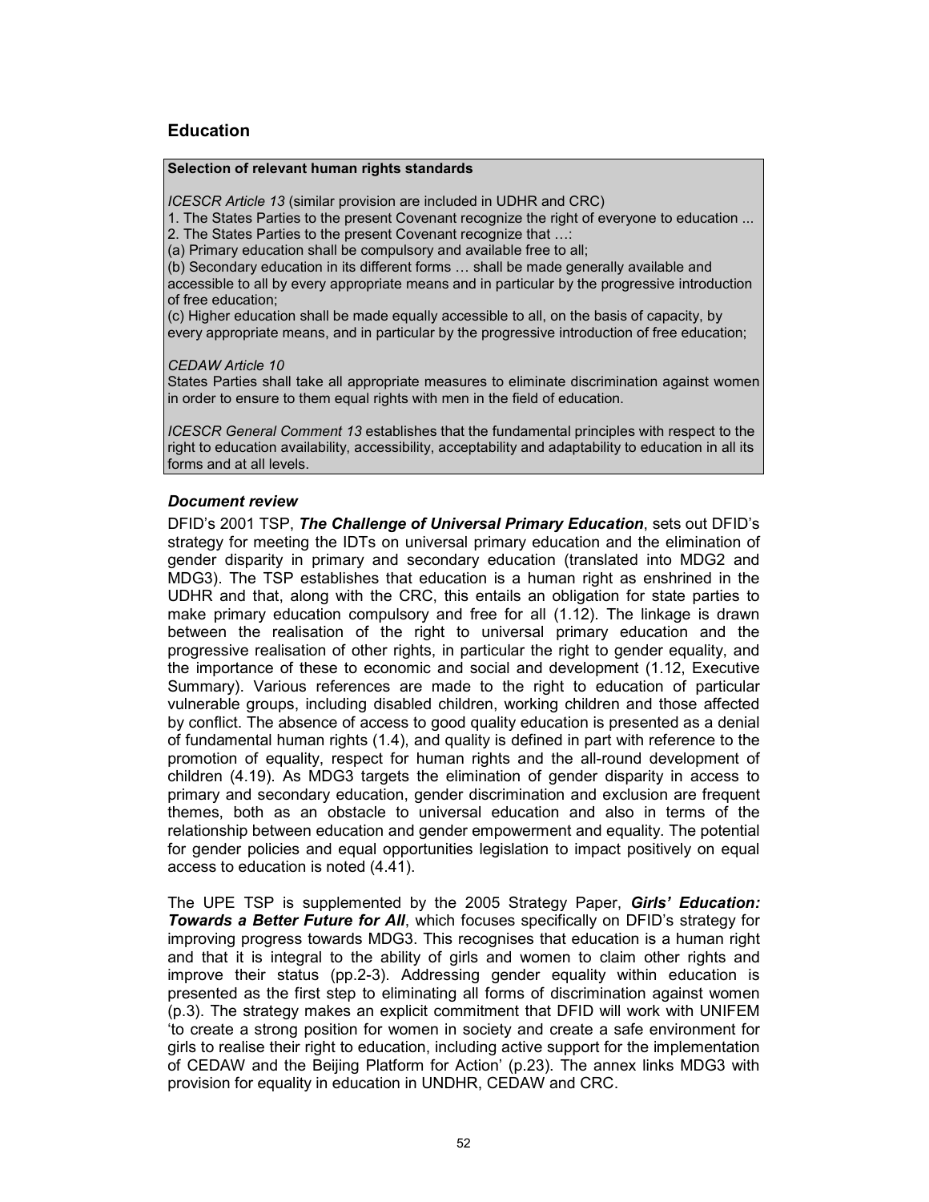## Education

**Selection of relevant human rights standards**

*ICESCR Article 13* (similar provision are included in UDHR and CRC)

1. The States Parties to the present Covenant recognize the right of everyone to education ...
2. The States Parties to the present Covenant recognize that …:

(a) Primary education shall be compulsory and available free to all;

(b) Secondary education in its different forms … shall be made generally available and accessible to all by every appropriate means and in particular by the progressive introduction of free education;

(c) Higher education shall be made equally accessible to all, on the basis of capacity, by every appropriate means, and in particular by the progressive introduction of free education;

*CEDAW Article 10*

States Parties shall take all appropriate measures to eliminate discrimination against women in order to ensure to them equal rights with men in the field of education.

*ICESCR General Comment 13* establishes that the fundamental principles with respect to the right to education availability, accessibility, acceptability and adaptability to education in all its forms and at all levels.

### *Document review*

DFID's 2001 TSP, ***The Challenge of Universal Primary Education***, sets out DFID's strategy for meeting the IDTs on universal primary education and the elimination of gender disparity in primary and secondary education (translated into MDG2 and MDG3). The TSP establishes that education is a human right as enshrined in the UDHR and that, along with the CRC, this entails an obligation for state parties to make primary education compulsory and free for all (1.12). The linkage is drawn between the realisation of the right to universal primary education and the progressive realisation of other rights, in particular the right to gender equality, and the importance of these to economic and social and development (1.12, Executive Summary). Various references are made to the right to education of particular vulnerable groups, including disabled children, working children and those affected by conflict. The absence of access to good quality education is presented as a denial of fundamental human rights (1.4), and quality is defined in part with reference to the promotion of equality, respect for human rights and the all-round development of children (4.19). As MDG3 targets the elimination of gender disparity in access to primary and secondary education, gender discrimination and exclusion are frequent themes, both as an obstacle to universal education and also in terms of the relationship between education and gender empowerment and equality. The potential for gender policies and equal opportunities legislation to impact positively on equal access to education is noted (4.41).

The UPE TSP is supplemented by the 2005 Strategy Paper, ***Girls' Education: Towards a Better Future for All***, which focuses specifically on DFID's strategy for improving progress towards MDG3. This recognises that education is a human right and that it is integral to the ability of girls and women to claim other rights and improve their status (pp.2-3). Addressing gender equality within education is presented as the first step to eliminating all forms of discrimination against women (p.3). The strategy makes an explicit commitment that DFID will work with UNIFEM 'to create a strong position for women in society and create a safe environment for girls to realise their right to education, including active support for the implementation of CEDAW and the Beijing Platform for Action' (p.23). The annex links MDG3 with provision for equality in education in UNDHR, CEDAW and CRC.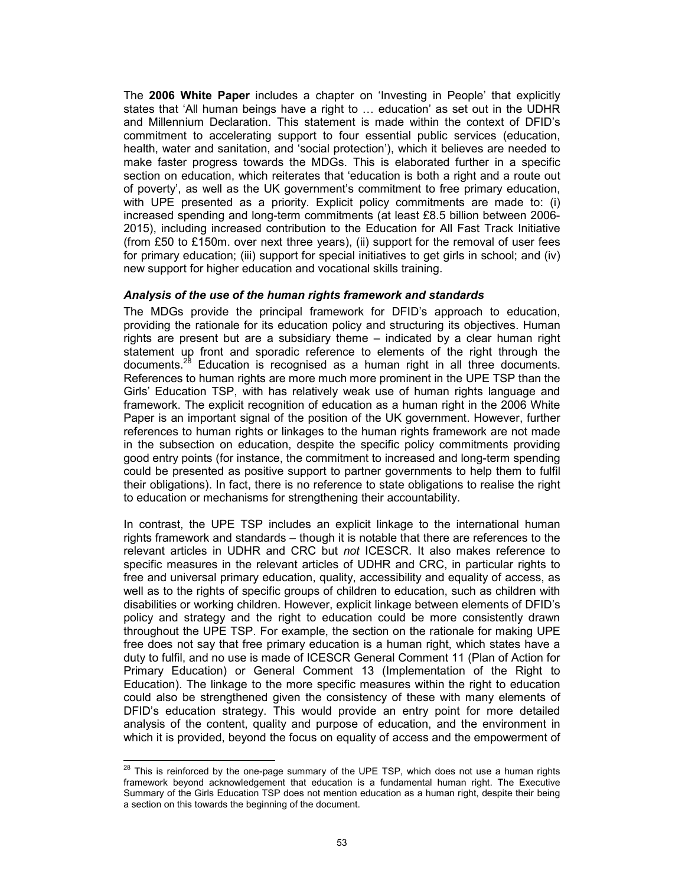The **2006 White Paper** includes a chapter on 'Investing in People' that explicitly states that 'All human beings have a right to … education' as set out in the UDHR and Millennium Declaration. This statement is made within the context of DFID's commitment to accelerating support to four essential public services (education, health, water and sanitation, and 'social protection'), which it believes are needed to make faster progress towards the MDGs. This is elaborated further in a specific section on education, which reiterates that 'education is both a right and a route out of poverty', as well as the UK government's commitment to free primary education, with UPE presented as a priority. Explicit policy commitments are made to: (i) increased spending and long-term commitments (at least £8.5 billion between 2006-2015), including increased contribution to the Education for All Fast Track Initiative (from £50 to £150m. over next three years), (ii) support for the removal of user fees for primary education; (iii) support for special initiatives to get girls in school; and (iv) new support for higher education and vocational skills training.

### *Analysis of the use of the human rights framework and standards*

The MDGs provide the principal framework for DFID's approach to education, providing the rationale for its education policy and structuring its objectives. Human rights are present but are a subsidiary theme – indicated by a clear human right statement up front and sporadic reference to elements of the right through the documents.[28] Education is recognised as a human right in all three documents. References to human rights are more much more prominent in the UPE TSP than the Girls' Education TSP, with has relatively weak use of human rights language and framework. The explicit recognition of education as a human right in the 2006 White Paper is an important signal of the position of the UK government. However, further references to human rights or linkages to the human rights framework are not made in the subsection on education, despite the specific policy commitments providing good entry points (for instance, the commitment to increased and long-term spending could be presented as positive support to partner governments to help them to fulfil their obligations). In fact, there is no reference to state obligations to realise the right to education or mechanisms for strengthening their accountability.

In contrast, the UPE TSP includes an explicit linkage to the international human rights framework and standards – though it is notable that there are references to the relevant articles in UDHR and CRC but *not* ICESCR. It also makes reference to specific measures in the relevant articles of UDHR and CRC, in particular rights to free and universal primary education, quality, accessibility and equality of access, as well as to the rights of specific groups of children to education, such as children with disabilities or working children. However, explicit linkage between elements of DFID's policy and strategy and the right to education could be more consistently drawn throughout the UPE TSP. For example, the section on the rationale for making UPE free does not say that free primary education is a human right, which states have a duty to fulfil, and no use is made of ICESCR General Comment 11 (Plan of Action for Primary Education) or General Comment 13 (Implementation of the Right to Education). The linkage to the more specific measures within the right to education could also be strengthened given the consistency of these with many elements of DFID's education strategy. This would provide an entry point for more detailed analysis of the content, quality and purpose of education, and the environment in which it is provided, beyond the focus on equality of access and the empowerment of

---

[28] This is reinforced by the one-page summary of the UPE TSP, which does not use a human rights framework beyond acknowledgement that education is a fundamental human right. The Executive Summary of the Girls Education TSP does not mention education as a human right, despite their being a section on this towards the beginning of the document.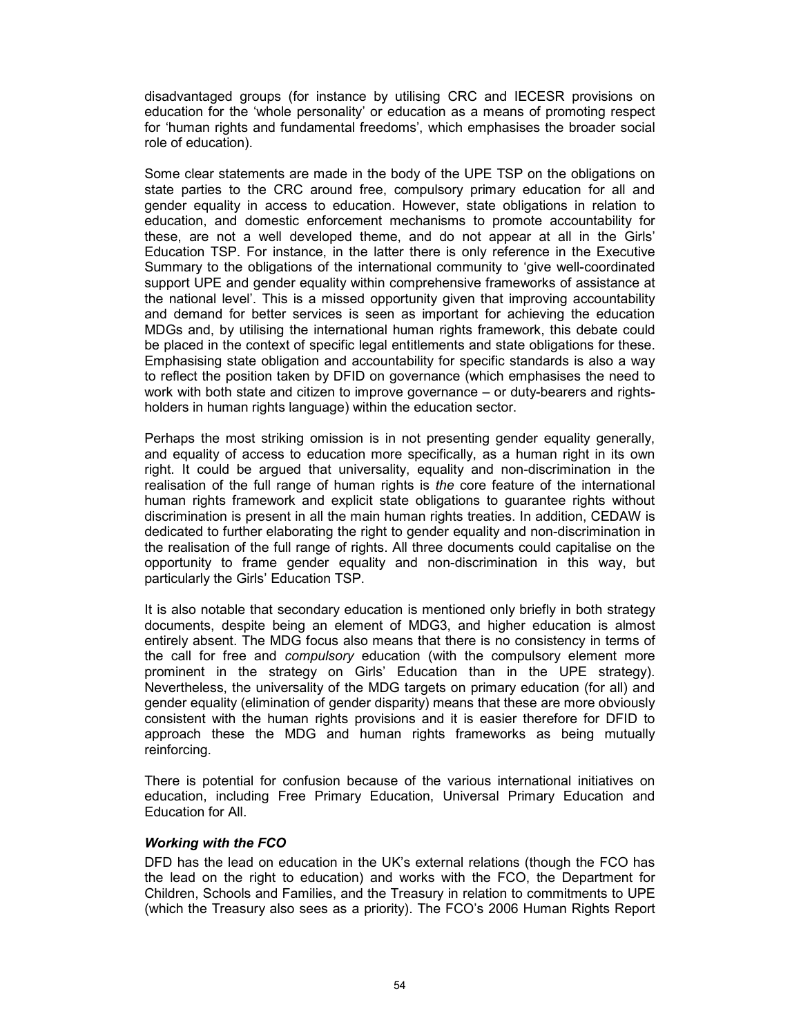disadvantaged groups (for instance by utilising CRC and IECESR provisions on education for the 'whole personality' or education as a means of promoting respect for 'human rights and fundamental freedoms', which emphasises the broader social role of education).

Some clear statements are made in the body of the UPE TSP on the obligations on state parties to the CRC around free, compulsory primary education for all and gender equality in access to education. However, state obligations in relation to education, and domestic enforcement mechanisms to promote accountability for these, are not a well developed theme, and do not appear at all in the Girls' Education TSP. For instance, in the latter there is only reference in the Executive Summary to the obligations of the international community to 'give well-coordinated support UPE and gender equality within comprehensive frameworks of assistance at the national level'. This is a missed opportunity given that improving accountability and demand for better services is seen as important for achieving the education MDGs and, by utilising the international human rights framework, this debate could be placed in the context of specific legal entitlements and state obligations for these. Emphasising state obligation and accountability for specific standards is also a way to reflect the position taken by DFID on governance (which emphasises the need to work with both state and citizen to improve governance – or duty-bearers and rights-holders in human rights language) within the education sector.

Perhaps the most striking omission is in not presenting gender equality generally, and equality of access to education more specifically, as a human right in its own right. It could be argued that universality, equality and non-discrimination in the realisation of the full range of human rights is *the* core feature of the international human rights framework and explicit state obligations to guarantee rights without discrimination is present in all the main human rights treaties. In addition, CEDAW is dedicated to further elaborating the right to gender equality and non-discrimination in the realisation of the full range of rights. All three documents could capitalise on the opportunity to frame gender equality and non-discrimination in this way, but particularly the Girls' Education TSP.

It is also notable that secondary education is mentioned only briefly in both strategy documents, despite being an element of MDG3, and higher education is almost entirely absent. The MDG focus also means that there is no consistency in terms of the call for free and *compulsory* education (with the compulsory element more prominent in the strategy on Girls' Education than in the UPE strategy). Nevertheless, the universality of the MDG targets on primary education (for all) and gender equality (elimination of gender disparity) means that these are more obviously consistent with the human rights provisions and it is easier therefore for DFID to approach these the MDG and human rights frameworks as being mutually reinforcing.

There is potential for confusion because of the various international initiatives on education, including Free Primary Education, Universal Primary Education and Education for All.

***Working with the FCO***

DFD has the lead on education in the UK's external relations (though the FCO has the lead on the right to education) and works with the FCO, the Department for Children, Schools and Families, and the Treasury in relation to commitments to UPE (which the Treasury also sees as a priority). The FCO's 2006 Human Rights Report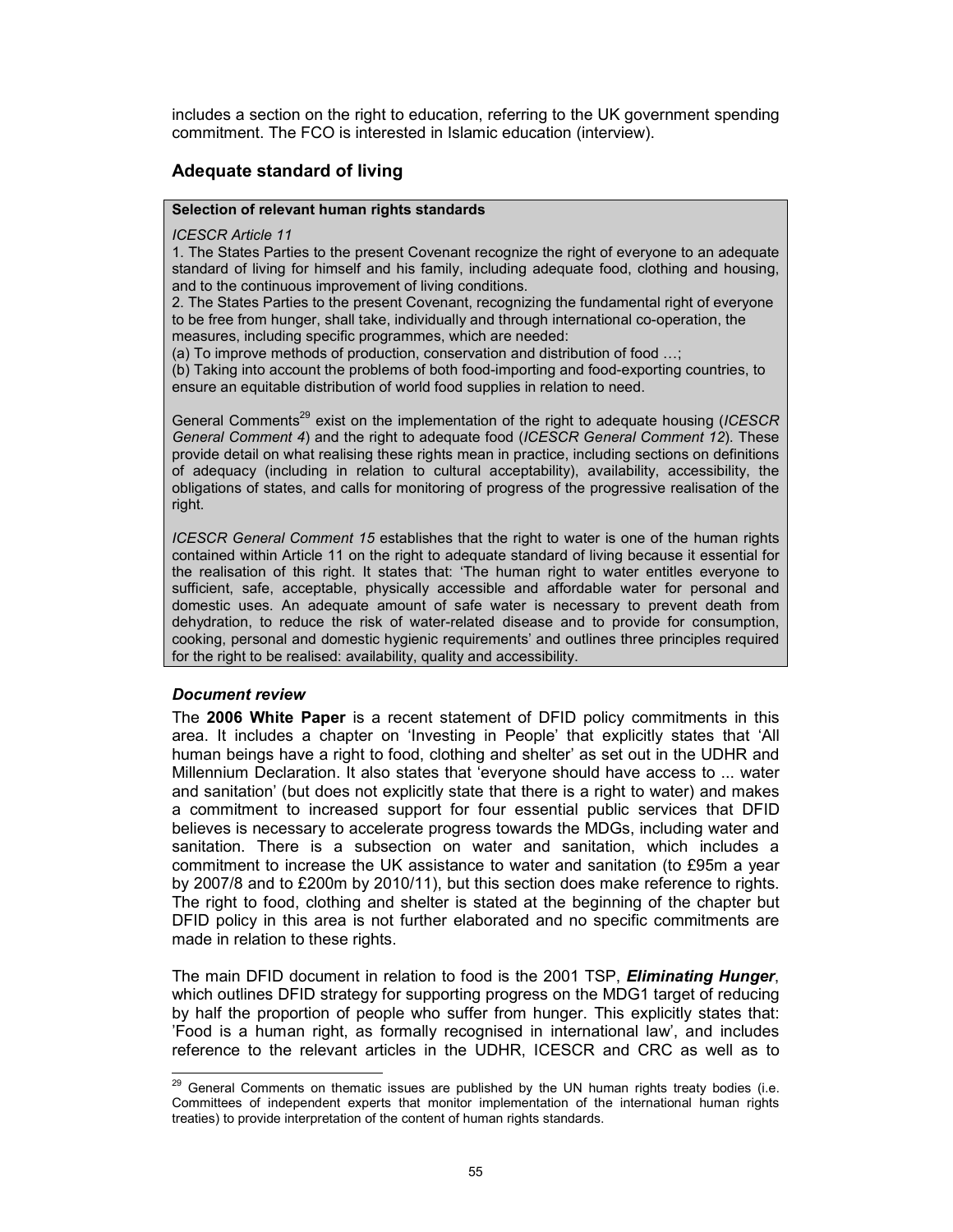includes a section on the right to education, referring to the UK government spending commitment. The FCO is interested in Islamic education (interview).

## Adequate standard of living

> **Selection of relevant human rights standards**
>
> *ICESCR Article 11*
>
> 1. The States Parties to the present Covenant recognize the right of everyone to an adequate standard of living for himself and his family, including adequate food, clothing and housing, and to the continuous improvement of living conditions.
> 2. The States Parties to the present Covenant, recognizing the fundamental right of everyone to be free from hunger, shall take, individually and through international co-operation, the measures, including specific programmes, which are needed:
> (a) To improve methods of production, conservation and distribution of food …;
> (b) Taking into account the problems of both food-importing and food-exporting countries, to ensure an equitable distribution of world food supplies in relation to need.
>
> General Comments[29] exist on the implementation of the right to adequate housing (*ICESCR General Comment 4*) and the right to adequate food (*ICESCR General Comment 12*). These provide detail on what realising these rights mean in practice, including sections on definitions of adequacy (including in relation to cultural acceptability), availability, accessibility, the obligations of states, and calls for monitoring of progress of the progressive realisation of the right.
>
> *ICESCR General Comment 15* establishes that the right to water is one of the human rights contained within Article 11 on the right to adequate standard of living because it essential for the realisation of this right. It states that: 'The human right to water entitles everyone to sufficient, safe, acceptable, physically accessible and affordable water for personal and domestic uses. An adequate amount of safe water is necessary to prevent death from dehydration, to reduce the risk of water-related disease and to provide for consumption, cooking, personal and domestic hygienic requirements' and outlines three principles required for the right to be realised: availability, quality and accessibility.

### *Document review*

The **2006 White Paper** is a recent statement of DFID policy commitments in this area. It includes a chapter on 'Investing in People' that explicitly states that 'All human beings have a right to food, clothing and shelter' as set out in the UDHR and Millennium Declaration. It also states that 'everyone should have access to ... water and sanitation' (but does not explicitly state that there is a right to water) and makes a commitment to increased support for four essential public services that DFID believes is necessary to accelerate progress towards the MDGs, including water and sanitation. There is a subsection on water and sanitation, which includes a commitment to increase the UK assistance to water and sanitation (to £95m a year by 2007/8 and to £200m by 2010/11), but this section does make reference to rights. The right to food, clothing and shelter is stated at the beginning of the chapter but DFID policy in this area is not further elaborated and no specific commitments are made in relation to these rights.

The main DFID document in relation to food is the 2001 TSP, ***Eliminating Hunger***, which outlines DFID strategy for supporting progress on the MDG1 target of reducing by half the proportion of people who suffer from hunger. This explicitly states that: 'Food is a human right, as formally recognised in international law', and includes reference to the relevant articles in the UDHR, ICESCR and CRC as well as to

---

[29] General Comments on thematic issues are published by the UN human rights treaty bodies (i.e. Committees of independent experts that monitor implementation of the international human rights treaties) to provide interpretation of the content of human rights standards.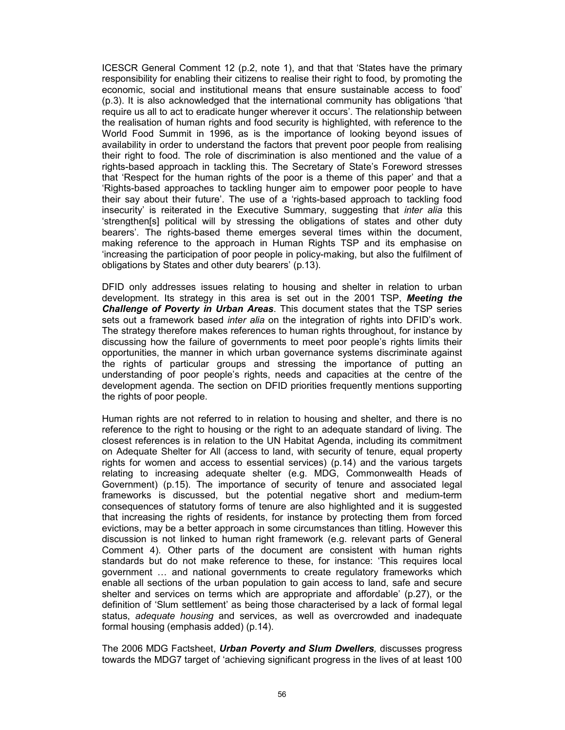ICESCR General Comment 12 (p.2, note 1), and that that 'States have the primary responsibility for enabling their citizens to realise their right to food, by promoting the economic, social and institutional means that ensure sustainable access to food' (p.3). It is also acknowledged that the international community has obligations 'that require us all to act to eradicate hunger wherever it occurs'. The relationship between the realisation of human rights and food security is highlighted, with reference to the World Food Summit in 1996, as is the importance of looking beyond issues of availability in order to understand the factors that prevent poor people from realising their right to food. The role of discrimination is also mentioned and the value of a rights-based approach in tackling this. The Secretary of State's Foreword stresses that 'Respect for the human rights of the poor is a theme of this paper' and that a 'Rights-based approaches to tackling hunger aim to empower poor people to have their say about their future'. The use of a 'rights-based approach to tackling food insecurity' is reiterated in the Executive Summary, suggesting that *inter alia* this 'strengthen[s] political will by stressing the obligations of states and other duty bearers'. The rights-based theme emerges several times within the document, making reference to the approach in Human Rights TSP and its emphasise on 'increasing the participation of poor people in policy-making, but also the fulfilment of obligations by States and other duty bearers' (p.13).

DFID only addresses issues relating to housing and shelter in relation to urban development. Its strategy in this area is set out in the 2001 TSP, ***Meeting the Challenge of Poverty in Urban Areas***. This document states that the TSP series sets out a framework based *inter alia* on the integration of rights into DFID's work. The strategy therefore makes references to human rights throughout, for instance by discussing how the failure of governments to meet poor people's rights limits their opportunities, the manner in which urban governance systems discriminate against the rights of particular groups and stressing the importance of putting an understanding of poor people's rights, needs and capacities at the centre of the development agenda. The section on DFID priorities frequently mentions supporting the rights of poor people.

Human rights are not referred to in relation to housing and shelter, and there is no reference to the right to housing or the right to an adequate standard of living. The closest references is in relation to the UN Habitat Agenda, including its commitment on Adequate Shelter for All (access to land, with security of tenure, equal property rights for women and access to essential services) (p.14) and the various targets relating to increasing adequate shelter (e.g. MDG, Commonwealth Heads of Government) (p.15). The importance of security of tenure and associated legal frameworks is discussed, but the potential negative short and medium-term consequences of statutory forms of tenure are also highlighted and it is suggested that increasing the rights of residents, for instance by protecting them from forced evictions, may be a better approach in some circumstances than titling. However this discussion is not linked to human right framework (e.g. relevant parts of General Comment 4). Other parts of the document are consistent with human rights standards but do not make reference to these, for instance: 'This requires local government … and national governments to create regulatory frameworks which enable all sections of the urban population to gain access to land, safe and secure shelter and services on terms which are appropriate and affordable' (p.27), or the definition of 'Slum settlement' as being those characterised by a lack of formal legal status, *adequate housing* and services, as well as overcrowded and inadequate formal housing (emphasis added) (p.14).

The 2006 MDG Factsheet, ***Urban Poverty and Slum Dwellers***, discusses progress towards the MDG7 target of 'achieving significant progress in the lives of at least 100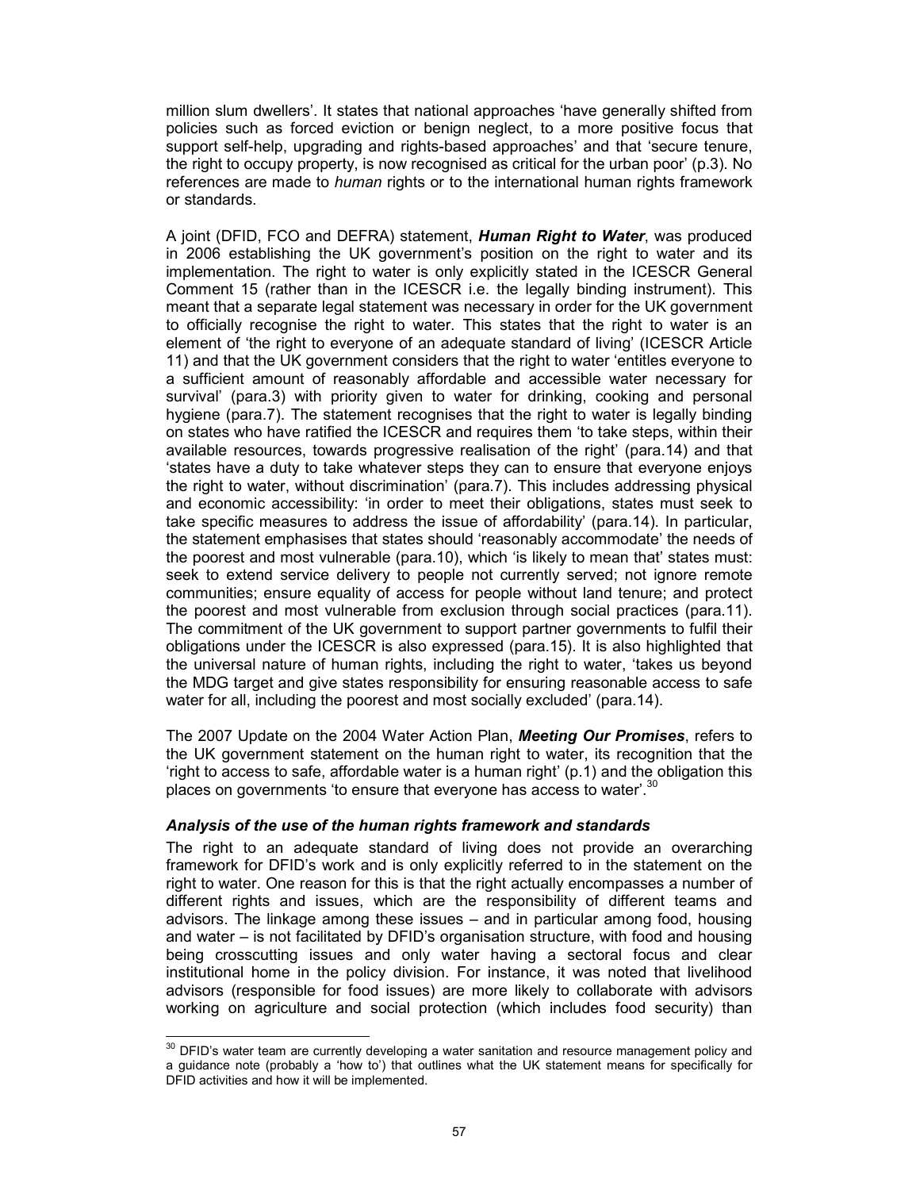million slum dwellers'. It states that national approaches 'have generally shifted from policies such as forced eviction or benign neglect, to a more positive focus that support self-help, upgrading and rights-based approaches' and that 'secure tenure, the right to occupy property, is now recognised as critical for the urban poor' (p.3). No references are made to *human* rights or to the international human rights framework or standards.

A joint (DFID, FCO and DEFRA) statement, ***Human Right to Water***, was produced in 2006 establishing the UK government's position on the right to water and its implementation. The right to water is only explicitly stated in the ICESCR General Comment 15 (rather than in the ICESCR i.e. the legally binding instrument). This meant that a separate legal statement was necessary in order for the UK government to officially recognise the right to water. This states that the right to water is an element of 'the right to everyone of an adequate standard of living' (ICESCR Article 11) and that the UK government considers that the right to water 'entitles everyone to a sufficient amount of reasonably affordable and accessible water necessary for survival' (para.3) with priority given to water for drinking, cooking and personal hygiene (para.7). The statement recognises that the right to water is legally binding on states who have ratified the ICESCR and requires them 'to take steps, within their available resources, towards progressive realisation of the right' (para.14) and that 'states have a duty to take whatever steps they can to ensure that everyone enjoys the right to water, without discrimination' (para.7). This includes addressing physical and economic accessibility: 'in order to meet their obligations, states must seek to take specific measures to address the issue of affordability' (para.14). In particular, the statement emphasises that states should 'reasonably accommodate' the needs of the poorest and most vulnerable (para.10), which 'is likely to mean that' states must: seek to extend service delivery to people not currently served; not ignore remote communities; ensure equality of access for people without land tenure; and protect the poorest and most vulnerable from exclusion through social practices (para.11). The commitment of the UK government to support partner governments to fulfil their obligations under the ICESCR is also expressed (para.15). It is also highlighted that the universal nature of human rights, including the right to water, 'takes us beyond the MDG target and give states responsibility for ensuring reasonable access to safe water for all, including the poorest and most socially excluded' (para.14).

The 2007 Update on the 2004 Water Action Plan, ***Meeting Our Promises***, refers to the UK government statement on the human right to water, its recognition that the 'right to access to safe, affordable water is a human right' (p.1) and the obligation this places on governments 'to ensure that everyone has access to water'.[30]

### *Analysis of the use of the human rights framework and standards*

The right to an adequate standard of living does not provide an overarching framework for DFID's work and is only explicitly referred to in the statement on the right to water. One reason for this is that the right actually encompasses a number of different rights and issues, which are the responsibility of different teams and advisors. The linkage among these issues – and in particular among food, housing and water – is not facilitated by DFID's organisation structure, with food and housing being crosscutting issues and only water having a sectoral focus and clear institutional home in the policy division. For instance, it was noted that livelihood advisors (responsible for food issues) are more likely to collaborate with advisors working on agriculture and social protection (which includes food security) than

---

[30] DFID's water team are currently developing a water sanitation and resource management policy and a guidance note (probably a 'how to') that outlines what the UK statement means for specifically for DFID activities and how it will be implemented.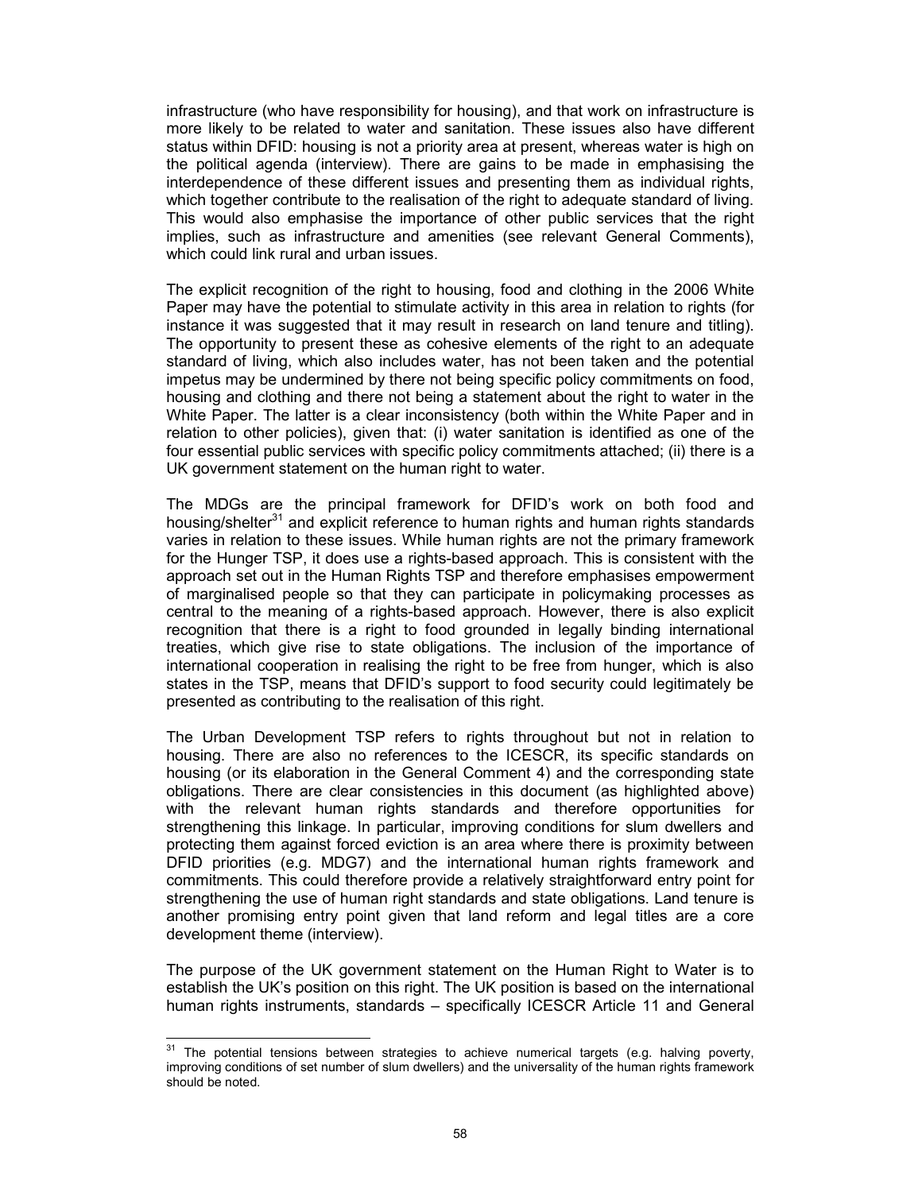infrastructure (who have responsibility for housing), and that work on infrastructure is more likely to be related to water and sanitation. These issues also have different status within DFID: housing is not a priority area at present, whereas water is high on the political agenda (interview). There are gains to be made in emphasising the interdependence of these different issues and presenting them as individual rights, which together contribute to the realisation of the right to adequate standard of living. This would also emphasise the importance of other public services that the right implies, such as infrastructure and amenities (see relevant General Comments), which could link rural and urban issues.

The explicit recognition of the right to housing, food and clothing in the 2006 White Paper may have the potential to stimulate activity in this area in relation to rights (for instance it was suggested that it may result in research on land tenure and titling). The opportunity to present these as cohesive elements of the right to an adequate standard of living, which also includes water, has not been taken and the potential impetus may be undermined by there not being specific policy commitments on food, housing and clothing and there not being a statement about the right to water in the White Paper. The latter is a clear inconsistency (both within the White Paper and in relation to other policies), given that: (i) water sanitation is identified as one of the four essential public services with specific policy commitments attached; (ii) there is a UK government statement on the human right to water.

The MDGs are the principal framework for DFID's work on both food and housing/shelter[31] and explicit reference to human rights and human rights standards varies in relation to these issues. While human rights are not the primary framework for the Hunger TSP, it does use a rights-based approach. This is consistent with the approach set out in the Human Rights TSP and therefore emphasises empowerment of marginalised people so that they can participate in policymaking processes as central to the meaning of a rights-based approach. However, there is also explicit recognition that there is a right to food grounded in legally binding international treaties, which give rise to state obligations. The inclusion of the importance of international cooperation in realising the right to be free from hunger, which is also states in the TSP, means that DFID's support to food security could legitimately be presented as contributing to the realisation of this right.

The Urban Development TSP refers to rights throughout but not in relation to housing. There are also no references to the ICESCR, its specific standards on housing (or its elaboration in the General Comment 4) and the corresponding state obligations. There are clear consistencies in this document (as highlighted above) with the relevant human rights standards and therefore opportunities for strengthening this linkage. In particular, improving conditions for slum dwellers and protecting them against forced eviction is an area where there is proximity between DFID priorities (e.g. MDG7) and the international human rights framework and commitments. This could therefore provide a relatively straightforward entry point for strengthening the use of human right standards and state obligations. Land tenure is another promising entry point given that land reform and legal titles are a core development theme (interview).

The purpose of the UK government statement on the Human Right to Water is to establish the UK's position on this right. The UK position is based on the international human rights instruments, standards – specifically ICESCR Article 11 and General

[31] The potential tensions between strategies to achieve numerical targets (e.g. halving poverty, improving conditions of set number of slum dwellers) and the universality of the human rights framework should be noted.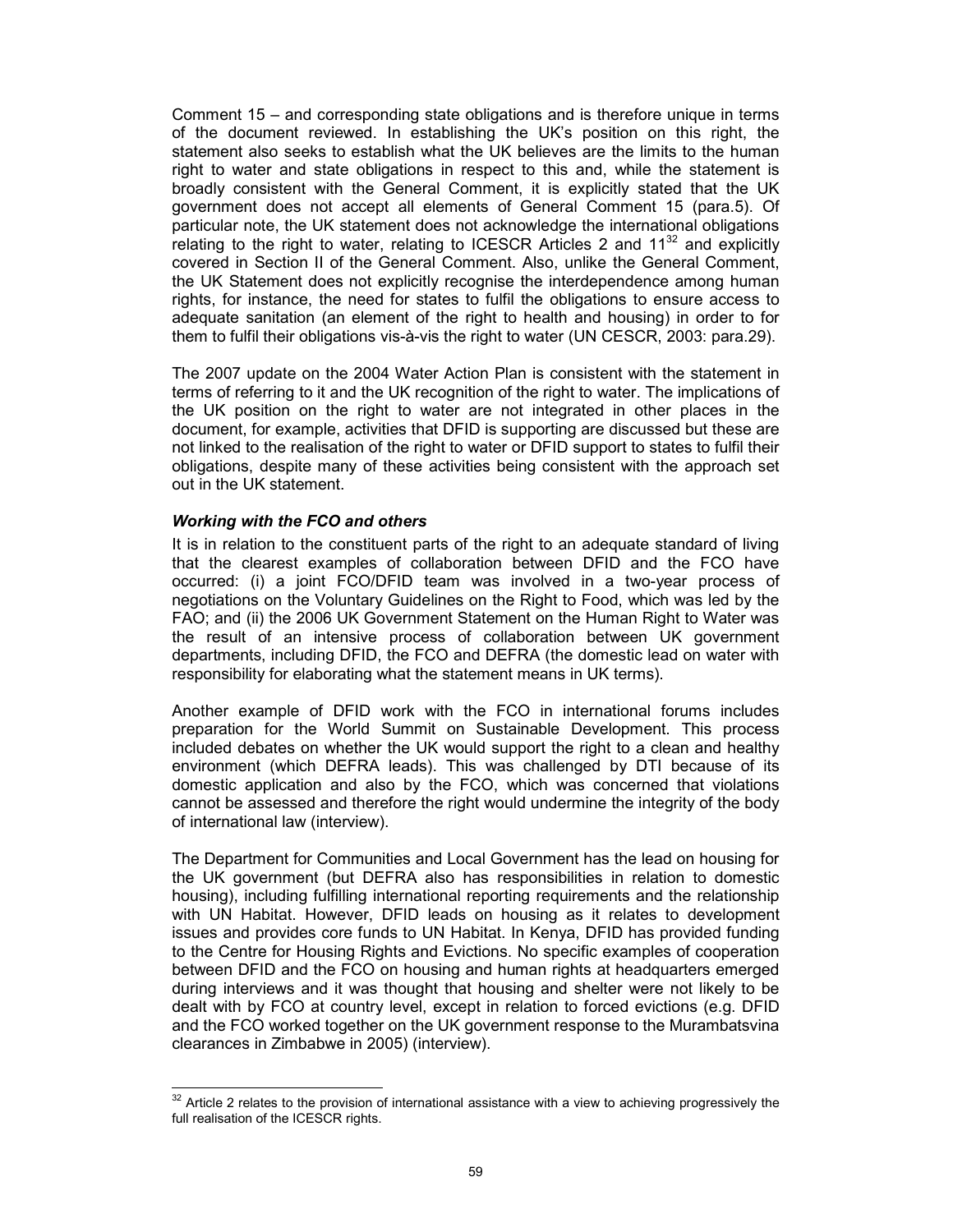Comment 15 – and corresponding state obligations and is therefore unique in terms of the document reviewed. In establishing the UK's position on this right, the statement also seeks to establish what the UK believes are the limits to the human right to water and state obligations in respect to this and, while the statement is broadly consistent with the General Comment, it is explicitly stated that the UK government does not accept all elements of General Comment 15 (para.5). Of particular note, the UK statement does not acknowledge the international obligations relating to the right to water, relating to ICESCR Articles 2 and 11[32] and explicitly covered in Section II of the General Comment. Also, unlike the General Comment, the UK Statement does not explicitly recognise the interdependence among human rights, for instance, the need for states to fulfil the obligations to ensure access to adequate sanitation (an element of the right to health and housing) in order to for them to fulfil their obligations vis-à-vis the right to water (UN CESCR, 2003: para.29).

The 2007 update on the 2004 Water Action Plan is consistent with the statement in terms of referring to it and the UK recognition of the right to water. The implications of the UK position on the right to water are not integrated in other places in the document, for example, activities that DFID is supporting are discussed but these are not linked to the realisation of the right to water or DFID support to states to fulfil their obligations, despite many of these activities being consistent with the approach set out in the UK statement.

***Working with the FCO and others***

It is in relation to the constituent parts of the right to an adequate standard of living that the clearest examples of collaboration between DFID and the FCO have occurred: (i) a joint FCO/DFID team was involved in a two-year process of negotiations on the Voluntary Guidelines on the Right to Food, which was led by the FAO; and (ii) the 2006 UK Government Statement on the Human Right to Water was the result of an intensive process of collaboration between UK government departments, including DFID, the FCO and DEFRA (the domestic lead on water with responsibility for elaborating what the statement means in UK terms).

Another example of DFID work with the FCO in international forums includes preparation for the World Summit on Sustainable Development. This process included debates on whether the UK would support the right to a clean and healthy environment (which DEFRA leads). This was challenged by DTI because of its domestic application and also by the FCO, which was concerned that violations cannot be assessed and therefore the right would undermine the integrity of the body of international law (interview).

The Department for Communities and Local Government has the lead on housing for the UK government (but DEFRA also has responsibilities in relation to domestic housing), including fulfilling international reporting requirements and the relationship with UN Habitat. However, DFID leads on housing as it relates to development issues and provides core funds to UN Habitat. In Kenya, DFID has provided funding to the Centre for Housing Rights and Evictions. No specific examples of cooperation between DFID and the FCO on housing and human rights at headquarters emerged during interviews and it was thought that housing and shelter were not likely to be dealt with by FCO at country level, except in relation to forced evictions (e.g. DFID and the FCO worked together on the UK government response to the Murambatsvina clearances in Zimbabwe in 2005) (interview).

[32] Article 2 relates to the provision of international assistance with a view to achieving progressively the full realisation of the ICESCR rights.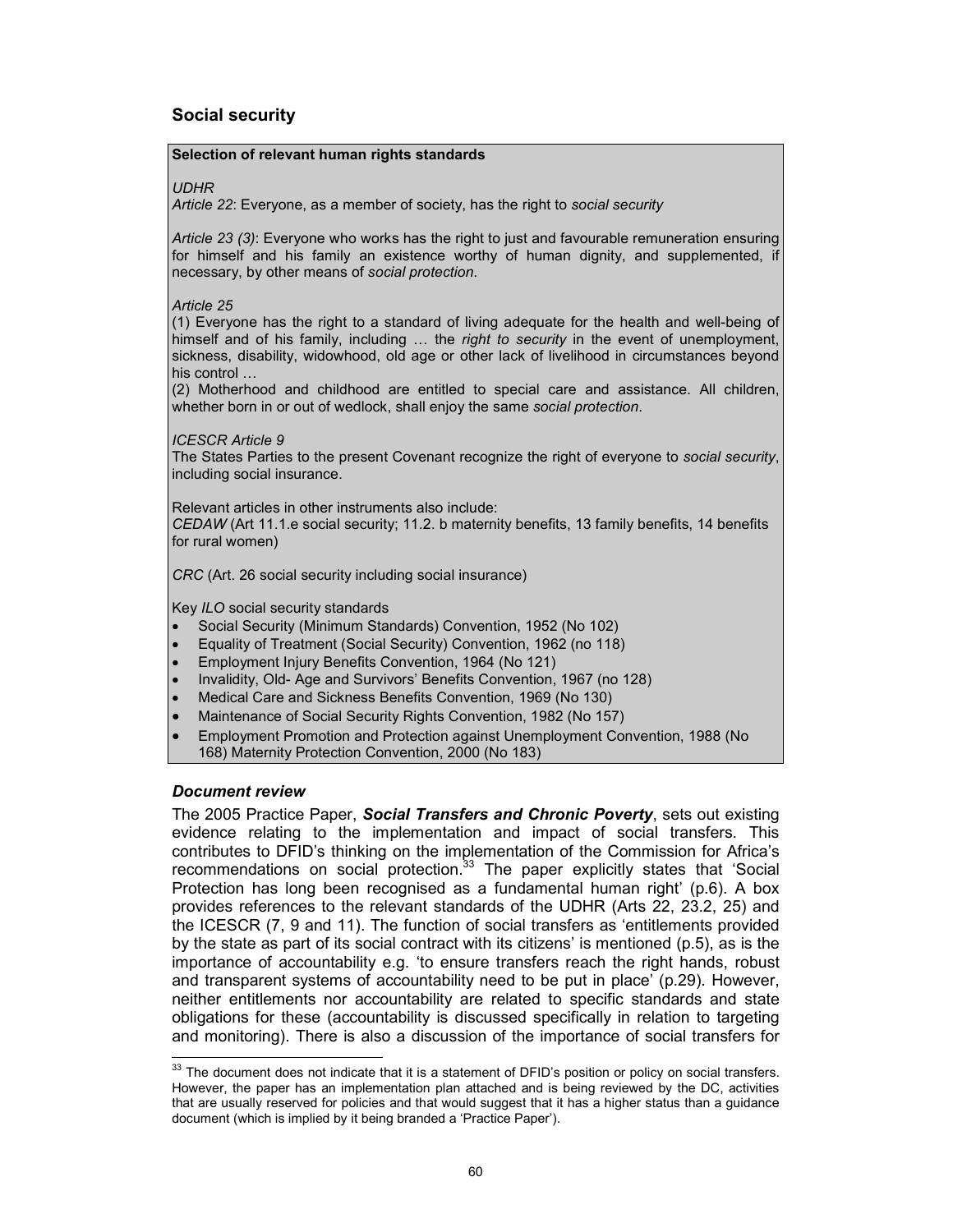## Social security

**Selection of relevant human rights standards**

*UDHR*
*Article 22*: Everyone, as a member of society, has the right to *social security*

*Article 23 (3)*: Everyone who works has the right to just and favourable remuneration ensuring for himself and his family an existence worthy of human dignity, and supplemented, if necessary, by other means of *social protection*.

*Article 25*
(1) Everyone has the right to a standard of living adequate for the health and well-being of himself and of his family, including … the *right to security* in the event of unemployment, sickness, disability, widowhood, old age or other lack of livelihood in circumstances beyond his control …
(2) Motherhood and childhood are entitled to special care and assistance. All children, whether born in or out of wedlock, shall enjoy the same *social protection*.

*ICESCR Article 9*
The States Parties to the present Covenant recognize the right of everyone to *social security*, including social insurance.

Relevant articles in other instruments also include:
*CEDAW* (Art 11.1.e social security; 11.2. b maternity benefits, 13 family benefits, 14 benefits for rural women)

*CRC* (Art. 26 social security including social insurance)

Key *ILO* social security standards

- Social Security (Minimum Standards) Convention, 1952 (No 102)
- Equality of Treatment (Social Security) Convention, 1962 (no 118)
- Employment Injury Benefits Convention, 1964 (No 121)
- Invalidity, Old- Age and Survivors' Benefits Convention, 1967 (no 128)
- Medical Care and Sickness Benefits Convention, 1969 (No 130)
- Maintenance of Social Security Rights Convention, 1982 (No 157)
- Employment Promotion and Protection against Unemployment Convention, 1988 (No 168) Maternity Protection Convention, 2000 (No 183)

### *Document review*

The 2005 Practice Paper, ***Social Transfers and Chronic Poverty***, sets out existing evidence relating to the implementation and impact of social transfers. This contributes to DFID's thinking on the implementation of the Commission for Africa's recommendations on social protection.[33] The paper explicitly states that 'Social Protection has long been recognised as a fundamental human right' (p.6). A box provides references to the relevant standards of the UDHR (Arts 22, 23.2, 25) and the ICESCR (7, 9 and 11). The function of social transfers as 'entitlements provided by the state as part of its social contract with its citizens' is mentioned (p.5), as is the importance of accountability e.g. 'to ensure transfers reach the right hands, robust and transparent systems of accountability need to be put in place' (p.29). However, neither entitlements nor accountability are related to specific standards and state obligations for these (accountability is discussed specifically in relation to targeting and monitoring). There is also a discussion of the importance of social transfers for

[33] The document does not indicate that it is a statement of DFID's position or policy on social transfers. However, the paper has an implementation plan attached and is being reviewed by the DC, activities that are usually reserved for policies and that would suggest that it has a higher status than a guidance document (which is implied by it being branded a 'Practice Paper').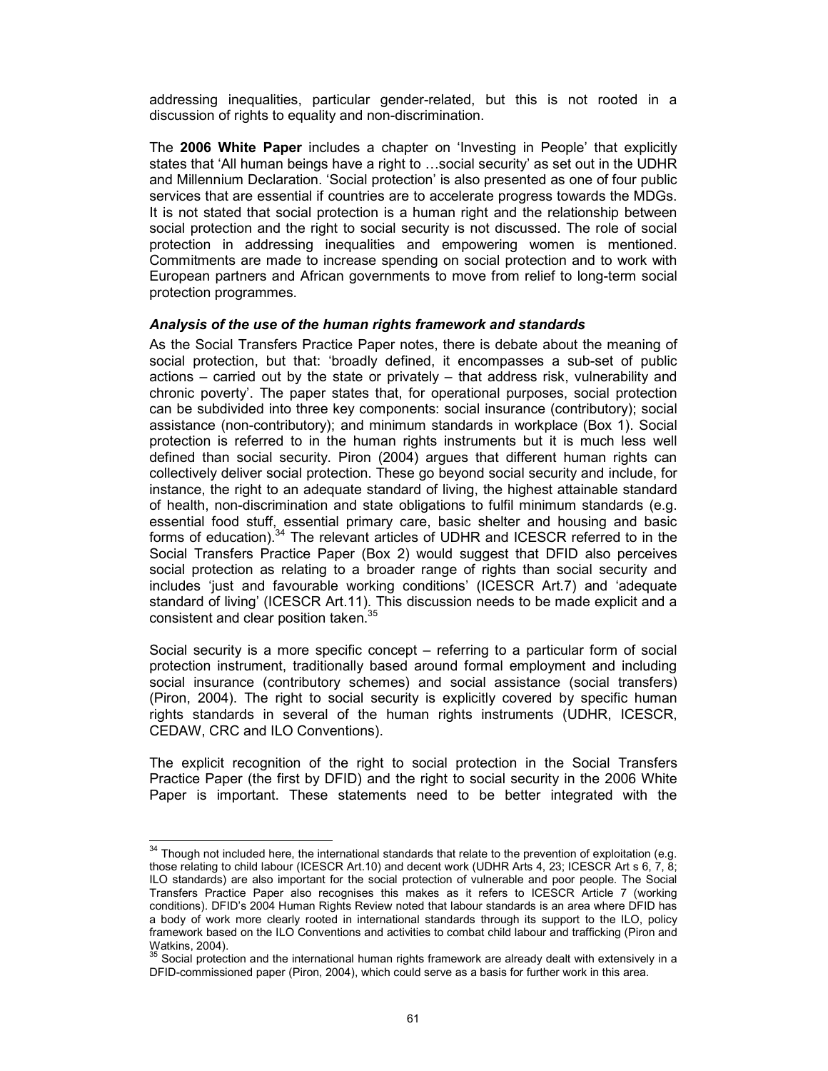addressing inequalities, particular gender-related, but this is not rooted in a discussion of rights to equality and non-discrimination.

The **2006 White Paper** includes a chapter on 'Investing in People' that explicitly states that 'All human beings have a right to …social security' as set out in the UDHR and Millennium Declaration. 'Social protection' is also presented as one of four public services that are essential if countries are to accelerate progress towards the MDGs. It is not stated that social protection is a human right and the relationship between social protection and the right to social security is not discussed. The role of social protection in addressing inequalities and empowering women is mentioned. Commitments are made to increase spending on social protection and to work with European partners and African governments to move from relief to long-term social protection programmes.

***Analysis of the use of the human rights framework and standards***

As the Social Transfers Practice Paper notes, there is debate about the meaning of social protection, but that: 'broadly defined, it encompasses a sub-set of public actions – carried out by the state or privately – that address risk, vulnerability and chronic poverty'. The paper states that, for operational purposes, social protection can be subdivided into three key components: social insurance (contributory); social assistance (non-contributory); and minimum standards in workplace (Box 1). Social protection is referred to in the human rights instruments but it is much less well defined than social security. Piron (2004) argues that different human rights can collectively deliver social protection. These go beyond social security and include, for instance, the right to an adequate standard of living, the highest attainable standard of health, non-discrimination and state obligations to fulfil minimum standards (e.g. essential food stuff, essential primary care, basic shelter and housing and basic forms of education).[34] The relevant articles of UDHR and ICESCR referred to in the Social Transfers Practice Paper (Box 2) would suggest that DFID also perceives social protection as relating to a broader range of rights than social security and includes 'just and favourable working conditions' (ICESCR Art.7) and 'adequate standard of living' (ICESCR Art.11). This discussion needs to be made explicit and a consistent and clear position taken.[35]

Social security is a more specific concept – referring to a particular form of social protection instrument, traditionally based around formal employment and including social insurance (contributory schemes) and social assistance (social transfers) (Piron, 2004). The right to social security is explicitly covered by specific human rights standards in several of the human rights instruments (UDHR, ICESCR, CEDAW, CRC and ILO Conventions).

The explicit recognition of the right to social protection in the Social Transfers Practice Paper (the first by DFID) and the right to social security in the 2006 White Paper is important. These statements need to be better integrated with the

---

[34] Though not included here, the international standards that relate to the prevention of exploitation (e.g. those relating to child labour (ICESCR Art.10) and decent work (UDHR Arts 4, 23; ICESCR Art s 6, 7, 8; ILO standards) are also important for the social protection of vulnerable and poor people. The Social Transfers Practice Paper also recognises this makes as it refers to ICESCR Article 7 (working conditions). DFID's 2004 Human Rights Review noted that labour standards is an area where DFID has a body of work more clearly rooted in international standards through its support to the ILO, policy framework based on the ILO Conventions and activities to combat child labour and trafficking (Piron and Watkins, 2004).

[35] Social protection and the international human rights framework are already dealt with extensively in a DFID-commissioned paper (Piron, 2004), which could serve as a basis for further work in this area.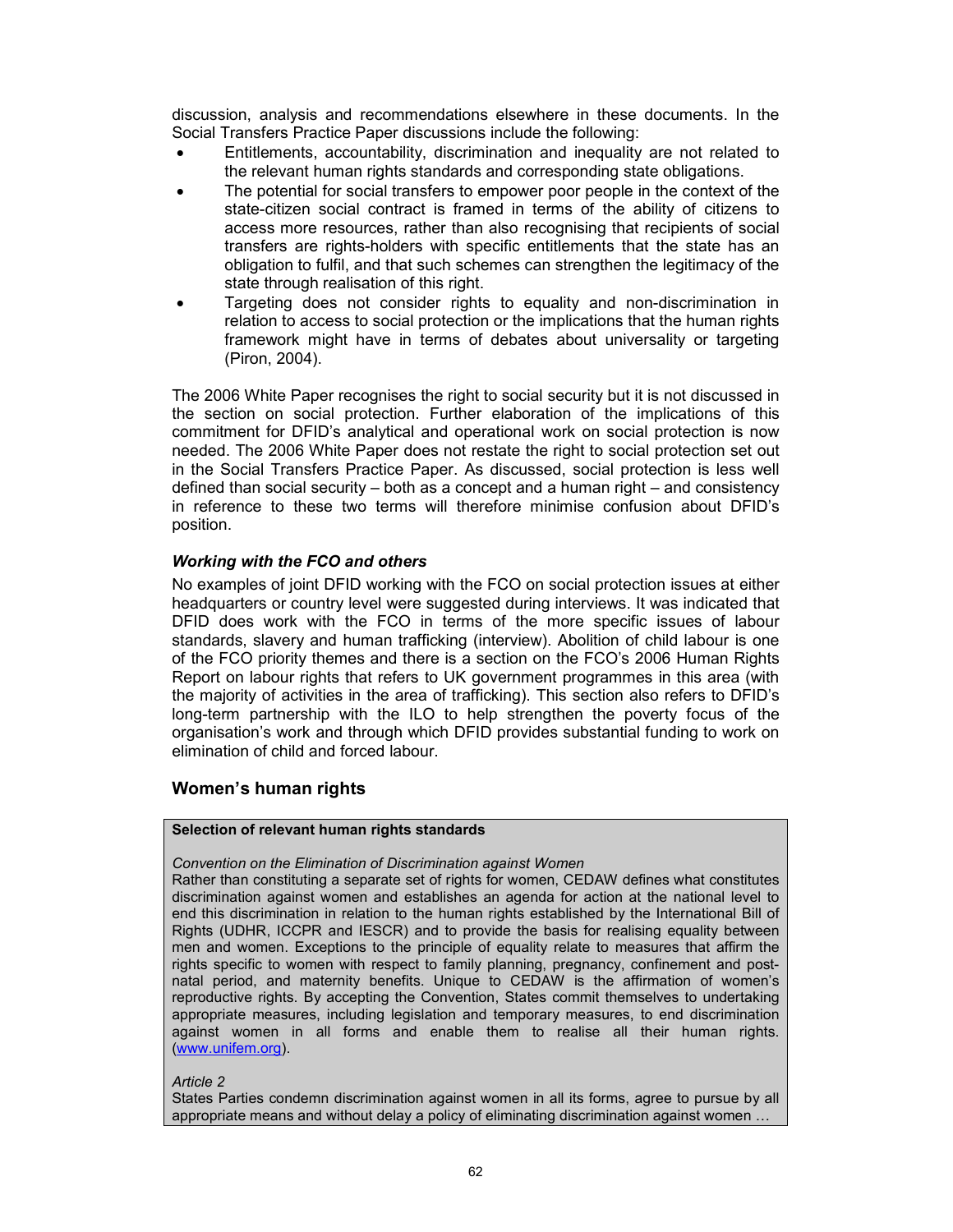discussion, analysis and recommendations elsewhere in these documents. In the Social Transfers Practice Paper discussions include the following:

- Entitlements, accountability, discrimination and inequality are not related to the relevant human rights standards and corresponding state obligations.
- The potential for social transfers to empower poor people in the context of the state-citizen social contract is framed in terms of the ability of citizens to access more resources, rather than also recognising that recipients of social transfers are rights-holders with specific entitlements that the state has an obligation to fulfil, and that such schemes can strengthen the legitimacy of the state through realisation of this right.
- Targeting does not consider rights to equality and non-discrimination in relation to access to social protection or the implications that the human rights framework might have in terms of debates about universality or targeting (Piron, 2004).

The 2006 White Paper recognises the right to social security but it is not discussed in the section on social protection. Further elaboration of the implications of this commitment for DFID's analytical and operational work on social protection is now needed. The 2006 White Paper does not restate the right to social protection set out in the Social Transfers Practice Paper. As discussed, social protection is less well defined than social security – both as a concept and a human right – and consistency in reference to these two terms will therefore minimise confusion about DFID's position.

***Working with the FCO and others***

No examples of joint DFID working with the FCO on social protection issues at either headquarters or country level were suggested during interviews. It was indicated that DFID does work with the FCO in terms of the more specific issues of labour standards, slavery and human trafficking (interview). Abolition of child labour is one of the FCO priority themes and there is a section on the FCO's 2006 Human Rights Report on labour rights that refers to UK government programmes in this area (with the majority of activities in the area of trafficking). This section also refers to DFID's long-term partnership with the ILO to help strengthen the poverty focus of the organisation's work and through which DFID provides substantial funding to work on elimination of child and forced labour.

## Women's human rights

**Selection of relevant human rights standards**

*Convention on the Elimination of Discrimination against Women*
Rather than constituting a separate set of rights for women, CEDAW defines what constitutes discrimination against women and establishes an agenda for action at the national level to end this discrimination in relation to the human rights established by the International Bill of Rights (UDHR, ICCPR and IESCR) and to provide the basis for realising equality between men and women. Exceptions to the principle of equality relate to measures that affirm the rights specific to women with respect to family planning, pregnancy, confinement and post-natal period, and maternity benefits. Unique to CEDAW is the affirmation of women's reproductive rights. By accepting the Convention, States commit themselves to undertaking appropriate measures, including legislation and temporary measures, to end discrimination against women in all forms and enable them to realise all their human rights. (www.unifem.org).

*Article 2*
States Parties condemn discrimination against women in all its forms, agree to pursue by all appropriate means and without delay a policy of eliminating discrimination against women …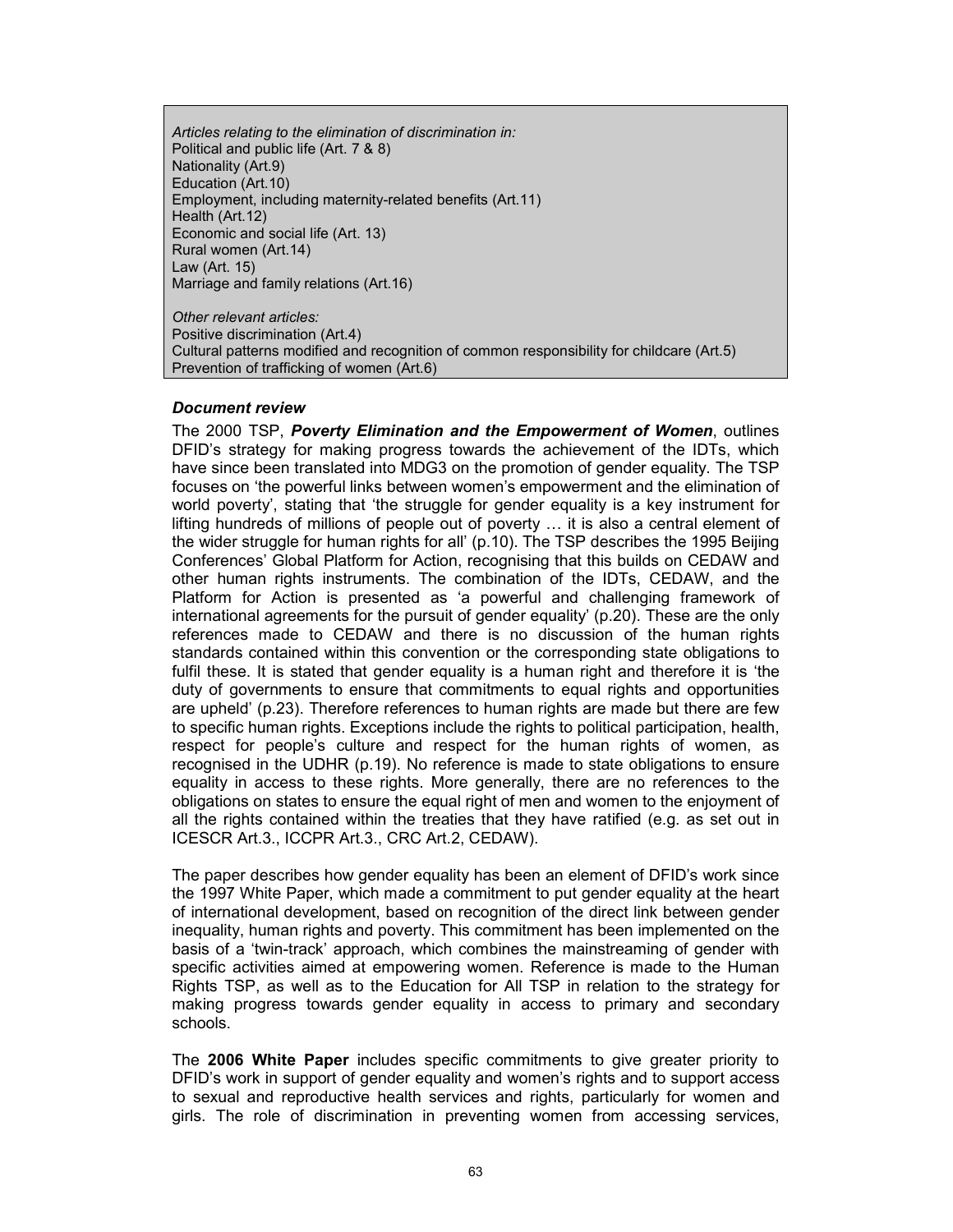*Articles relating to the elimination of discrimination in:*
Political and public life (Art. 7 & 8)
Nationality (Art.9)
Education (Art.10)
Employment, including maternity-related benefits (Art.11)
Health (Art.12)
Economic and social life (Art. 13)
Rural women (Art.14)
Law (Art. 15)
Marriage and family relations (Art.16)

*Other relevant articles:*
Positive discrimination (Art.4)
Cultural patterns modified and recognition of common responsibility for childcare (Art.5)
Prevention of trafficking of women (Art.6)

### *Document review*

The 2000 TSP, ***Poverty Elimination and the Empowerment of Women***, outlines DFID's strategy for making progress towards the achievement of the IDTs, which have since been translated into MDG3 on the promotion of gender equality. The TSP focuses on 'the powerful links between women's empowerment and the elimination of world poverty', stating that 'the struggle for gender equality is a key instrument for lifting hundreds of millions of people out of poverty … it is also a central element of the wider struggle for human rights for all' (p.10). The TSP describes the 1995 Beijing Conferences' Global Platform for Action, recognising that this builds on CEDAW and other human rights instruments. The combination of the IDTs, CEDAW, and the Platform for Action is presented as 'a powerful and challenging framework of international agreements for the pursuit of gender equality' (p.20). These are the only references made to CEDAW and there is no discussion of the human rights standards contained within this convention or the corresponding state obligations to fulfil these. It is stated that gender equality is a human right and therefore it is 'the duty of governments to ensure that commitments to equal rights and opportunities are upheld' (p.23). Therefore references to human rights are made but there are few to specific human rights. Exceptions include the rights to political participation, health, respect for people's culture and respect for the human rights of women, as recognised in the UDHR (p.19). No reference is made to state obligations to ensure equality in access to these rights. More generally, there are no references to the obligations on states to ensure the equal right of men and women to the enjoyment of all the rights contained within the treaties that they have ratified (e.g. as set out in ICESCR Art.3., ICCPR Art.3., CRC Art.2, CEDAW).

The paper describes how gender equality has been an element of DFID's work since the 1997 White Paper, which made a commitment to put gender equality at the heart of international development, based on recognition of the direct link between gender inequality, human rights and poverty. This commitment has been implemented on the basis of a 'twin-track' approach, which combines the mainstreaming of gender with specific activities aimed at empowering women. Reference is made to the Human Rights TSP, as well as to the Education for All TSP in relation to the strategy for making progress towards gender equality in access to primary and secondary schools.

The **2006 White Paper** includes specific commitments to give greater priority to DFID's work in support of gender equality and women's rights and to support access to sexual and reproductive health services and rights, particularly for women and girls. The role of discrimination in preventing women from accessing services,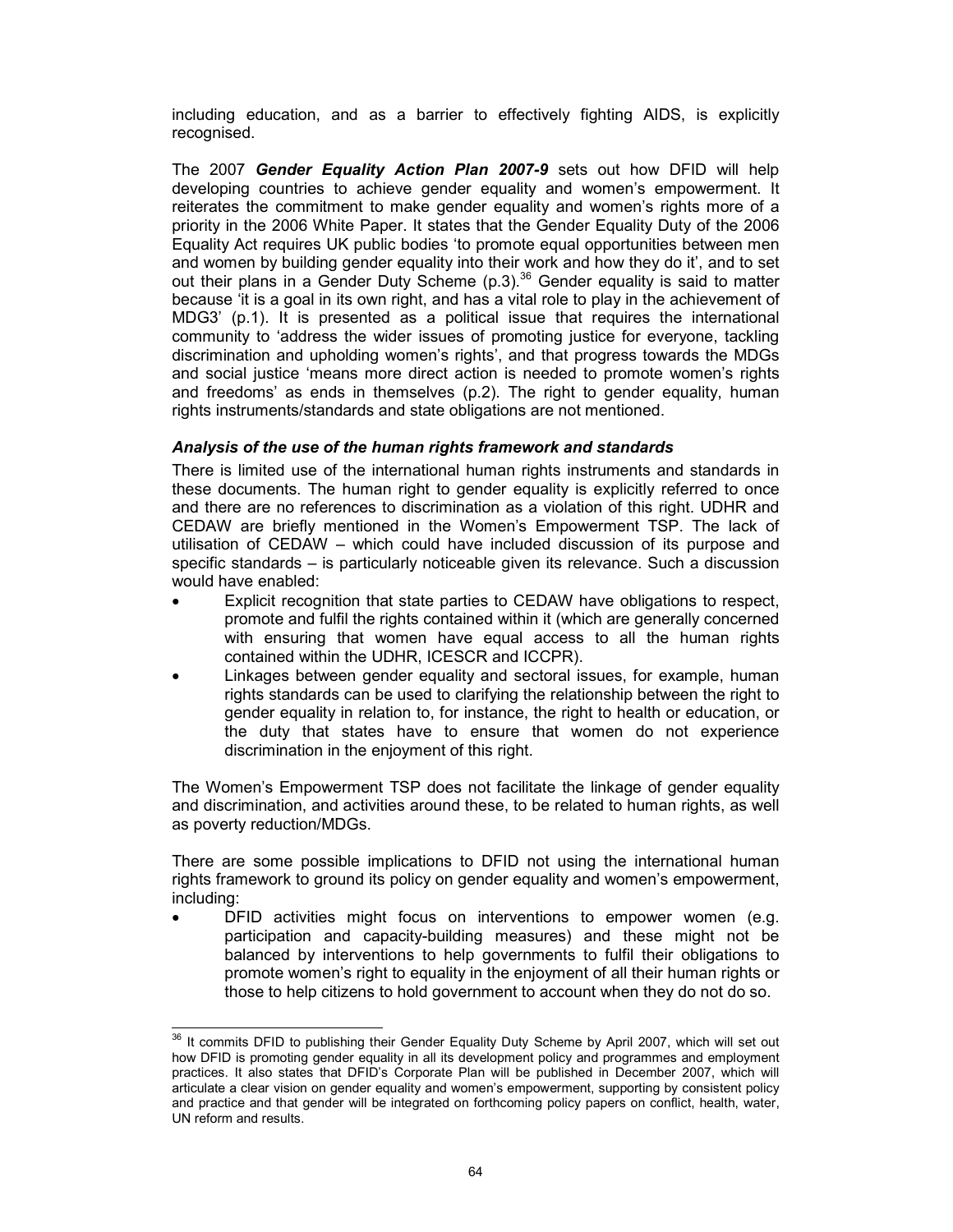including education, and as a barrier to effectively fighting AIDS, is explicitly recognised.

The 2007 ***Gender Equality Action Plan 2007-9*** sets out how DFID will help developing countries to achieve gender equality and women's empowerment. It reiterates the commitment to make gender equality and women's rights more of a priority in the 2006 White Paper. It states that the Gender Equality Duty of the 2006 Equality Act requires UK public bodies 'to promote equal opportunities between men and women by building gender equality into their work and how they do it', and to set out their plans in a Gender Duty Scheme (p.3).[36] Gender equality is said to matter because 'it is a goal in its own right, and has a vital role to play in the achievement of MDG3' (p.1). It is presented as a political issue that requires the international community to 'address the wider issues of promoting justice for everyone, tackling discrimination and upholding women's rights', and that progress towards the MDGs and social justice 'means more direct action is needed to promote women's rights and freedoms' as ends in themselves (p.2). The right to gender equality, human rights instruments/standards and state obligations are not mentioned.

### *Analysis of the use of the human rights framework and standards*

There is limited use of the international human rights instruments and standards in these documents. The human right to gender equality is explicitly referred to once and there are no references to discrimination as a violation of this right. UDHR and CEDAW are briefly mentioned in the Women's Empowerment TSP. The lack of utilisation of CEDAW – which could have included discussion of its purpose and specific standards – is particularly noticeable given its relevance. Such a discussion would have enabled:

- Explicit recognition that state parties to CEDAW have obligations to respect, promote and fulfil the rights contained within it (which are generally concerned with ensuring that women have equal access to all the human rights contained within the UDHR, ICESCR and ICCPR).
- Linkages between gender equality and sectoral issues, for example, human rights standards can be used to clarifying the relationship between the right to gender equality in relation to, for instance, the right to health or education, or the duty that states have to ensure that women do not experience discrimination in the enjoyment of this right.

The Women's Empowerment TSP does not facilitate the linkage of gender equality and discrimination, and activities around these, to be related to human rights, as well as poverty reduction/MDGs.

There are some possible implications to DFID not using the international human rights framework to ground its policy on gender equality and women's empowerment, including:

- DFID activities might focus on interventions to empower women (e.g. participation and capacity-building measures) and these might not be balanced by interventions to help governments to fulfil their obligations to promote women's right to equality in the enjoyment of all their human rights or those to help citizens to hold government to account when they do not do so.

---

[36] It commits DFID to publishing their Gender Equality Duty Scheme by April 2007, which will set out how DFID is promoting gender equality in all its development policy and programmes and employment practices. It also states that DFID's Corporate Plan will be published in December 2007, which will articulate a clear vision on gender equality and women's empowerment, supporting by consistent policy and practice and that gender will be integrated on forthcoming policy papers on conflict, health, water, UN reform and results.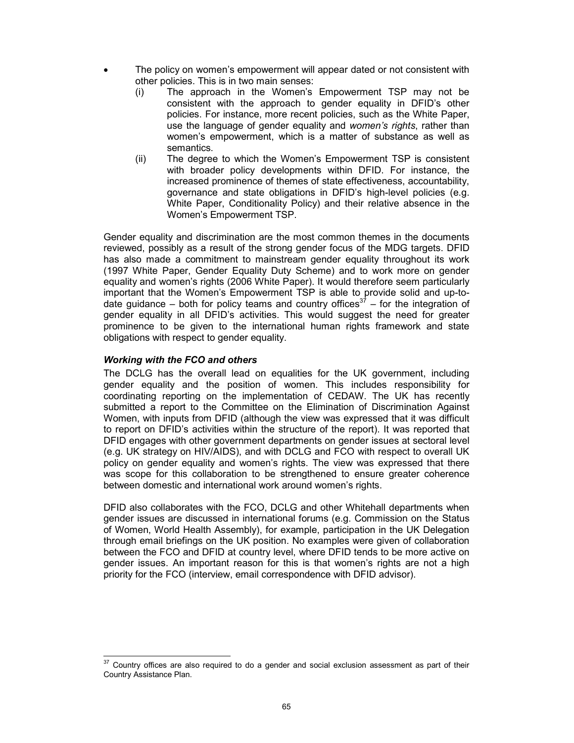- The policy on women's empowerment will appear dated or not consistent with other policies. This is in two main senses:
  - (i) The approach in the Women's Empowerment TSP may not be consistent with the approach to gender equality in DFID's other policies. For instance, more recent policies, such as the White Paper, use the language of gender equality and *women's rights*, rather than women's empowerment, which is a matter of substance as well as semantics.
  - (ii) The degree to which the Women's Empowerment TSP is consistent with broader policy developments within DFID. For instance, the increased prominence of themes of state effectiveness, accountability, governance and state obligations in DFID's high-level policies (e.g. White Paper, Conditionality Policy) and their relative absence in the Women's Empowerment TSP.

Gender equality and discrimination are the most common themes in the documents reviewed, possibly as a result of the strong gender focus of the MDG targets. DFID has also made a commitment to mainstream gender equality throughout its work (1997 White Paper, Gender Equality Duty Scheme) and to work more on gender equality and women's rights (2006 White Paper). It would therefore seem particularly important that the Women's Empowerment TSP is able to provide solid and up-to-date guidance – both for policy teams and country offices[37] – for the integration of gender equality in all DFID's activities. This would suggest the need for greater prominence to be given to the international human rights framework and state obligations with respect to gender equality.

***Working with the FCO and others***

The DCLG has the overall lead on equalities for the UK government, including gender equality and the position of women. This includes responsibility for coordinating reporting on the implementation of CEDAW. The UK has recently submitted a report to the Committee on the Elimination of Discrimination Against Women, with inputs from DFID (although the view was expressed that it was difficult to report on DFID's activities within the structure of the report). It was reported that DFID engages with other government departments on gender issues at sectoral level (e.g. UK strategy on HIV/AIDS), and with DCLG and FCO with respect to overall UK policy on gender equality and women's rights. The view was expressed that there was scope for this collaboration to be strengthened to ensure greater coherence between domestic and international work around women's rights.

DFID also collaborates with the FCO, DCLG and other Whitehall departments when gender issues are discussed in international forums (e.g. Commission on the Status of Women, World Health Assembly), for example, participation in the UK Delegation through email briefings on the UK position. No examples were given of collaboration between the FCO and DFID at country level, where DFID tends to be more active on gender issues. An important reason for this is that women's rights are not a high priority for the FCO (interview, email correspondence with DFID advisor).

[37] Country offices are also required to do a gender and social exclusion assessment as part of their Country Assistance Plan.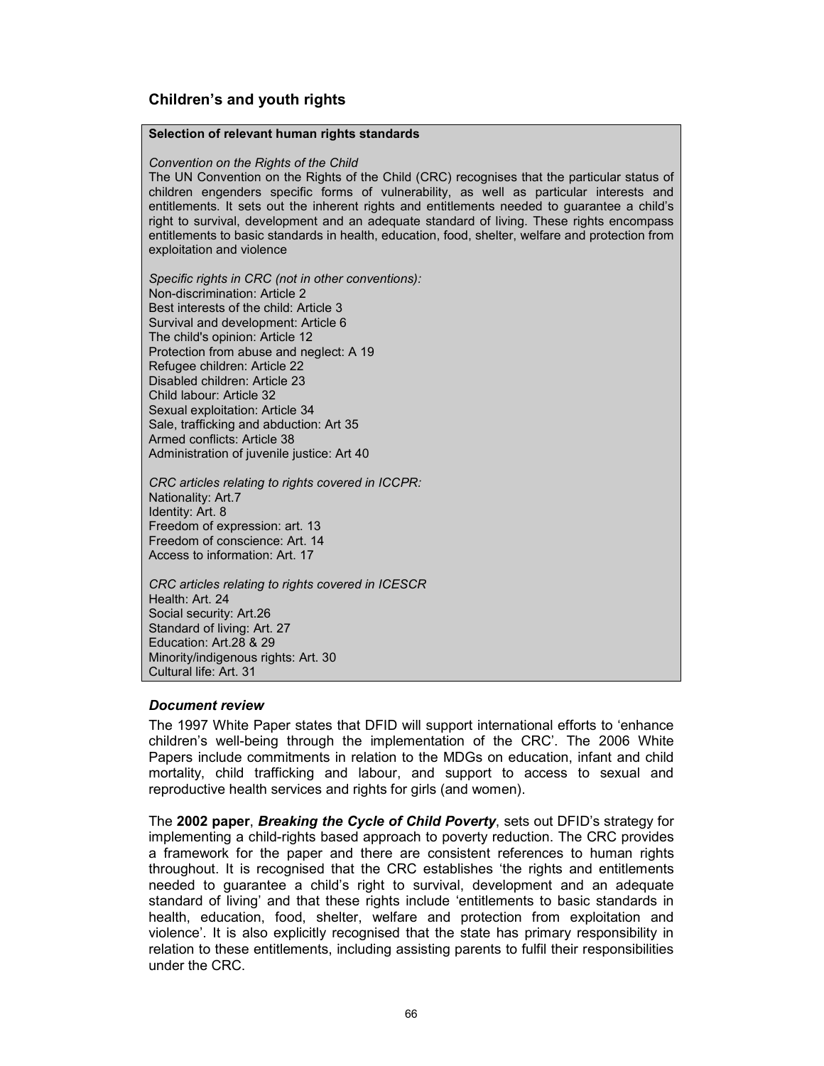## Children's and youth rights

**Selection of relevant human rights standards**

*Convention on the Rights of the Child*

The UN Convention on the Rights of the Child (CRC) recognises that the particular status of children engenders specific forms of vulnerability, as well as particular interests and entitlements. It sets out the inherent rights and entitlements needed to guarantee a child's right to survival, development and an adequate standard of living. These rights encompass entitlements to basic standards in health, education, food, shelter, welfare and protection from exploitation and violence

*Specific rights in CRC (not in other conventions):*

Non-discrimination: Article 2
Best interests of the child: Article 3
Survival and development: Article 6
The child's opinion: Article 12
Protection from abuse and neglect: A 19
Refugee children: Article 22
Disabled children: Article 23
Child labour: Article 32
Sexual exploitation: Article 34
Sale, trafficking and abduction: Art 35
Armed conflicts: Article 38
Administration of juvenile justice: Art 40

*CRC articles relating to rights covered in ICCPR:*

Nationality: Art.7
Identity: Art. 8
Freedom of expression: art. 13
Freedom of conscience: Art. 14
Access to information: Art. 17

*CRC articles relating to rights covered in ICESCR*

Health: Art. 24
Social security: Art.26
Standard of living: Art. 27
Education: Art.28 & 29
Minority/indigenous rights: Art. 30
Cultural life: Art. 31

### *Document review*

The 1997 White Paper states that DFID will support international efforts to 'enhance children's well-being through the implementation of the CRC'. The 2006 White Papers include commitments in relation to the MDGs on education, infant and child mortality, child trafficking and labour, and support to access to sexual and reproductive health services and rights for girls (and women).

The **2002 paper**, ***Breaking the Cycle of Child Poverty***, sets out DFID's strategy for implementing a child-rights based approach to poverty reduction. The CRC provides a framework for the paper and there are consistent references to human rights throughout. It is recognised that the CRC establishes 'the rights and entitlements needed to guarantee a child's right to survival, development and an adequate standard of living' and that these rights include 'entitlements to basic standards in health, education, food, shelter, welfare and protection from exploitation and violence'. It is also explicitly recognised that the state has primary responsibility in relation to these entitlements, including assisting parents to fulfil their responsibilities under the CRC.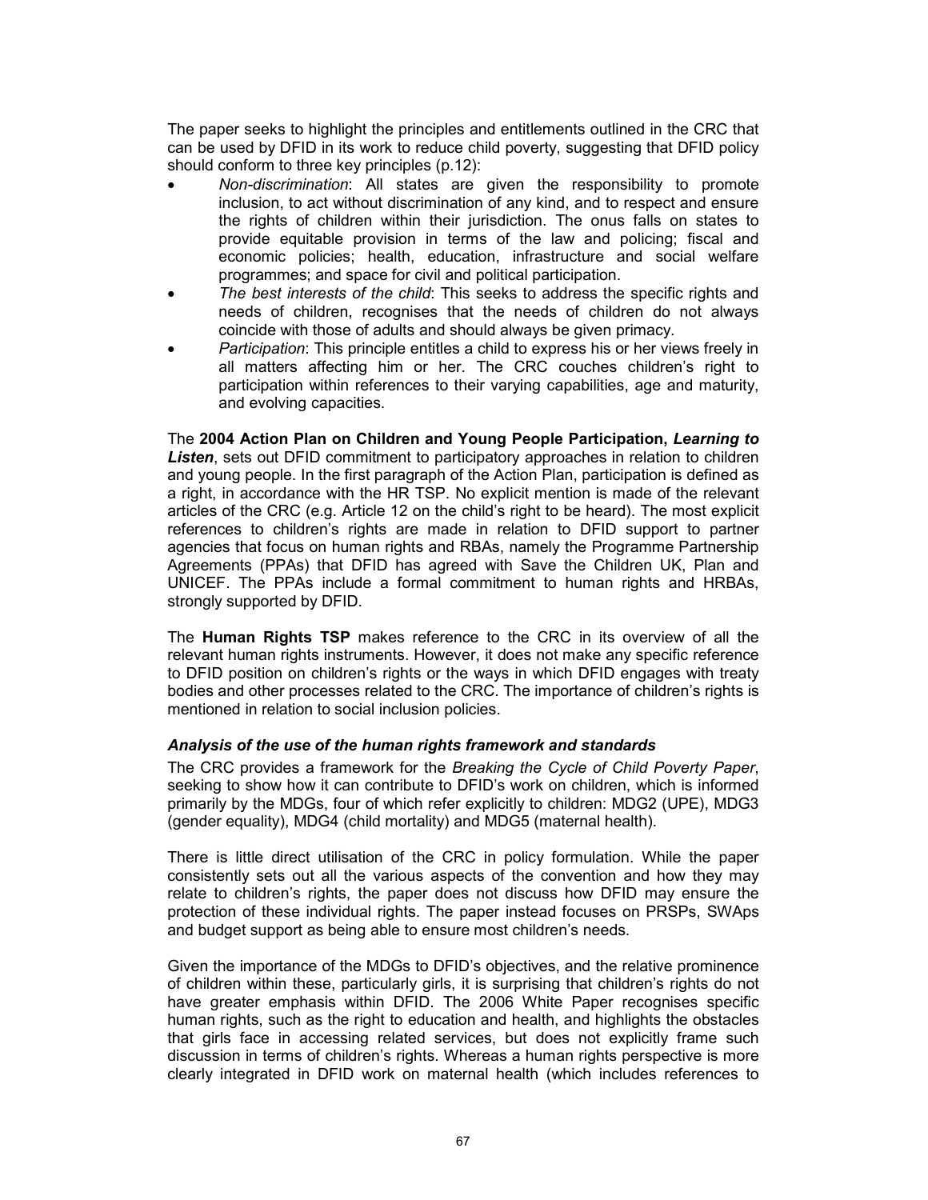The paper seeks to highlight the principles and entitlements outlined in the CRC that can be used by DFID in its work to reduce child poverty, suggesting that DFID policy should conform to three key principles (p.12):

- *Non-discrimination*: All states are given the responsibility to promote inclusion, to act without discrimination of any kind, and to respect and ensure the rights of children within their jurisdiction. The onus falls on states to provide equitable provision in terms of the law and policing; fiscal and economic policies; health, education, infrastructure and social welfare programmes; and space for civil and political participation.
- *The best interests of the child*: This seeks to address the specific rights and needs of children, recognises that the needs of children do not always coincide with those of adults and should always be given primacy.
- *Participation*: This principle entitles a child to express his or her views freely in all matters affecting him or her. The CRC couches children's right to participation within references to their varying capabilities, age and maturity, and evolving capacities.

The **2004 Action Plan on Children and Young People Participation, *Learning to Listen***, sets out DFID commitment to participatory approaches in relation to children and young people. In the first paragraph of the Action Plan, participation is defined as a right, in accordance with the HR TSP. No explicit mention is made of the relevant articles of the CRC (e.g. Article 12 on the child's right to be heard). The most explicit references to children's rights are made in relation to DFID support to partner agencies that focus on human rights and RBAs, namely the Programme Partnership Agreements (PPAs) that DFID has agreed with Save the Children UK, Plan and UNICEF. The PPAs include a formal commitment to human rights and HRBAs, strongly supported by DFID.

The **Human Rights TSP** makes reference to the CRC in its overview of all the relevant human rights instruments. However, it does not make any specific reference to DFID position on children's rights or the ways in which DFID engages with treaty bodies and other processes related to the CRC. The importance of children's rights is mentioned in relation to social inclusion policies.

### *Analysis of the use of the human rights framework and standards*

The CRC provides a framework for the *Breaking the Cycle of Child Poverty Paper*, seeking to show how it can contribute to DFID's work on children, which is informed primarily by the MDGs, four of which refer explicitly to children: MDG2 (UPE), MDG3 (gender equality), MDG4 (child mortality) and MDG5 (maternal health).

There is little direct utilisation of the CRC in policy formulation. While the paper consistently sets out all the various aspects of the convention and how they may relate to children's rights, the paper does not discuss how DFID may ensure the protection of these individual rights. The paper instead focuses on PRSPs, SWAps and budget support as being able to ensure most children's needs.

Given the importance of the MDGs to DFID's objectives, and the relative prominence of children within these, particularly girls, it is surprising that children's rights do not have greater emphasis within DFID. The 2006 White Paper recognises specific human rights, such as the right to education and health, and highlights the obstacles that girls face in accessing related services, but does not explicitly frame such discussion in terms of children's rights. Whereas a human rights perspective is more clearly integrated in DFID work on maternal health (which includes references to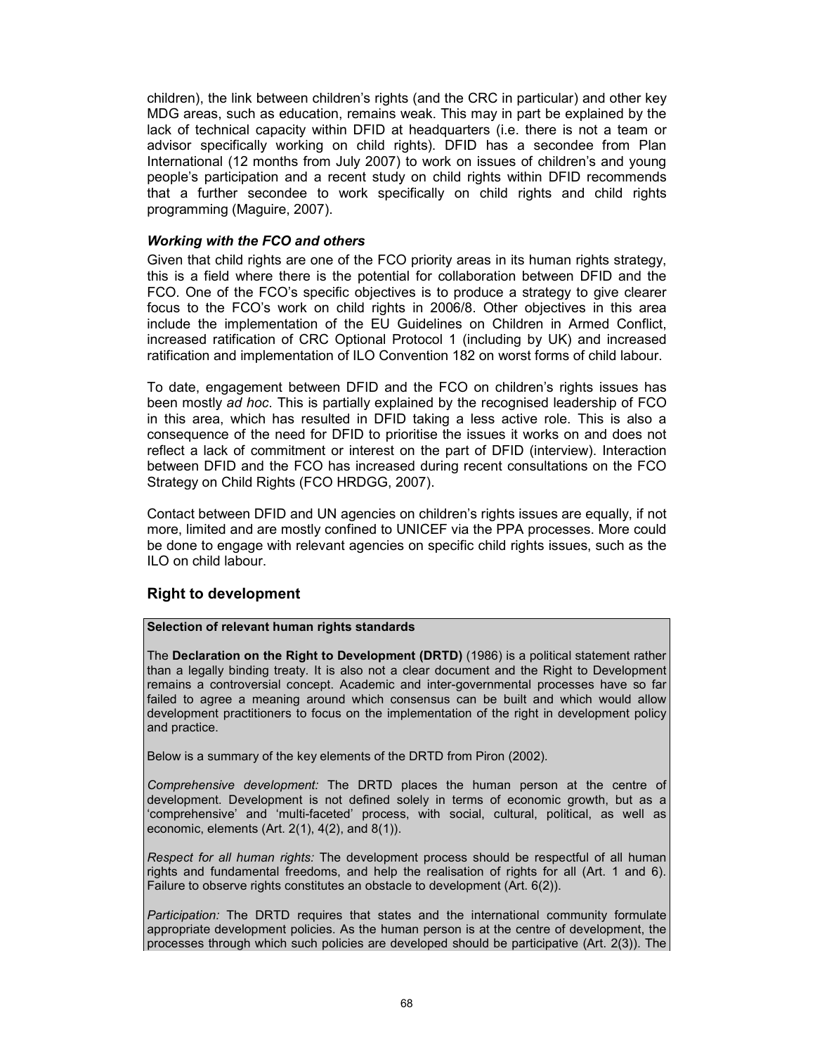children), the link between children's rights (and the CRC in particular) and other key MDG areas, such as education, remains weak. This may in part be explained by the lack of technical capacity within DFID at headquarters (i.e. there is not a team or advisor specifically working on child rights). DFID has a secondee from Plan International (12 months from July 2007) to work on issues of children's and young people's participation and a recent study on child rights within DFID recommends that a further secondee to work specifically on child rights and child rights programming (Maguire, 2007).

### *Working with the FCO and others*

Given that child rights are one of the FCO priority areas in its human rights strategy, this is a field where there is the potential for collaboration between DFID and the FCO. One of the FCO's specific objectives is to produce a strategy to give clearer focus to the FCO's work on child rights in 2006/8. Other objectives in this area include the implementation of the EU Guidelines on Children in Armed Conflict, increased ratification of CRC Optional Protocol 1 (including by UK) and increased ratification and implementation of ILO Convention 182 on worst forms of child labour.

To date, engagement between DFID and the FCO on children's rights issues has been mostly *ad hoc*. This is partially explained by the recognised leadership of FCO in this area, which has resulted in DFID taking a less active role. This is also a consequence of the need for DFID to prioritise the issues it works on and does not reflect a lack of commitment or interest on the part of DFID (interview). Interaction between DFID and the FCO has increased during recent consultations on the FCO Strategy on Child Rights (FCO HRDGG, 2007).

Contact between DFID and UN agencies on children's rights issues are equally, if not more, limited and are mostly confined to UNICEF via the PPA processes. More could be done to engage with relevant agencies on specific child rights issues, such as the ILO on child labour.

## Right to development

**Selection of relevant human rights standards**

The **Declaration on the Right to Development (DRTD)** (1986) is a political statement rather than a legally binding treaty. It is also not a clear document and the Right to Development remains a controversial concept. Academic and inter-governmental processes have so far failed to agree a meaning around which consensus can be built and which would allow development practitioners to focus on the implementation of the right in development policy and practice.

Below is a summary of the key elements of the DRTD from Piron (2002).

*Comprehensive development:* The DRTD places the human person at the centre of development. Development is not defined solely in terms of economic growth, but as a 'comprehensive' and 'multi-faceted' process, with social, cultural, political, as well as economic, elements (Art. 2(1), 4(2), and 8(1)).

*Respect for all human rights:* The development process should be respectful of all human rights and fundamental freedoms, and help the realisation of rights for all (Art. 1 and 6). Failure to observe rights constitutes an obstacle to development (Art. 6(2)).

*Participation:* The DRTD requires that states and the international community formulate appropriate development policies. As the human person is at the centre of development, the processes through which such policies are developed should be participative (Art. 2(3)). The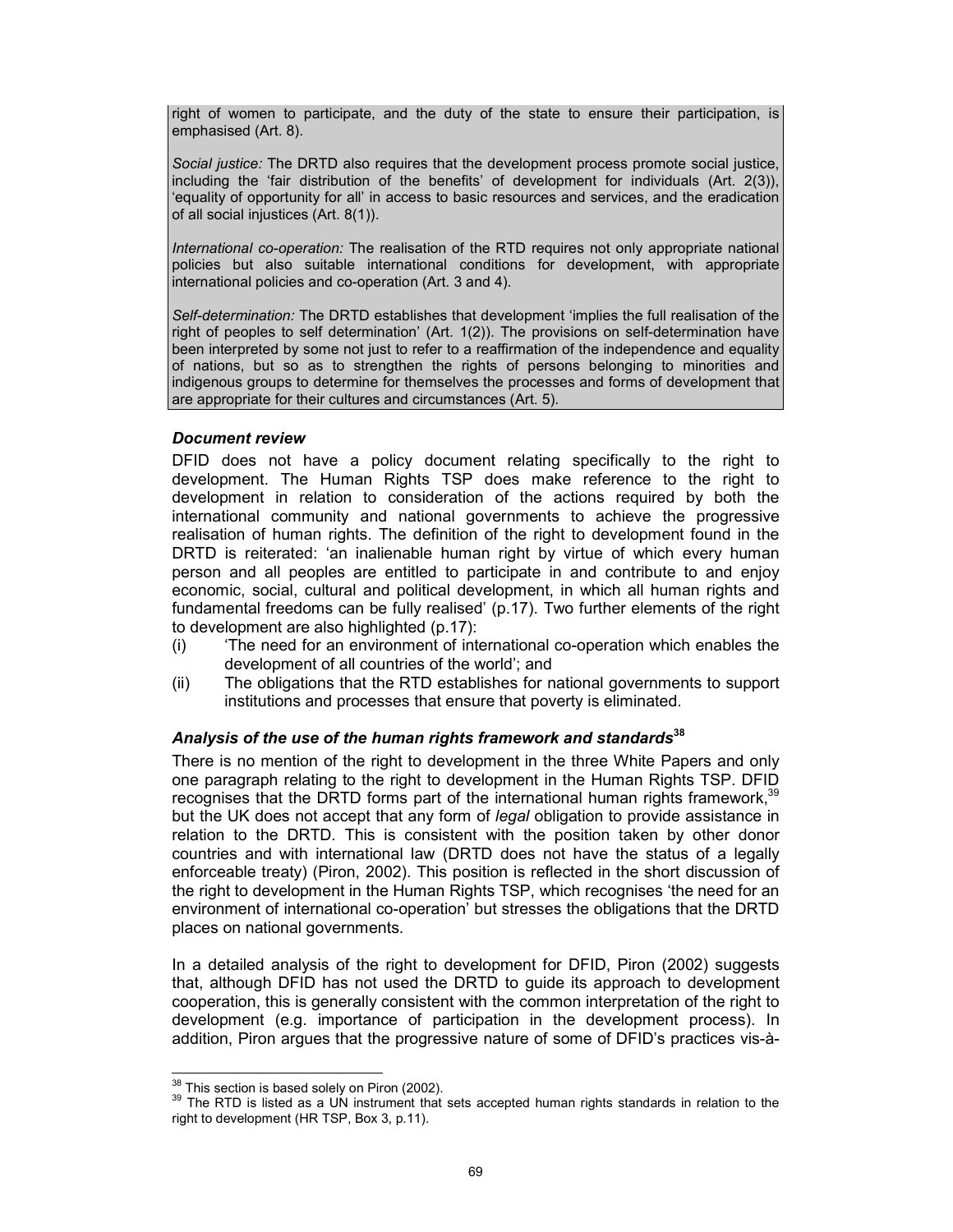right of women to participate, and the duty of the state to ensure their participation, is emphasised (Art. 8).

*Social justice:* The DRTD also requires that the development process promote social justice, including the 'fair distribution of the benefits' of development for individuals (Art. 2(3)), 'equality of opportunity for all' in access to basic resources and services, and the eradication of all social injustices (Art. 8(1)).

*International co-operation:* The realisation of the RTD requires not only appropriate national policies but also suitable international conditions for development, with appropriate international policies and co-operation (Art. 3 and 4).

*Self-determination:* The DRTD establishes that development 'implies the full realisation of the right of peoples to self determination' (Art. 1(2)). The provisions on self-determination have been interpreted by some not just to refer to a reaffirmation of the independence and equality of nations, but so as to strengthen the rights of persons belonging to minorities and indigenous groups to determine for themselves the processes and forms of development that are appropriate for their cultures and circumstances (Art. 5).

### *Document review*

DFID does not have a policy document relating specifically to the right to development. The Human Rights TSP does make reference to the right to development in relation to consideration of the actions required by both the international community and national governments to achieve the progressive realisation of human rights. The definition of the right to development found in the DRTD is reiterated: 'an inalienable human right by virtue of which every human person and all peoples are entitled to participate in and contribute to and enjoy economic, social, cultural and political development, in which all human rights and fundamental freedoms can be fully realised' (p.17). Two further elements of the right to development are also highlighted (p.17):

(i) 'The need for an environment of international co-operation which enables the development of all countries of the world'; and

(ii) The obligations that the RTD establishes for national governments to support institutions and processes that ensure that poverty is eliminated.

### *Analysis of the use of the human rights framework and standards*[38]

There is no mention of the right to development in the three White Papers and only one paragraph relating to the right to development in the Human Rights TSP. DFID recognises that the DRTD forms part of the international human rights framework,[39] but the UK does not accept that any form of *legal* obligation to provide assistance in relation to the DRTD. This is consistent with the position taken by other donor countries and with international law (DRTD does not have the status of a legally enforceable treaty) (Piron, 2002). This position is reflected in the short discussion of the right to development in the Human Rights TSP, which recognises 'the need for an environment of international co-operation' but stresses the obligations that the DRTD places on national governments.

In a detailed analysis of the right to development for DFID, Piron (2002) suggests that, although DFID has not used the DRTD to guide its approach to development cooperation, this is generally consistent with the common interpretation of the right to development (e.g. importance of participation in the development process). In addition, Piron argues that the progressive nature of some of DFID's practices vis-à-

---

[38] This section is based solely on Piron (2002).

[39] The RTD is listed as a UN instrument that sets accepted human rights standards in relation to the right to development (HR TSP, Box 3, p.11).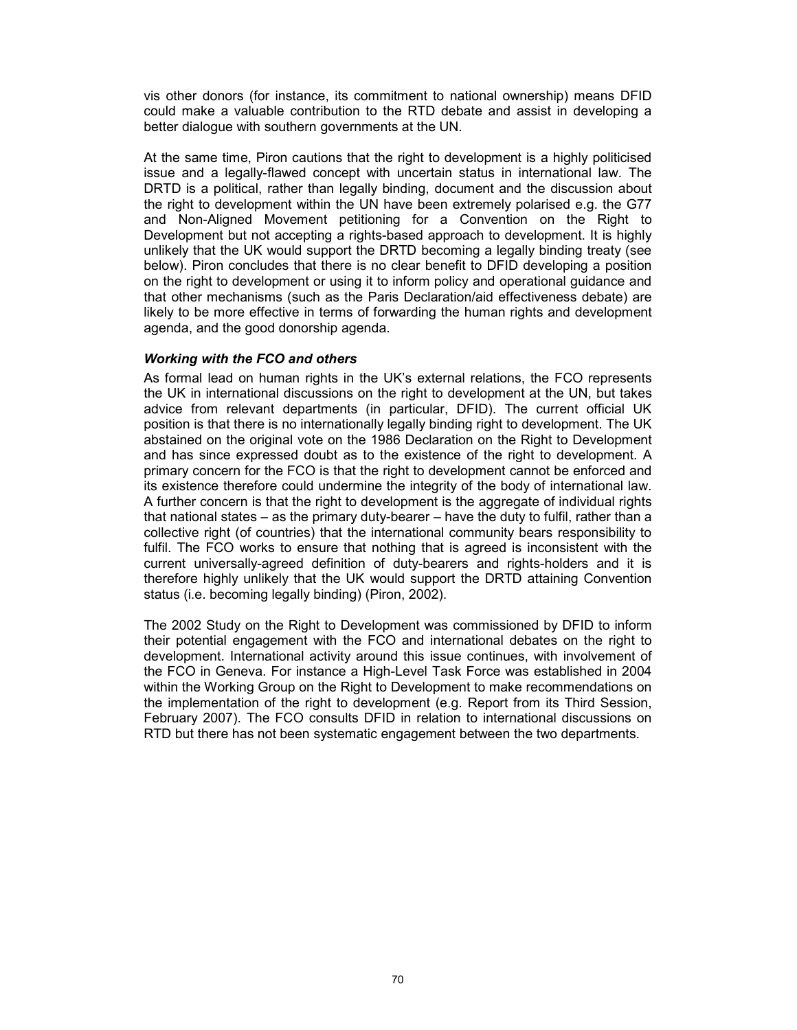vis other donors (for instance, its commitment to national ownership) means DFID could make a valuable contribution to the RTD debate and assist in developing a better dialogue with southern governments at the UN.

At the same time, Piron cautions that the right to development is a highly politicised issue and a legally-flawed concept with uncertain status in international law. The DRTD is a political, rather than legally binding, document and the discussion about the right to development within the UN have been extremely polarised e.g. the G77 and Non-Aligned Movement petitioning for a Convention on the Right to Development but not accepting a rights-based approach to development. It is highly unlikely that the UK would support the DRTD becoming a legally binding treaty (see below). Piron concludes that there is no clear benefit to DFID developing a position on the right to development or using it to inform policy and operational guidance and that other mechanisms (such as the Paris Declaration/aid effectiveness debate) are likely to be more effective in terms of forwarding the human rights and development agenda, and the good donorship agenda.

***Working with the FCO and others***

As formal lead on human rights in the UK's external relations, the FCO represents the UK in international discussions on the right to development at the UN, but takes advice from relevant departments (in particular, DFID). The current official UK position is that there is no internationally legally binding right to development. The UK abstained on the original vote on the 1986 Declaration on the Right to Development and has since expressed doubt as to the existence of the right to development. A primary concern for the FCO is that the right to development cannot be enforced and its existence therefore could undermine the integrity of the body of international law. A further concern is that the right to development is the aggregate of individual rights that national states – as the primary duty-bearer – have the duty to fulfil, rather than a collective right (of countries) that the international community bears responsibility to fulfil. The FCO works to ensure that nothing that is agreed is inconsistent with the current universally-agreed definition of duty-bearers and rights-holders and it is therefore highly unlikely that the UK would support the DRTD attaining Convention status (i.e. becoming legally binding) (Piron, 2002).

The 2002 Study on the Right to Development was commissioned by DFID to inform their potential engagement with the FCO and international debates on the right to development. International activity around this issue continues, with involvement of the FCO in Geneva. For instance a High-Level Task Force was established in 2004 within the Working Group on the Right to Development to make recommendations on the implementation of the right to development (e.g. Report from its Third Session, February 2007). The FCO consults DFID in relation to international discussions on RTD but there has not been systematic engagement between the two departments.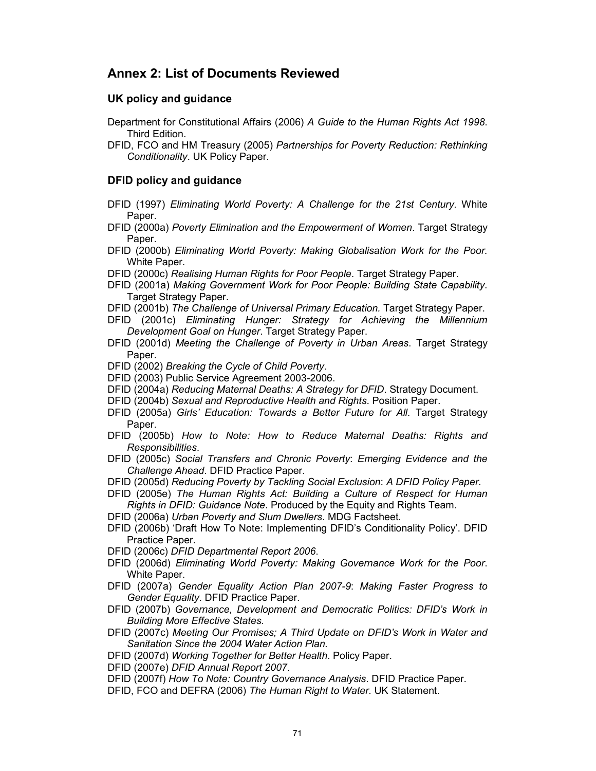## Annex 2: List of Documents Reviewed

### UK policy and guidance

Department for Constitutional Affairs (2006) *A Guide to the Human Rights Act 1998*. Third Edition.

DFID, FCO and HM Treasury (2005) *Partnerships for Poverty Reduction: Rethinking Conditionality*. UK Policy Paper.

### DFID policy and guidance

DFID (1997) *Eliminating World Poverty: A Challenge for the 21st Century*. White Paper.

DFID (2000a) *Poverty Elimination and the Empowerment of Women*. Target Strategy Paper.

DFID (2000b) *Eliminating World Poverty: Making Globalisation Work for the Poor.* White Paper.

DFID (2000c) *Realising Human Rights for Poor People*. Target Strategy Paper.

DFID (2001a) *Making Government Work for Poor People: Building State Capability*. Target Strategy Paper.

DFID (2001b) *The Challenge of Universal Primary Education.* Target Strategy Paper.

DFID (2001c) *Eliminating Hunger: Strategy for Achieving the Millennium Development Goal on Hunger*. Target Strategy Paper.

DFID (2001d) *Meeting the Challenge of Poverty in Urban Areas*. Target Strategy Paper.

DFID (2002) *Breaking the Cycle of Child Poverty*.

DFID (2003) Public Service Agreement 2003-2006.

DFID (2004a) *Reducing Maternal Deaths: A Strategy for DFID*. Strategy Document.

DFID (2004b) *Sexual and Reproductive Health and Rights*. Position Paper.

DFID (2005a) *Girls' Education: Towards a Better Future for All*. Target Strategy Paper.

DFID (2005b) *How to Note: How to Reduce Maternal Deaths: Rights and Responsibilities*.

DFID (2005c) *Social Transfers and Chronic Poverty*: *Emerging Evidence and the Challenge Ahead*. DFID Practice Paper.

DFID (2005d) *Reducing Poverty by Tackling Social Exclusion*: *A DFID Policy Paper*.

DFID (2005e) *The Human Rights Act: Building a Culture of Respect for Human Rights in DFID: Guidance Note*. Produced by the Equity and Rights Team.

DFID (2006a) *Urban Poverty and Slum Dwellers*. MDG Factsheet.

DFID (2006b) 'Draft How To Note: Implementing DFID's Conditionality Policy'. DFID Practice Paper.

DFID (2006c) *DFID Departmental Report 2006*.

DFID (2006d) *Eliminating World Poverty: Making Governance Work for the Poor*. White Paper.

DFID (2007a) *Gender Equality Action Plan 2007-9*: *Making Faster Progress to Gender Equality*. DFID Practice Paper.

DFID (2007b) *Governance, Development and Democratic Politics: DFID's Work in Building More Effective States*.

DFID (2007c) *Meeting Our Promises; A Third Update on DFID's Work in Water and Sanitation Since the 2004 Water Action Plan.*

DFID (2007d) *Working Together for Better Health*. Policy Paper.

DFID (2007e) *DFID Annual Report 2007*.

DFID (2007f) *How To Note: Country Governance Analysis*. DFID Practice Paper.

DFID, FCO and DEFRA (2006) *The Human Right to Water*. UK Statement.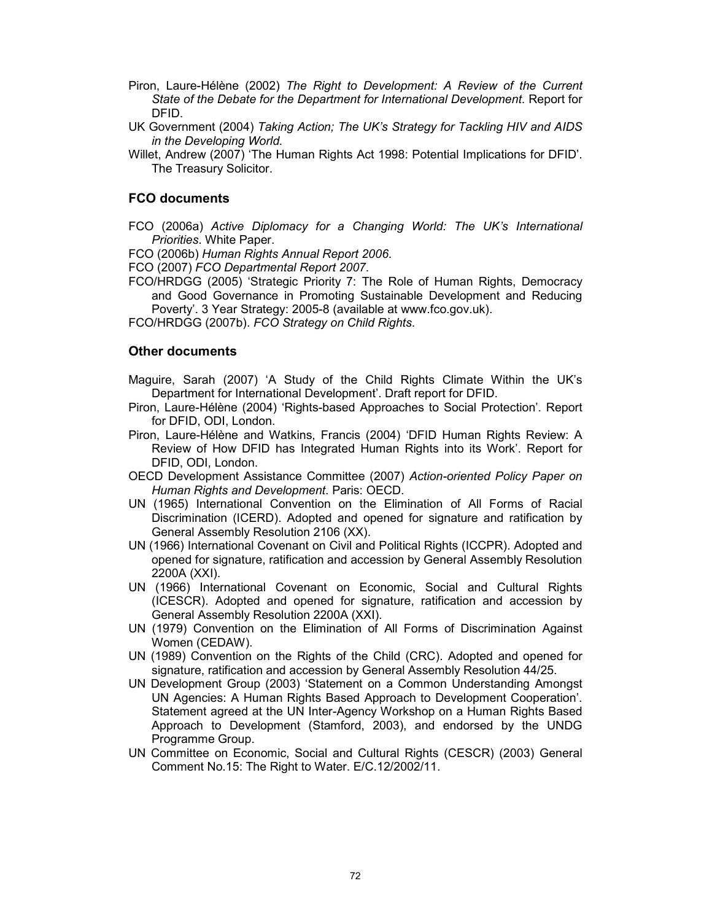Piron, Laure-Hélène (2002) *The Right to Development: A Review of the Current State of the Debate for the Department for International Development*. Report for DFID.

UK Government (2004) *Taking Action; The UK's Strategy for Tackling HIV and AIDS in the Developing World.*

Willet, Andrew (2007) 'The Human Rights Act 1998: Potential Implications for DFID'. The Treasury Solicitor.

### FCO documents

FCO (2006a) *Active Diplomacy for a Changing World: The UK's International Priorities*. White Paper.

FCO (2006b) *Human Rights Annual Report 2006*.

FCO (2007) *FCO Departmental Report 2007*.

FCO/HRDGG (2005) 'Strategic Priority 7: The Role of Human Rights, Democracy and Good Governance in Promoting Sustainable Development and Reducing Poverty'. 3 Year Strategy: 2005-8 (available at www.fco.gov.uk).

FCO/HRDGG (2007b). *FCO Strategy on Child Rights*.

### Other documents

Maguire, Sarah (2007) 'A Study of the Child Rights Climate Within the UK's Department for International Development'. Draft report for DFID.

Piron, Laure-Hélène (2004) 'Rights-based Approaches to Social Protection'. Report for DFID, ODI, London.

Piron, Laure-Hélène and Watkins, Francis (2004) 'DFID Human Rights Review: A Review of How DFID has Integrated Human Rights into its Work'. Report for DFID, ODI, London.

OECD Development Assistance Committee (2007) *Action-oriented Policy Paper on Human Rights and Development*. Paris: OECD.

UN (1965) International Convention on the Elimination of All Forms of Racial Discrimination (ICERD). Adopted and opened for signature and ratification by General Assembly Resolution 2106 (XX).

UN (1966) International Covenant on Civil and Political Rights (ICCPR). Adopted and opened for signature, ratification and accession by General Assembly Resolution 2200A (XXI).

UN (1966) International Covenant on Economic, Social and Cultural Rights (ICESCR). Adopted and opened for signature, ratification and accession by General Assembly Resolution 2200A (XXI).

UN (1979) Convention on the Elimination of All Forms of Discrimination Against Women (CEDAW).

UN (1989) Convention on the Rights of the Child (CRC). Adopted and opened for signature, ratification and accession by General Assembly Resolution 44/25.

UN Development Group (2003) 'Statement on a Common Understanding Amongst UN Agencies: A Human Rights Based Approach to Development Cooperation'. Statement agreed at the UN Inter-Agency Workshop on a Human Rights Based Approach to Development (Stamford, 2003), and endorsed by the UNDG Programme Group.

UN Committee on Economic, Social and Cultural Rights (CESCR) (2003) General Comment No.15: The Right to Water. E/C.12/2002/11.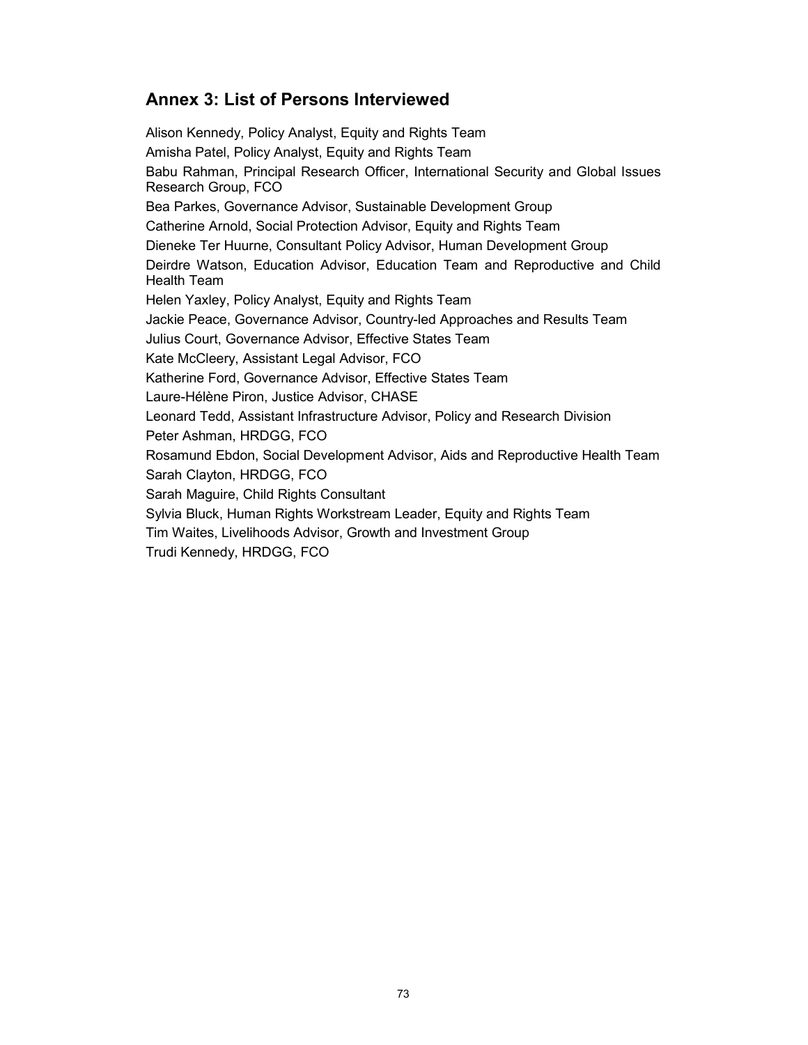## Annex 3: List of Persons Interviewed

Alison Kennedy, Policy Analyst, Equity and Rights Team

Amisha Patel, Policy Analyst, Equity and Rights Team

Babu Rahman, Principal Research Officer, International Security and Global Issues Research Group, FCO

Bea Parkes, Governance Advisor, Sustainable Development Group

Catherine Arnold, Social Protection Advisor, Equity and Rights Team

Dieneke Ter Huurne, Consultant Policy Advisor, Human Development Group

Deirdre Watson, Education Advisor, Education Team and Reproductive and Child Health Team

Helen Yaxley, Policy Analyst, Equity and Rights Team

Jackie Peace, Governance Advisor, Country-led Approaches and Results Team

Julius Court, Governance Advisor, Effective States Team

Kate McCleery, Assistant Legal Advisor, FCO

Katherine Ford, Governance Advisor, Effective States Team

Laure-Hélène Piron, Justice Advisor, CHASE

Leonard Tedd, Assistant Infrastructure Advisor, Policy and Research Division

Peter Ashman, HRDGG, FCO

Rosamund Ebdon, Social Development Advisor, Aids and Reproductive Health Team

Sarah Clayton, HRDGG, FCO

Sarah Maguire, Child Rights Consultant

Sylvia Bluck, Human Rights Workstream Leader, Equity and Rights Team

Tim Waites, Livelihoods Advisor, Growth and Investment Group

Trudi Kennedy, HRDGG, FCO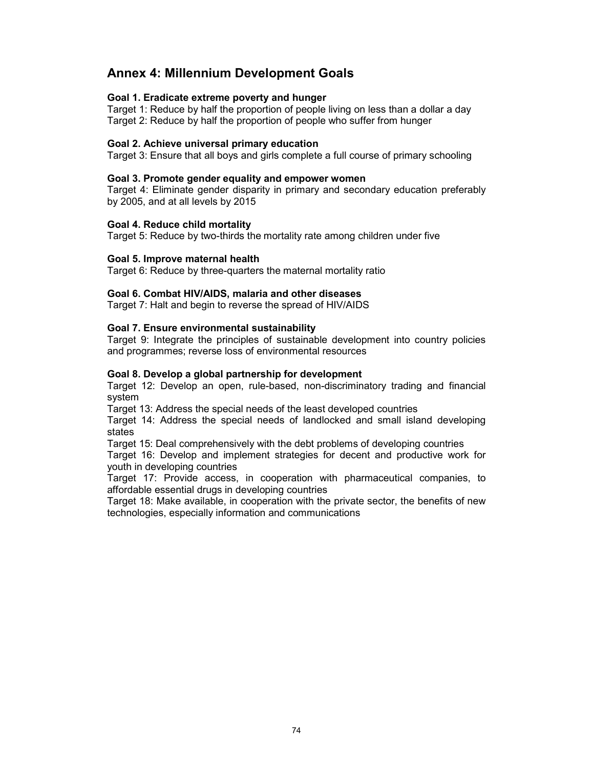## Annex 4: Millennium Development Goals

**Goal 1. Eradicate extreme poverty and hunger**
Target 1: Reduce by half the proportion of people living on less than a dollar a day
Target 2: Reduce by half the proportion of people who suffer from hunger

**Goal 2. Achieve universal primary education**
Target 3: Ensure that all boys and girls complete a full course of primary schooling

**Goal 3. Promote gender equality and empower women**
Target 4: Eliminate gender disparity in primary and secondary education preferably by 2005, and at all levels by 2015

**Goal 4. Reduce child mortality**
Target 5: Reduce by two-thirds the mortality rate among children under five

**Goal 5. Improve maternal health**
Target 6: Reduce by three-quarters the maternal mortality ratio

**Goal 6. Combat HIV/AIDS, malaria and other diseases**
Target 7: Halt and begin to reverse the spread of HIV/AIDS

**Goal 7. Ensure environmental sustainability**
Target 9: Integrate the principles of sustainable development into country policies and programmes; reverse loss of environmental resources

**Goal 8. Develop a global partnership for development**
Target 12: Develop an open, rule-based, non-discriminatory trading and financial system
Target 13: Address the special needs of the least developed countries
Target 14: Address the special needs of landlocked and small island developing states
Target 15: Deal comprehensively with the debt problems of developing countries
Target 16: Develop and implement strategies for decent and productive work for youth in developing countries
Target 17: Provide access, in cooperation with pharmaceutical companies, to affordable essential drugs in developing countries
Target 18: Make available, in cooperation with the private sector, the benefits of new technologies, especially information and communications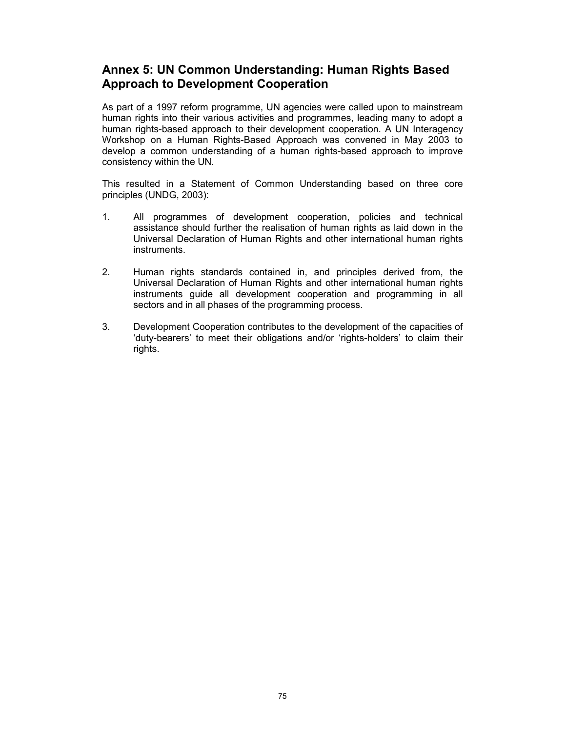## Annex 5: UN Common Understanding: Human Rights Based Approach to Development Cooperation

As part of a 1997 reform programme, UN agencies were called upon to mainstream human rights into their various activities and programmes, leading many to adopt a human rights-based approach to their development cooperation. A UN Interagency Workshop on a Human Rights-Based Approach was convened in May 2003 to develop a common understanding of a human rights-based approach to improve consistency within the UN.

This resulted in a Statement of Common Understanding based on three core principles (UNDG, 2003):

1. All programmes of development cooperation, policies and technical assistance should further the realisation of human rights as laid down in the Universal Declaration of Human Rights and other international human rights instruments.

2. Human rights standards contained in, and principles derived from, the Universal Declaration of Human Rights and other international human rights instruments guide all development cooperation and programming in all sectors and in all phases of the programming process.

3. Development Cooperation contributes to the development of the capacities of 'duty-bearers' to meet their obligations and/or 'rights-holders' to claim their rights.